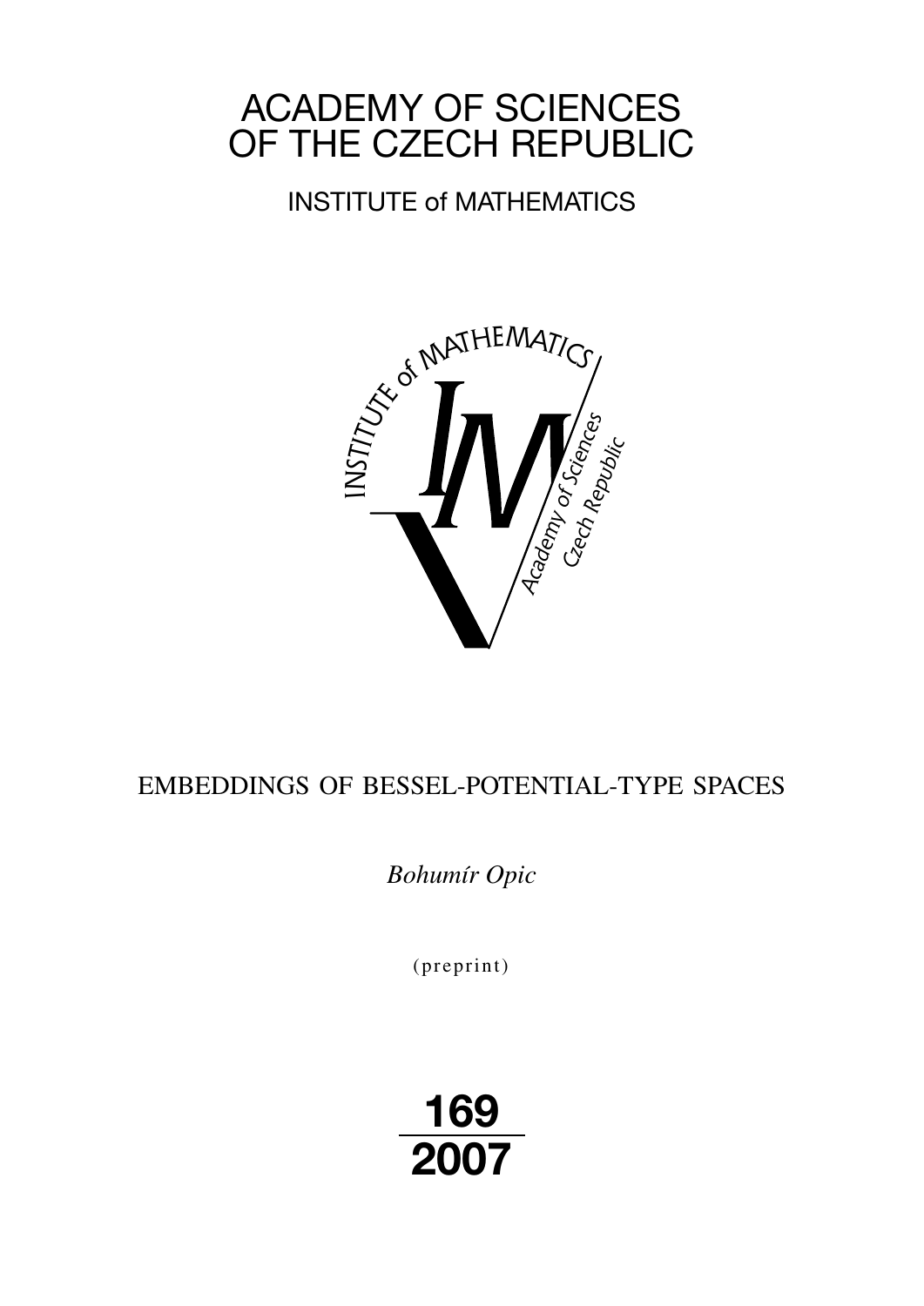# ACADEMY OF SCIENCES OF THE CZECH REPUBLIC

## INSTITUTE of MATHEMATICS

INSTITUTE of MATHEMATICS

Academy of Sciences Czech Republic

## EMBEDDINGS OF BESSEL-POTENTIAL-TYPE SPACES

*Bohumír Opic*

(preprint)

**169**
**2007**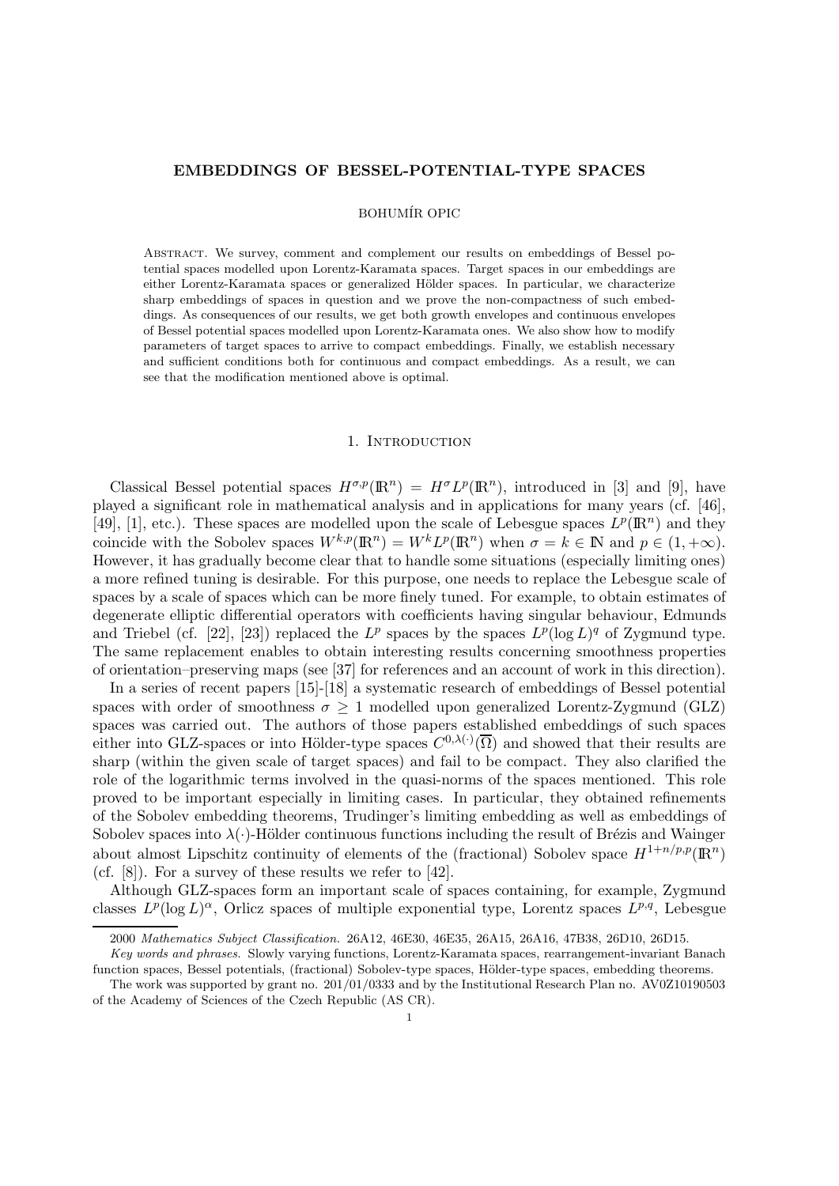## EMBEDDINGS OF BESSEL-POTENTIAL-TYPE SPACES

BOHUMÍR OPIC

Abstract. We survey, comment and complement our results on embeddings of Bessel potential spaces modelled upon Lorentz-Karamata spaces. Target spaces in our embeddings are either Lorentz-Karamata spaces or generalized Hölder spaces. In particular, we characterize sharp embeddings of spaces in question and we prove the non-compactness of such embeddings. As consequences of our results, we get both growth envelopes and continuous envelopes of Bessel potential spaces modelled upon Lorentz-Karamata ones. We also show how to modify parameters of target spaces to arrive to compact embeddings. Finally, we establish necessary and sufficient conditions both for continuous and compact embeddings. As a result, we can see that the modification mentioned above is optimal.

### 1. Introduction

Classical Bessel potential spaces $H^{\sigma,p}(\mathbb{R}^n) = H^{\sigma}L^p(\mathbb{R}^n)$, introduced in [3] and [9], have played a significant role in mathematical analysis and in applications for many years (cf. [46], [49], [1], etc.). These spaces are modelled upon the scale of Lebesgue spaces $L^p(\mathbb{R}^n)$ and they coincide with the Sobolev spaces $W^{k,p}(\mathbb{R}^n) = W^kL^p(\mathbb{R}^n)$ when $\sigma = k \in \mathbb{N}$ and $p \in (1, +\infty)$. However, it has gradually become clear that to handle some situations (especially limiting ones) a more refined tuning is desirable. For this purpose, one needs to replace the Lebesgue scale of spaces by a scale of spaces which can be more finely tuned. For example, to obtain estimates of degenerate elliptic differential operators with coefficients having singular behaviour, Edmunds and Triebel (cf. [22], [23]) replaced the $L^p$ spaces by the spaces $L^p(\log L)^q$ of Zygmund type. The same replacement enables to obtain interesting results concerning smoothness properties of orientation–preserving maps (see [37] for references and an account of work in this direction).

In a series of recent papers [15]-[18] a systematic research of embeddings of Bessel potential spaces with order of smoothness $\sigma \geq 1$ modelled upon generalized Lorentz-Zygmund (GLZ) spaces was carried out. The authors of those papers established embeddings of such spaces either into GLZ-spaces or into Hölder-type spaces $C^{0,\lambda(\cdot)}(\overline{\Omega})$ and showed that their results are sharp (within the given scale of target spaces) and fail to be compact. They also clarified the role of the logarithmic terms involved in the quasi-norms of the spaces mentioned. This role proved to be important especially in limiting cases. In particular, they obtained refinements of the Sobolev embedding theorems, Trudinger's limiting embedding as well as embeddings of Sobolev spaces into $\lambda(\cdot)$-Hölder continuous functions including the result of Brézis and Wainger about almost Lipschitz continuity of elements of the (fractional) Sobolev space $H^{1+n/p,p}(\mathbb{R}^n)$ (cf. [8]). For a survey of these results we refer to [42].

Although GLZ-spaces form an important scale of spaces containing, for example, Zygmund classes $L^p(\log L)^{\alpha}$, Orlicz spaces of multiple exponential type, Lorentz spaces $L^{p,q}$, Lebesgue

2000 *Mathematics Subject Classification.* 26A12, 46E30, 46E35, 26A15, 26A16, 47B38, 26D10, 26D15.

*Key words and phrases.* Slowly varying functions, Lorentz-Karamata spaces, rearrangement-invariant Banach function spaces, Bessel potentials, (fractional) Sobolev-type spaces, Hölder-type spaces, embedding theorems.

The work was supported by grant no. 201/01/0333 and by the Institutional Research Plan no. AV0Z10190503 of the Academy of Sciences of the Czech Republic (AS CR).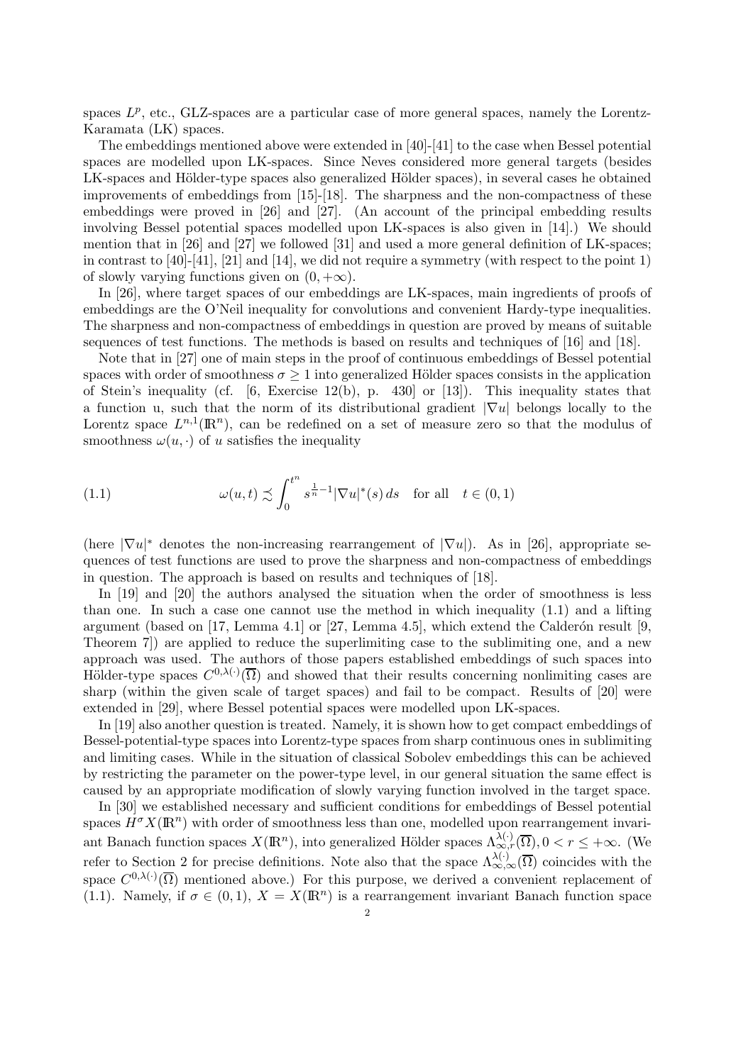spaces $L^p$, etc., GLZ-spaces are a particular case of more general spaces, namely the Lorentz-Karamata (LK) spaces.

The embeddings mentioned above were extended in [40]-[41] to the case when Bessel potential spaces are modelled upon LK-spaces. Since Neves considered more general targets (besides LK-spaces and Hölder-type spaces also generalized Hölder spaces), in several cases he obtained improvements of embeddings from [15]-[18]. The sharpness and the non-compactness of these embeddings were proved in [26] and [27]. (An account of the principal embedding results involving Bessel potential spaces modelled upon LK-spaces is also given in [14].) We should mention that in [26] and [27] we followed [31] and used a more general definition of LK-spaces; in contrast to [40]-[41], [21] and [14], we did not require a symmetry (with respect to the point 1) of slowly varying functions given on $(0, +\infty)$.

In [26], where target spaces of our embeddings are LK-spaces, main ingredients of proofs of embeddings are the O'Neil inequality for convolutions and convenient Hardy-type inequalities. The sharpness and non-compactness of embeddings in question are proved by means of suitable sequences of test functions. The methods is based on results and techniques of [16] and [18].

Note that in [27] one of main steps in the proof of continuous embeddings of Bessel potential spaces with order of smoothness $\sigma \geq 1$ into generalized Hölder spaces consists in the application of Stein's inequality (cf. [6, Exercise 12(b), p. 430] or [13]). This inequality states that a function u, such that the norm of its distributional gradient $|\nabla u|$ belongs locally to the Lorentz space $L^{n,1}(\mathbb{R}^n)$, can be redefined on a set of measure zero so that the modulus of smoothness $\omega(u, \cdot)$ of $u$ satisfies the inequality

$$\omega(u, t) \precsim \int_0^{t^n} s^{\frac{1}{n}-1} |\nabla u|^*(s)\, ds \quad \text{for all} \quad t \in (0,1) \tag{1.1}$$

(here $|\nabla u|^*$ denotes the non-increasing rearrangement of $|\nabla u|$). As in [26], appropriate sequences of test functions are used to prove the sharpness and non-compactness of embeddings in question. The approach is based on results and techniques of [18].

In [19] and [20] the authors analysed the situation when the order of smoothness is less than one. In such a case one cannot use the method in which inequality (1.1) and a lifting argument (based on [17, Lemma 4.1] or [27, Lemma 4.5], which extend the Calderón result [9, Theorem 7]) are applied to reduce the superlimiting case to the sublimiting one, and a new approach was used. The authors of those papers established embeddings of such spaces into Hölder-type spaces $C^{0,\lambda(\cdot)}(\overline{\Omega})$ and showed that their results concerning nonlimiting cases are sharp (within the given scale of target spaces) and fail to be compact. Results of [20] were extended in [29], where Bessel potential spaces were modelled upon LK-spaces.

In [19] also another question is treated. Namely, it is shown how to get compact embeddings of Bessel-potential-type spaces into Lorentz-type spaces from sharp continuous ones in sublimiting and limiting cases. While in the situation of classical Sobolev embeddings this can be achieved by restricting the parameter on the power-type level, in our general situation the same effect is caused by an appropriate modification of slowly varying function involved in the target space.

In [30] we established necessary and sufficient conditions for embeddings of Bessel potential spaces $H^\sigma X(\mathbb{R}^n)$ with order of smoothness less than one, modelled upon rearrangement invariant Banach function spaces $X(\mathbb{R}^n)$, into generalized Hölder spaces $\Lambda^{\lambda(\cdot)}_{\infty,r}(\overline{\Omega}), 0 < r \leq +\infty$. (We refer to Section 2 for precise definitions. Note also that the space $\Lambda^{\lambda(\cdot)}_{\infty,\infty}(\overline{\Omega})$ coincides with the space $C^{0,\lambda(\cdot)}(\overline{\Omega})$ mentioned above.) For this purpose, we derived a convenient replacement of (1.1). Namely, if $\sigma \in (0, 1)$, $X = X(\mathbb{R}^n)$ is a rearrangement invariant Banach function space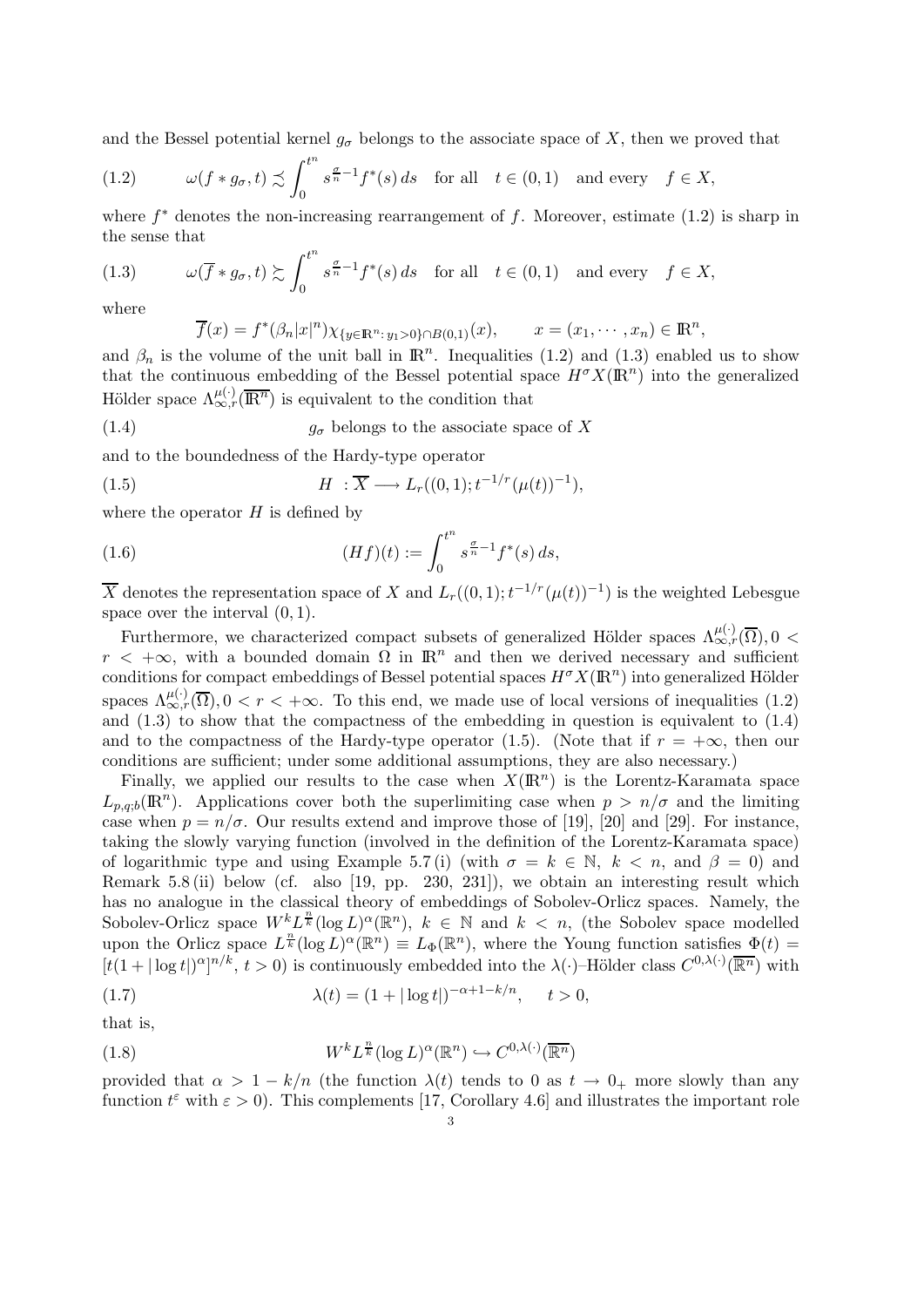and the Bessel potential kernel $g_\sigma$ belongs to the associate space of $X$, then we proved that

$$\omega(f * g_\sigma, t) \precsim \int_0^{t^n} s^{\frac{\sigma}{n}-1} f^*(s)\, ds \quad \text{for all} \quad t \in (0,1) \quad \text{and every} \quad f \in X, \tag{1.2}$$

where $f^*$ denotes the non-increasing rearrangement of $f$. Moreover, estimate (1.2) is sharp in the sense that

$$\omega(\overline{f} * g_\sigma, t) \succsim \int_0^{t^n} s^{\frac{\sigma}{n}-1} f^*(s)\, ds \quad \text{for all} \quad t \in (0,1) \quad \text{and every} \quad f \in X, \tag{1.3}$$

where

$$\overline{f}(x) = f^*(\beta_n |x|^n) \chi_{\{y \in \mathbb{R}^n :\, y_1 > 0\} \cap B(0,1)}(x), \qquad x = (x_1, \cdots, x_n) \in \mathbb{R}^n,$$

and $\beta_n$ is the volume of the unit ball in $\mathbb{R}^n$. Inequalities (1.2) and (1.3) enabled us to show that the continuous embedding of the Bessel potential space $H^\sigma X(\mathbb{R}^n)$ into the generalized Hölder space $\Lambda^{\mu(\cdot)}_{\infty,r}(\overline{\mathbb{R}^n})$ is equivalent to the condition that

$$g_\sigma \text{ belongs to the associate space of } X \tag{1.4}$$

and to the boundedness of the Hardy-type operator

$$H \ : \overline{X} \longrightarrow L_r((0,1); t^{-1/r}(\mu(t))^{-1}), \tag{1.5}$$

where the operator $H$ is defined by

$$(Hf)(t) := \int_0^{t^n} s^{\frac{\sigma}{n}-1} f^*(s)\, ds, \tag{1.6}$$

$\overline{X}$ denotes the representation space of $X$ and $L_r((0,1); t^{-1/r}(\mu(t))^{-1})$ is the weighted Lebesgue space over the interval $(0,1)$.

Furthermore, we characterized compact subsets of generalized Hölder spaces $\Lambda^{\mu(\cdot)}_{\infty,r}(\overline{\Omega}), 0 < r < +\infty$, with a bounded domain $\Omega$ in $\mathbb{R}^n$ and then we derived necessary and sufficient conditions for compact embeddings of Bessel potential spaces $H^\sigma X(\mathbb{R}^n)$ into generalized Hölder spaces $\Lambda^{\mu(\cdot)}_{\infty,r}(\overline{\Omega}), 0 < r < +\infty$. To this end, we made use of local versions of inequalities (1.2) and (1.3) to show that the compactness of the embedding in question is equivalent to (1.4) and to the compactness of the Hardy-type operator (1.5). (Note that if $r = +\infty$, then our conditions are sufficient; under some additional assumptions, they are also necessary.)

Finally, we applied our results to the case when $X(\mathbb{R}^n)$ is the Lorentz-Karamata space $L_{p,q;b}(\mathbb{R}^n)$. Applications cover both the superlimiting case when $p > n/\sigma$ and the limiting case when $p = n/\sigma$. Our results extend and improve those of [19], [20] and [29]. For instance, taking the slowly varying function (involved in the definition of the Lorentz-Karamata space) of logarithmic type and using Example 5.7 (i) (with $\sigma = k \in \mathbb{N}$, $k < n$, and $\beta = 0$) and Remark 5.8 (ii) below (cf. also [19, pp. 230, 231]), we obtain an interesting result which has no analogue in the classical theory of embeddings of Sobolev-Orlicz spaces. Namely, the Sobolev-Orlicz space $W^k L^{\frac{n}{k}}(\log L)^\alpha(\mathbb{R}^n)$, $k \in \mathbb{N}$ and $k < n$, (the Sobolev space modelled upon the Orlicz space $L^{\frac{n}{k}}(\log L)^\alpha(\mathbb{R}^n) \equiv L_\Phi(\mathbb{R}^n)$, where the Young function satisfies $\Phi(t) = [t(1 + |\log t|)^\alpha]^{n/k}$, $t > 0$) is continuously embedded into the $\lambda(\cdot)$–Hölder class $C^{0,\lambda(\cdot)}(\overline{\mathbb{R}^n})$ with

$$\lambda(t) = (1 + |\log t|)^{-\alpha+1-k/n}, \qquad t > 0, \tag{1.7}$$

that is,

$$W^k L^{\frac{n}{k}}(\log L)^\alpha(\mathbb{R}^n) \hookrightarrow C^{0,\lambda(\cdot)}(\overline{\mathbb{R}^n}) \tag{1.8}$$

provided that $\alpha > 1 - k/n$ (the function $\lambda(t)$ tends to 0 as $t \to 0_+$ more slowly than any function $t^\varepsilon$ with $\varepsilon > 0$). This complements [17, Corollary 4.6] and illustrates the important role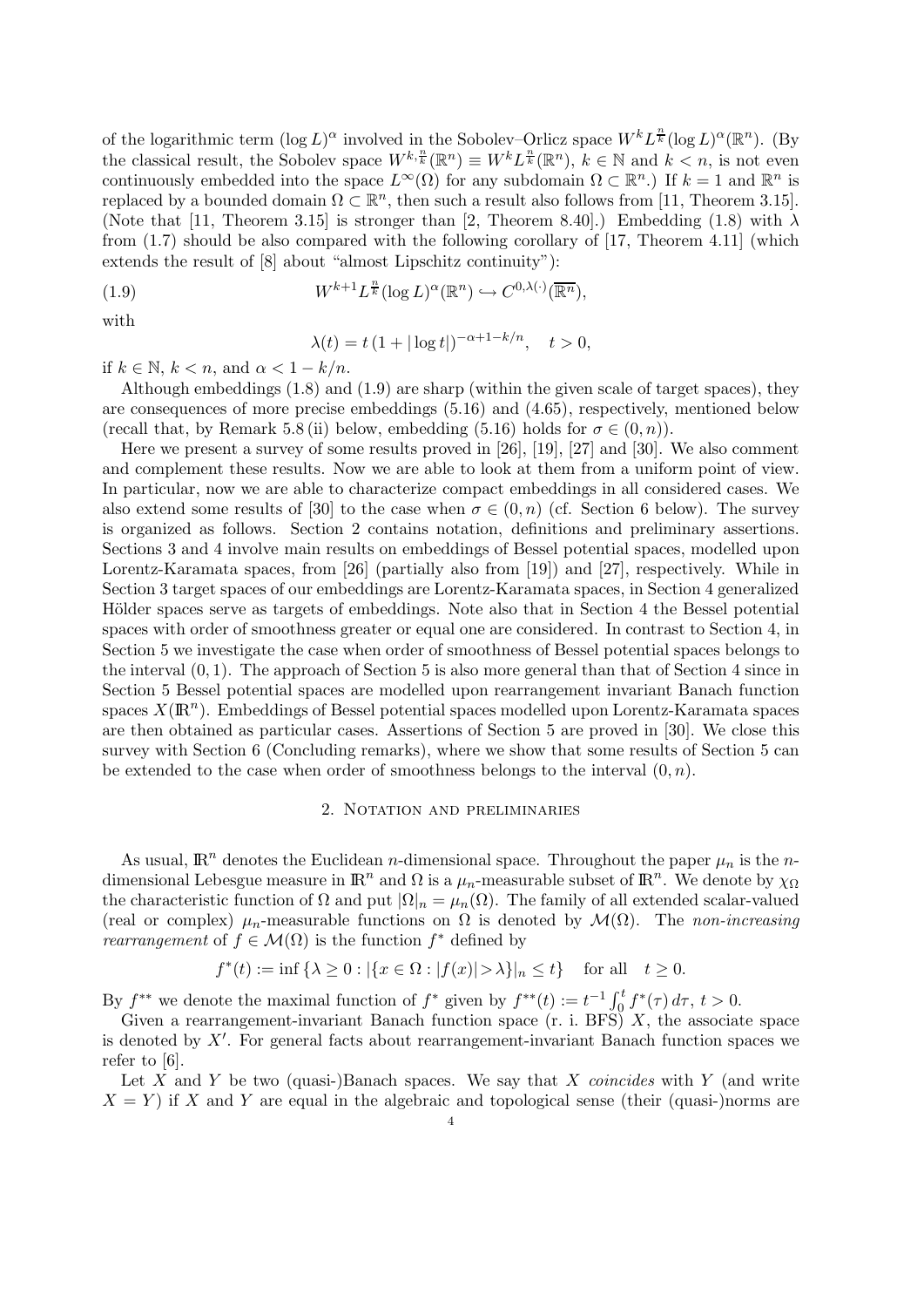of the logarithmic term $(\log L)^\alpha$ involved in the Sobolev–Orlicz space $W^k L^{\frac{n}{k}}(\log L)^\alpha(\mathbb{R}^n)$. (By the classical result, the Sobolev space $W^{k,\frac{n}{k}}(\mathbb{R}^n) \equiv W^k L^{\frac{n}{k}}(\mathbb{R}^n)$, $k \in \mathbb{N}$ and $k < n$, is not even continuously embedded into the space $L^\infty(\Omega)$ for any subdomain $\Omega \subset \mathbb{R}^n$.) If $k = 1$ and $\mathbb{R}^n$ is replaced by a bounded domain $\Omega \subset \mathbb{R}^n$, then such a result also follows from [11, Theorem 3.15]. (Note that [11, Theorem 3.15] is stronger than [2, Theorem 8.40].) Embedding (1.8) with $\lambda$ from (1.7) should be also compared with the following corollary of [17, Theorem 4.11] (which extends the result of [8] about "almost Lipschitz continuity"):

$$W^{k+1} L^{\frac{n}{k}}(\log L)^\alpha(\mathbb{R}^n) \hookrightarrow C^{0,\lambda(\cdot)}(\overline{\mathbb{R}^n}), \tag{1.9}$$

with

$$\lambda(t) = t\,(1 + |\log t|)^{-\alpha+1-k/n}, \quad t > 0,$$

if $k \in \mathbb{N}$, $k < n$, and $\alpha < 1 - k/n$.

Although embeddings (1.8) and (1.9) are sharp (within the given scale of target spaces), they are consequences of more precise embeddings (5.16) and (4.65), respectively, mentioned below (recall that, by Remark 5.8 (ii) below, embedding (5.16) holds for $\sigma \in (0, n)$).

Here we present a survey of some results proved in [26], [19], [27] and [30]. We also comment and complement these results. Now we are able to look at them from a uniform point of view. In particular, now we are able to characterize compact embeddings in all considered cases. We also extend some results of [30] to the case when $\sigma \in (0, n)$ (cf. Section 6 below). The survey is organized as follows. Section 2 contains notation, definitions and preliminary assertions. Sections 3 and 4 involve main results on embeddings of Bessel potential spaces, modelled upon Lorentz-Karamata spaces, from [26] (partially also from [19]) and [27], respectively. While in Section 3 target spaces of our embeddings are Lorentz-Karamata spaces, in Section 4 generalized Hölder spaces serve as targets of embeddings. Note also that in Section 4 the Bessel potential spaces with order of smoothness greater or equal one are considered. In contrast to Section 4, in Section 5 we investigate the case when order of smoothness of Bessel potential spaces belongs to the interval $(0, 1)$. The approach of Section 5 is also more general than that of Section 4 since in Section 5 Bessel potential spaces are modelled upon rearrangement invariant Banach function spaces $X(\mathbb{R}^n)$. Embeddings of Bessel potential spaces modelled upon Lorentz-Karamata spaces are then obtained as particular cases. Assertions of Section 5 are proved in [30]. We close this survey with Section 6 (Concluding remarks), where we show that some results of Section 5 can be extended to the case when order of smoothness belongs to the interval $(0, n)$.

## 2. Notation and preliminaries

As usual, $\mathbb{R}^n$ denotes the Euclidean $n$-dimensional space. Throughout the paper $\mu_n$ is the $n$-dimensional Lebesgue measure in $\mathbb{R}^n$ and $\Omega$ is a $\mu_n$-measurable subset of $\mathbb{R}^n$. We denote by $\chi_\Omega$ the characteristic function of $\Omega$ and put $|\Omega|_n = \mu_n(\Omega)$. The family of all extended scalar-valued (real or complex) $\mu_n$-measurable functions on $\Omega$ is denoted by $\mathcal{M}(\Omega)$. The *non-increasing rearrangement* of $f \in \mathcal{M}(\Omega)$ is the function $f^*$ defined by

$$f^*(t) := \inf\{\lambda \geq 0 : |\{x \in \Omega : |f(x)| > \lambda\}|_n \leq t\} \quad \text{for all} \quad t \geq 0.$$

By $f^{**}$ we denote the maximal function of $f^*$ given by $f^{**}(t) := t^{-1}\int_0^t f^*(\tau)\,d\tau$, $t > 0$.

Given a rearrangement-invariant Banach function space (r. i. BFS) $X$, the associate space is denoted by $X'$. For general facts about rearrangement-invariant Banach function spaces we refer to [6].

Let $X$ and $Y$ be two (quasi-)Banach spaces. We say that $X$ *coincides* with $Y$ (and write $X = Y$) if $X$ and $Y$ are equal in the algebraic and topological sense (their (quasi-)norms are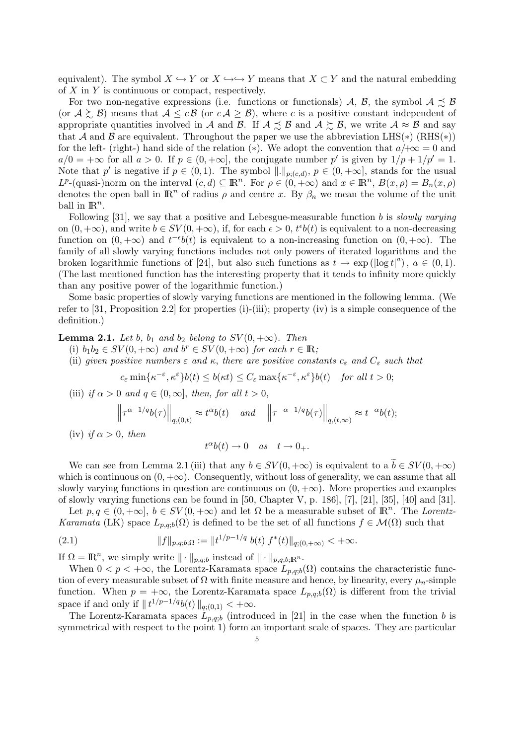equivalent). The symbol $X \hookrightarrow Y$ or $X \hookrightarrow\hookrightarrow Y$ means that $X \subset Y$ and the natural embedding of $X$ in $Y$ is continuous or compact, respectively.

For two non-negative expressions (i.e. functions or functionals) $\mathcal{A}$, $\mathcal{B}$, the symbol $\mathcal{A} \precsim \mathcal{B}$ (or $\mathcal{A} \succsim \mathcal{B}$) means that $\mathcal{A} \leq c\,\mathcal{B}$ (or $c\,\mathcal{A} \geq \mathcal{B}$), where $c$ is a positive constant independent of appropriate quantities involved in $\mathcal{A}$ and $\mathcal{B}$. If $\mathcal{A} \precsim \mathcal{B}$ and $\mathcal{A} \succsim \mathcal{B}$, we write $\mathcal{A} \approx \mathcal{B}$ and say that $\mathcal{A}$ and $\mathcal{B}$ are equivalent. Throughout the paper we use the abbreviation LHS($*$) (RHS($*$)) for the left- (right-) hand side of the relation ($*$). We adopt the convention that $a/{+\infty} = 0$ and $a/0 = +\infty$ for all $a > 0$. If $p \in (0, +\infty]$, the conjugate number $p'$ is given by $1/p + 1/p' = 1$. Note that $p'$ is negative if $p \in (0, 1)$. The symbol $\|.\|_{p;(c,d)}$, $p \in (0, +\infty]$, stands for the usual $L^p$-(quasi-)norm on the interval $(c, d) \subseteq \mathbb{R}^n$. For $\rho \in (0, +\infty)$ and $x \in \mathbb{R}^n$, $B(x, \rho) = B_n(x, \rho)$ denotes the open ball in $\mathbb{R}^n$ of radius $\rho$ and centre $x$. By $\beta_n$ we mean the volume of the unit ball in $\mathbb{R}^n$.

Following [31], we say that a positive and Lebesgue-measurable function $b$ is *slowly varying* on $(0, +\infty)$, and write $b \in SV(0, +\infty)$, if, for each $\epsilon > 0$, $t^{\epsilon} b(t)$ is equivalent to a non-decreasing function on $(0, +\infty)$ and $t^{-\epsilon} b(t)$ is equivalent to a non-increasing function on $(0, +\infty)$. The family of all slowly varying functions includes not only powers of iterated logarithms and the broken logarithmic functions of [24], but also such functions as $t \to \exp\left(|\log t|^a\right)$, $a \in (0, 1)$. (The last mentioned function has the interesting property that it tends to infinity more quickly than any positive power of the logarithmic function.)

Some basic properties of slowly varying functions are mentioned in the following lemma. (We refer to [31, Proposition 2.2] for properties (i)-(iii); property (iv) is a simple consequence of the definition.)

**Lemma 2.1.** *Let $b$, $b_1$ and $b_2$ belong to $SV(0, +\infty)$. Then*

(i) *$b_1 b_2 \in SV(0, +\infty)$ and $b^r \in SV(0, +\infty)$ for each $r \in \mathbb{R}$;*

(ii) *given positive numbers $\varepsilon$ and $\kappa$, there are positive constants $c_\varepsilon$ and $C_\varepsilon$ such that*

$$c_\varepsilon \min\{\kappa^{-\varepsilon}, \kappa^{\varepsilon}\} b(t) \leq b(\kappa t) \leq C_\varepsilon \max\{\kappa^{-\varepsilon}, \kappa^{\varepsilon}\} b(t) \quad \text{for all } t > 0;$$

(iii) *if $\alpha > 0$ and $q \in (0, \infty]$, then, for all $t > 0$,*

$$\left\|\tau^{\alpha - 1/q} b(\tau)\right\|_{q,(0,t)} \approx t^{\alpha} b(t) \quad \text{and} \quad \left\|\tau^{-\alpha - 1/q} b(\tau)\right\|_{q,(t,\infty)} \approx t^{-\alpha} b(t);$$

(iv) *if $\alpha > 0$, then*

$$t^{\alpha} b(t) \to 0 \quad \text{as} \quad t \to 0_+.$$

We can see from Lemma 2.1 (iii) that any $b \in SV(0, +\infty)$ is equivalent to a $\widetilde{b} \in SV(0, +\infty)$ which is continuous on $(0, +\infty)$. Consequently, without loss of generality, we can assume that all slowly varying functions in question are continuous on $(0, +\infty)$. More properties and examples of slowly varying functions can be found in [50, Chapter V, p. 186], [7], [21], [35], [40] and [31].

Let $p, q \in (0, +\infty]$, $b \in SV(0, +\infty)$ and let $\Omega$ be a measurable subset of $\mathbb{R}^n$. The *Lorentz-Karamata* (LK) space $L_{p,q;b}(\Omega)$ is defined to be the set of all functions $f \in \mathcal{M}(\Omega)$ such that

$$\|f\|_{p,q;b;\Omega} := \|t^{1/p - 1/q}\, b(t)\, f^*(t)\|_{q;(0,+\infty)} < +\infty. \tag{2.1}$$

If $\Omega = \mathbb{R}^n$, we simply write $\|\cdot\|_{p,q;b}$ instead of $\|\cdot\|_{p,q;b;\mathbb{R}^n}$.

When $0 < p < +\infty$, the Lorentz-Karamata space $L_{p,q;b}(\Omega)$ contains the characteristic function of every measurable subset of $\Omega$ with finite measure and hence, by linearity, every $\mu_n$-simple function. When $p = +\infty$, the Lorentz-Karamata space $L_{p,q;b}(\Omega)$ is different from the trivial space if and only if $\|\, t^{1/p - 1/q} b(t)\, \|_{q;(0,1)} < +\infty$.

The Lorentz-Karamata spaces $L_{p,q;b}$ (introduced in [21] in the case when the function $b$ is symmetrical with respect to the point 1) form an important scale of spaces. They are particular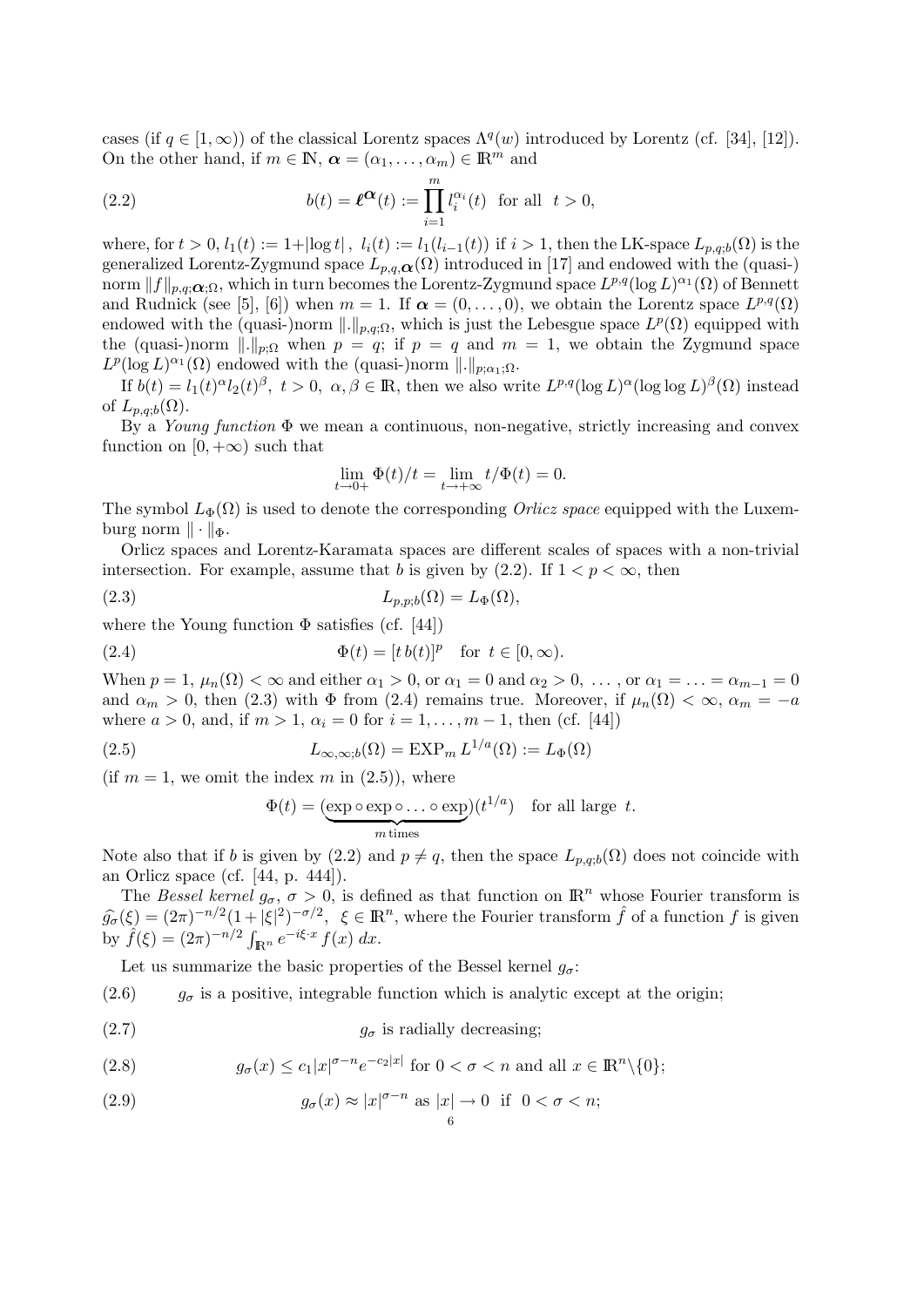cases (if $q \in [1, \infty)$) of the classical Lorentz spaces $\Lambda^q(w)$ introduced by Lorentz (cf. [34], [12]). On the other hand, if $m \in \mathbb{N}$, $\boldsymbol{\alpha} = (\alpha_1, \ldots, \alpha_m) \in \mathbb{R}^m$ and

$$
b(t) = \boldsymbol{\ell}^{\boldsymbol{\alpha}}(t) := \prod_{i=1}^{m} l_i^{\alpha_i}(t) \quad \text{for all} \quad t > 0, \tag{2.2}
$$

where, for $t > 0$, $l_1(t) := 1 + |\log t|$, $l_i(t) := l_1(l_{i-1}(t))$ if $i > 1$, then the LK-space $L_{p,q;b}(\Omega)$ is the generalized Lorentz-Zygmund space $L_{p,q,\boldsymbol{\alpha}}(\Omega)$ introduced in [17] and endowed with the (quasi-) norm $\|f\|_{p,q;\boldsymbol{\alpha};\Omega}$, which in turn becomes the Lorentz-Zygmund space $L^{p,q}(\log L)^{\alpha_1}(\Omega)$ of Bennett and Rudnick (see [5], [6]) when $m = 1$. If $\boldsymbol{\alpha} = (0, \ldots, 0)$, we obtain the Lorentz space $L^{p,q}(\Omega)$ endowed with the (quasi-)norm $\|.\|_{p,q;\Omega}$, which is just the Lebesgue space $L^p(\Omega)$ equipped with the (quasi-)norm $\|.\|_{p;\Omega}$ when $p = q$; if $p = q$ and $m = 1$, we obtain the Zygmund space $L^p(\log L)^{\alpha_1}(\Omega)$ endowed with the (quasi-)norm $\|.\|_{p;\alpha_1;\Omega}$.

If $b(t) = l_1(t)^{\alpha} l_2(t)^{\beta}$, $t > 0$, $\alpha, \beta \in \mathbb{R}$, then we also write $L^{p,q}(\log L)^{\alpha}(\log\log L)^{\beta}(\Omega)$ instead of $L_{p,q;b}(\Omega)$.

By a *Young function* $\Phi$ we mean a continuous, non-negative, strictly increasing and convex function on $[0, +\infty)$ such that

$$
\lim_{t \to 0+} \Phi(t)/t = \lim_{t \to +\infty} t/\Phi(t) = 0.
$$

The symbol $L_{\Phi}(\Omega)$ is used to denote the corresponding *Orlicz space* equipped with the Luxemburg norm $\|\cdot\|_{\Phi}$.

Orlicz spaces and Lorentz-Karamata spaces are different scales of spaces with a non-trivial intersection. For example, assume that $b$ is given by (2.2). If $1 < p < \infty$, then

$$
L_{p,p;b}(\Omega) = L_{\Phi}(\Omega), \tag{2.3}
$$

where the Young function $\Phi$ satisfies (cf. [44])

$$
\Phi(t) = [t\, b(t)]^p \quad \text{for } t \in [0, \infty). \tag{2.4}
$$

When $p = 1$, $\mu_n(\Omega) < \infty$ and either $\alpha_1 > 0$, or $\alpha_1 = 0$ and $\alpha_2 > 0$, $\ldots$, or $\alpha_1 = \ldots = \alpha_{m-1} = 0$ and $\alpha_m > 0$, then (2.3) with $\Phi$ from (2.4) remains true. Moreover, if $\mu_n(\Omega) < \infty$, $\alpha_m = -a$ where $a > 0$, and, if $m > 1$, $\alpha_i = 0$ for $i = 1, \ldots, m-1$, then (cf. [44])

$$
L_{\infty,\infty;b}(\Omega) = \operatorname{EXP}_m L^{1/a}(\Omega) := L_{\Phi}(\Omega) \tag{2.5}
$$

(if $m = 1$, we omit the index $m$ in (2.5)), where

$$
\Phi(t) = (\underbrace{\exp \circ \exp \circ \ldots \circ \exp}_{m \text{ times}})(t^{1/a}) \quad \text{for all large } t.
$$

Note also that if $b$ is given by (2.2) and $p \neq q$, then the space $L_{p,q;b}(\Omega)$ does not coincide with an Orlicz space (cf. [44, p. 444]).

The *Bessel kernel* $g_{\sigma}$, $\sigma > 0$, is defined as that function on $\mathbb{R}^n$ whose Fourier transform is $\widehat{g_{\sigma}}(\xi) = (2\pi)^{-n/2}(1 + |\xi|^2)^{-\sigma/2}$, $\xi \in \mathbb{R}^n$, where the Fourier transform $\hat{f}$ of a function $f$ is given by $\hat{f}(\xi) = (2\pi)^{-n/2} \int_{\mathbb{R}^n} e^{-i\xi\cdot x} f(x)\, dx$.

Let us summarize the basic properties of the Bessel kernel $g_{\sigma}$:

(2.6) $g_{\sigma}$ is a positive, integrable function which is analytic except at the origin;

$$
g_{\sigma} \text{ is radially decreasing;} \tag{2.7}
$$

$$
g_{\sigma}(x) \leq c_1 |x|^{\sigma - n} e^{-c_2|x|} \text{ for } 0 < \sigma < n \text{ and all } x \in \mathbb{R}^n \setminus \{0\}; \tag{2.8}
$$

$$
g_{\sigma}(x) \approx |x|^{\sigma - n} \text{ as } |x| \to 0 \text{ if } 0 < \sigma < n; \tag{2.9}
$$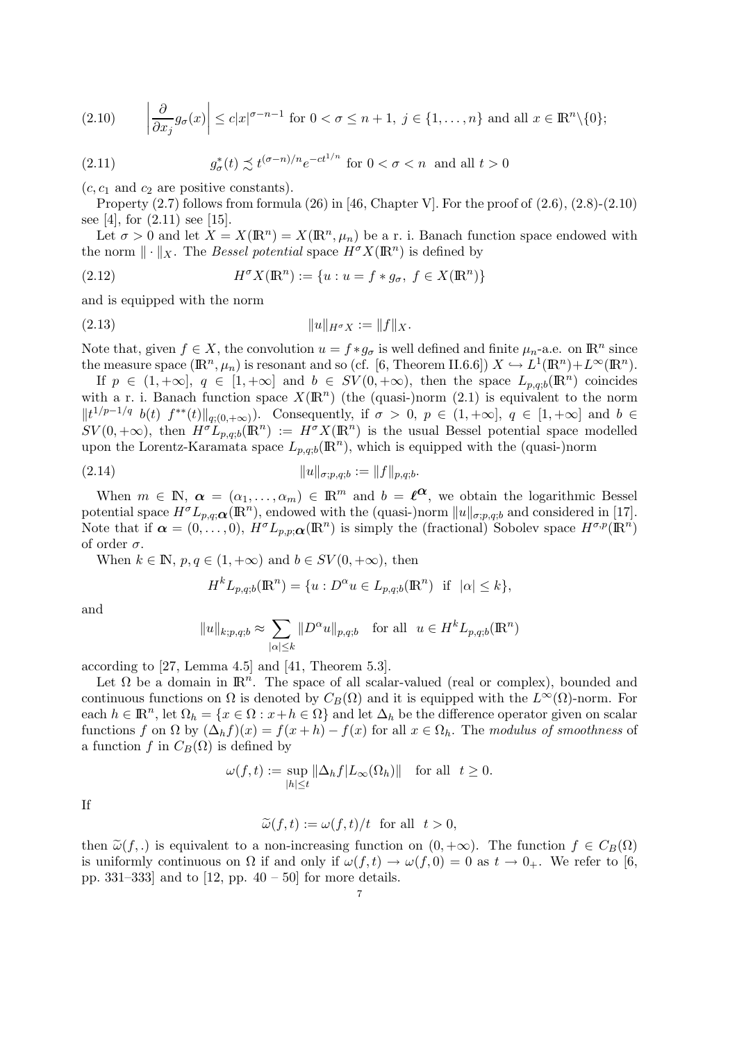$$\left|\frac{\partial}{\partial x_j} g_\sigma(x)\right| \leq c|x|^{\sigma-n-1} \text{ for } 0<\sigma\leq n+1,\ j\in\{1,\ldots,n\} \text{ and all } x\in\mathbb{R}^n\backslash\{0\}; \tag{2.10}$$

$$g_\sigma^*(t) \precsim t^{(\sigma-n)/n} e^{-ct^{1/n}} \text{ for } 0<\sigma<n \text{ and all } t>0 \tag{2.11}$$

($c, c_1$ and $c_2$ are positive constants).

Property (2.7) follows from formula (26) in [46, Chapter V]. For the proof of (2.6), (2.8)-(2.10) see [4], for (2.11) see [15].

Let $\sigma>0$ and let $X=X(\mathbb{R}^n)=X(\mathbb{R}^n,\mu_n)$ be a r. i. Banach function space endowed with the norm $\|\cdot\|_X$. The *Bessel potential* space $H^\sigma X(\mathbb{R}^n)$ is defined by

$$H^\sigma X(\mathbb{R}^n) := \{u : u = f*g_\sigma,\ f\in X(\mathbb{R}^n)\} \tag{2.12}$$

and is equipped with the norm

$$\|u\|_{H^\sigma X} := \|f\|_X. \tag{2.13}$$

Note that, given $f\in X$, the convolution $u=f*g_\sigma$ is well defined and finite $\mu_n$-a.e. on $\mathbb{R}^n$ since the measure space $(\mathbb{R}^n,\mu_n)$ is resonant and so (cf. [6, Theorem II.6.6]) $X\hookrightarrow L^1(\mathbb{R}^n)+L^\infty(\mathbb{R}^n)$.

If $p\in(1,+\infty]$, $q\in[1,+\infty]$ and $b\in SV(0,+\infty)$, then the space $L_{p,q;b}(\mathbb{R}^n)$ coincides with a r. i. Banach function space $X(\mathbb{R}^n)$ (the (quasi-)norm (2.1) is equivalent to the norm $\|t^{1/p-1/q}\, b(t)\ f^{**}(t)\|_{q;(0,+\infty)}$). Consequently, if $\sigma>0$, $p\in(1,+\infty]$, $q\in[1,+\infty]$ and $b\in SV(0,+\infty)$, then $H^\sigma L_{p,q;b}(\mathbb{R}^n) := H^\sigma X(\mathbb{R}^n)$ is the usual Bessel potential space modelled upon the Lorentz-Karamata space $L_{p,q;b}(\mathbb{R}^n)$, which is equipped with the (quasi-)norm

$$\|u\|_{\sigma;p,q;b} := \|f\|_{p,q;b}. \tag{2.14}$$

When $m\in\mathbb{N}$, $\boldsymbol{\alpha}=(\alpha_1,\ldots,\alpha_m)\in\mathbb{R}^m$ and $b=\boldsymbol{\ell}^{\boldsymbol{\alpha}}$, we obtain the logarithmic Bessel potential space $H^\sigma L_{p,q;\boldsymbol{\alpha}}(\mathbb{R}^n)$, endowed with the (quasi-)norm $\|u\|_{\sigma;p,q;b}$ and considered in [17]. Note that if $\boldsymbol{\alpha}=(0,\ldots,0)$, $H^\sigma L_{p,p;\boldsymbol{\alpha}}(\mathbb{R}^n)$ is simply the (fractional) Sobolev space $H^{\sigma,p}(\mathbb{R}^n)$ of order $\sigma$.

When $k\in\mathbb{N}$, $p,q\in(1,+\infty)$ and $b\in SV(0,+\infty)$, then

$$H^k L_{p,q;b}(\mathbb{R}^n) = \{u : D^\alpha u\in L_{p,q;b}(\mathbb{R}^n) \ \text{ if } \ |\alpha|\leq k\},$$

and

$$\|u\|_{k;p,q;b} \approx \sum_{|\alpha|\leq k} \|D^\alpha u\|_{p,q;b} \quad \text{for all} \ \ u\in H^k L_{p,q;b}(\mathbb{R}^n)$$

according to [27, Lemma 4.5] and [41, Theorem 5.3].

Let $\Omega$ be a domain in $\mathbb{R}^n$. The space of all scalar-valued (real or complex), bounded and continuous functions on $\Omega$ is denoted by $C_B(\Omega)$ and it is equipped with the $L^\infty(\Omega)$-norm. For each $h\in\mathbb{R}^n$, let $\Omega_h=\{x\in\Omega : x+h\in\Omega\}$ and let $\Delta_h$ be the difference operator given on scalar functions $f$ on $\Omega$ by $(\Delta_h f)(x)=f(x+h)-f(x)$ for all $x\in\Omega_h$. The *modulus of smoothness* of a function $f$ in $C_B(\Omega)$ is defined by

$$\omega(f,t) := \sup_{|h|\leq t} \|\Delta_h f | L_\infty(\Omega_h)\| \quad \text{for all} \ \ t\geq 0.$$

If

$$\widetilde{\omega}(f,t) := \omega(f,t)/t \ \text{ for all } \ t>0,$$

then $\widetilde{\omega}(f,.)$ is equivalent to a non-increasing function on $(0,+\infty)$. The function $f\in C_B(\Omega)$ is uniformly continuous on $\Omega$ if and only if $\omega(f,t)\to\omega(f,0)=0$ as $t\to 0_+$. We refer to [6, pp. 331–333] and to [12, pp. 40 – 50] for more details.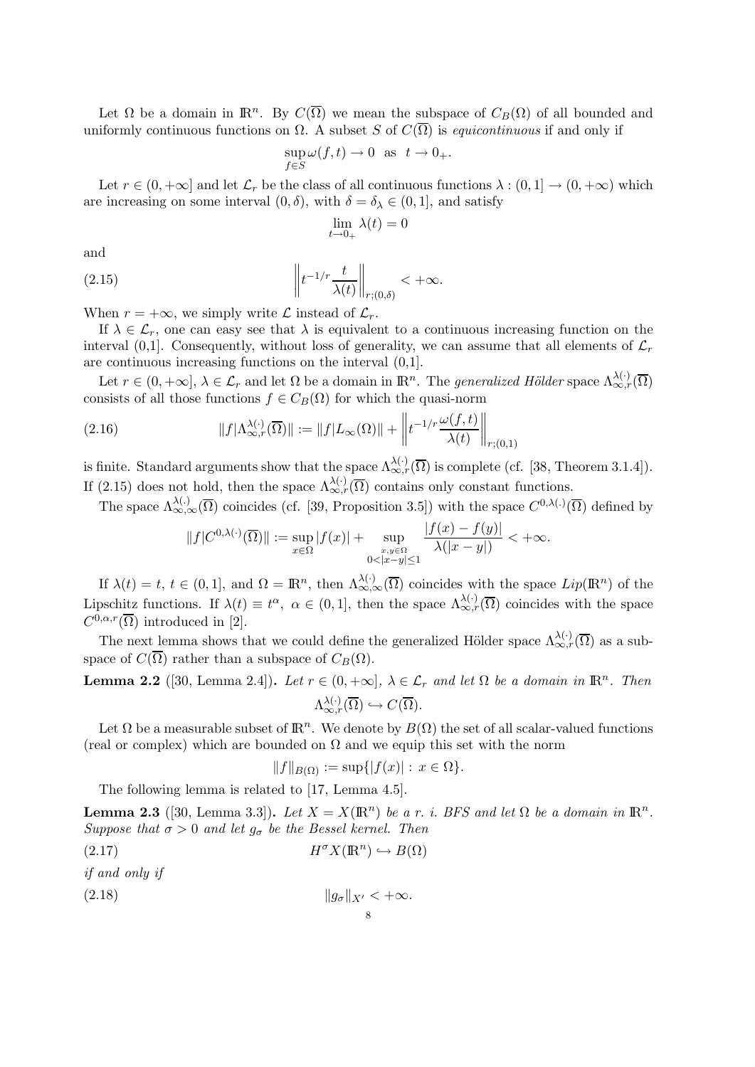Let $\Omega$ be a domain in $\mathbb{R}^n$. By $C(\overline{\Omega})$ we mean the subspace of $C_B(\Omega)$ of all bounded and uniformly continuous functions on $\Omega$. A subset $S$ of $C(\overline{\Omega})$ is *equicontinuous* if and only if

$$\sup_{f\in S}\omega(f,t)\to 0 \quad \text{as} \quad t\to 0_+.$$

Let $r\in(0,+\infty]$ and let $\mathcal{L}_r$ be the class of all continuous functions $\lambda:(0,1]\to(0,+\infty)$ which are increasing on some interval $(0,\delta)$, with $\delta=\delta_\lambda\in(0,1]$, and satisfy

$$\lim_{t\to 0_+}\lambda(t)=0$$

and

$$\left\| t^{-1/r}\frac{t}{\lambda(t)}\right\|_{r;(0,\delta)}<+\infty. \tag{2.15}$$

When $r=+\infty$, we simply write $\mathcal{L}$ instead of $\mathcal{L}_r$.

If $\lambda\in\mathcal{L}_r$, one can easy see that $\lambda$ is equivalent to a continuous increasing function on the interval (0,1]. Consequently, without loss of generality, we can assume that all elements of $\mathcal{L}_r$ are continuous increasing functions on the interval (0,1].

Let $r\in(0,+\infty]$, $\lambda\in\mathcal{L}_r$ and let $\Omega$ be a domain in $\mathbb{R}^n$. The *generalized Hölder* space $\Lambda^{\lambda(\cdot)}_{\infty,r}(\overline{\Omega})$ consists of all those functions $f\in C_B(\Omega)$ for which the quasi-norm

$$\|f|\Lambda^{\lambda(\cdot)}_{\infty,r}(\overline{\Omega})\|:=\|f|L_\infty(\Omega)\|+\left\|t^{-1/r}\frac{\omega(f,t)}{\lambda(t)}\right\|_{r;(0,1)} \tag{2.16}$$

is finite. Standard arguments show that the space $\Lambda^{\lambda(\cdot)}_{\infty,r}(\overline{\Omega})$ is complete (cf. [38, Theorem 3.1.4]). If (2.15) does not hold, then the space $\Lambda^{\lambda(\cdot)}_{\infty,r}(\overline{\Omega})$ contains only constant functions.

The space $\Lambda^{\lambda(\cdot)}_{\infty,\infty}(\overline{\Omega})$ coincides (cf. [39, Proposition 3.5]) with the space $C^{0,\lambda(\cdot)}(\overline{\Omega})$ defined by

$$\|f|C^{0,\lambda(\cdot)}(\overline{\Omega})\|:=\sup_{x\in\Omega}|f(x)|+\sup_{\substack{x,y\in\Omega\\0<|x-y|\le 1}}\frac{|f(x)-f(y)|}{\lambda(|x-y|)}<+\infty.$$

If $\lambda(t)=t$, $t\in(0,1]$, and $\Omega=\mathbb{R}^n$, then $\Lambda^{\lambda(\cdot)}_{\infty,\infty}(\overline{\Omega})$ coincides with the space $Lip(\mathbb{R}^n)$ of the Lipschitz functions. If $\lambda(t)\equiv t^\alpha$, $\alpha\in(0,1]$, then the space $\Lambda^{\lambda(\cdot)}_{\infty,r}(\overline{\Omega})$ coincides with the space $C^{0,\alpha,r}(\overline{\Omega})$ introduced in [2].

The next lemma shows that we could define the generalized Hölder space $\Lambda^{\lambda(\cdot)}_{\infty,r}(\overline{\Omega})$ as a subspace of $C(\overline{\Omega})$ rather than a subspace of $C_B(\Omega)$.

**Lemma 2.2** ([30, Lemma 2.4])**.** *Let $r\in(0,+\infty]$, $\lambda\in\mathcal{L}_r$ and let $\Omega$ be a domain in $\mathbb{R}^n$. Then*

$$\Lambda^{\lambda(\cdot)}_{\infty,r}(\overline{\Omega})\hookrightarrow C(\overline{\Omega}).$$

Let $\Omega$ be a measurable subset of $\mathbb{R}^n$. We denote by $B(\Omega)$ the set of all scalar-valued functions (real or complex) which are bounded on $\Omega$ and we equip this set with the norm

$$\|f\|_{B(\Omega)}:=\sup\{|f(x)|:\,x\in\Omega\}.$$

The following lemma is related to [17, Lemma 4.5].

**Lemma 2.3** ([30, Lemma 3.3])**.** *Let $X=X(\mathbb{R}^n)$ be a r. i. BFS and let $\Omega$ be a domain in $\mathbb{R}^n$. Suppose that $\sigma>0$ and let $g_\sigma$ be the Bessel kernel. Then*

$$H^\sigma X(\mathbb{R}^n)\hookrightarrow B(\Omega) \tag{2.17}$$

*if and only if*

$$\|g_\sigma\|_{X'}<+\infty. \tag{2.18}$$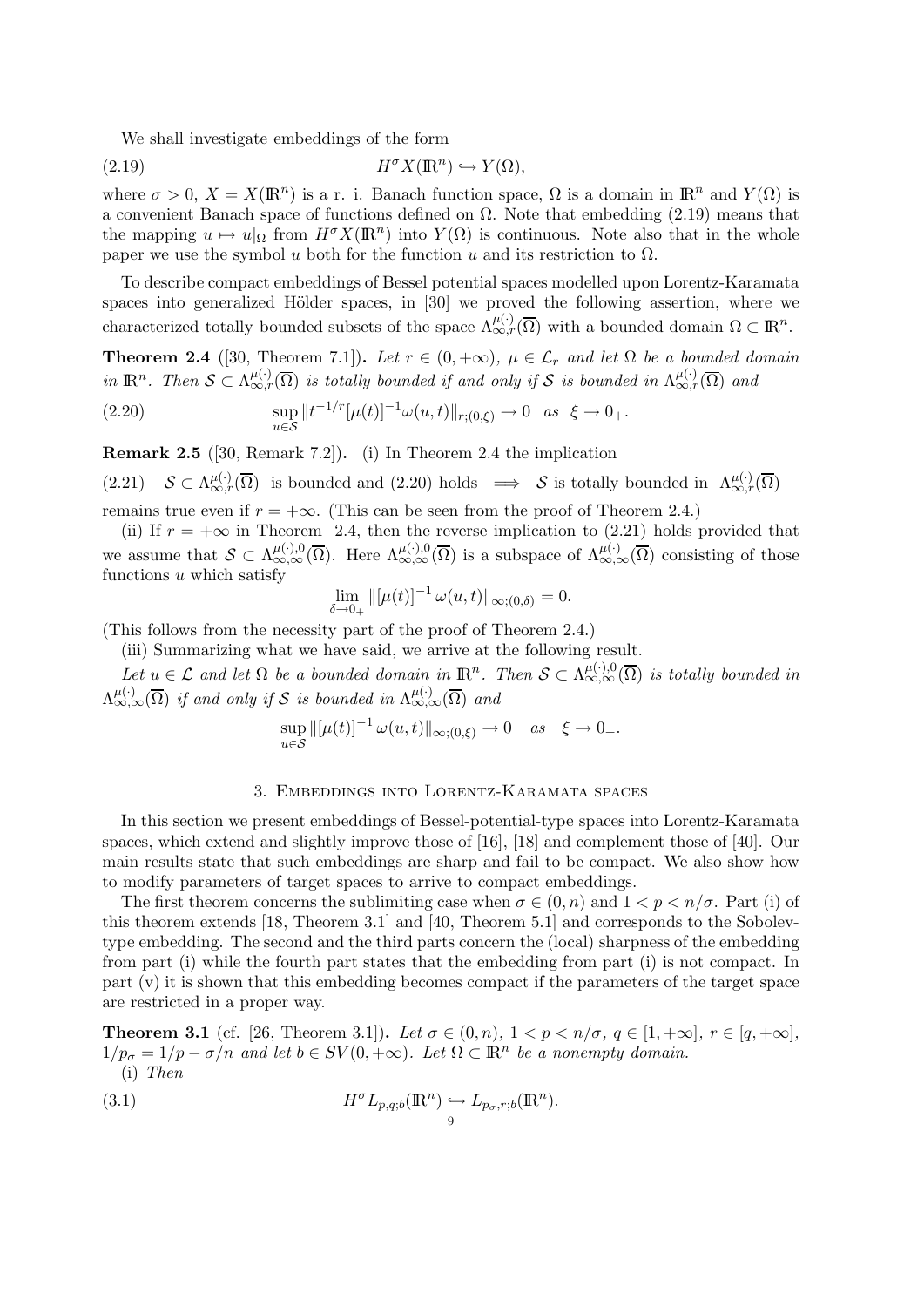We shall investigate embeddings of the form

$$H^\sigma X(\mathbb{R}^n) \hookrightarrow Y(\Omega), \tag{2.19}$$

where $\sigma > 0$, $X = X(\mathbb{R}^n)$ is a r. i. Banach function space, $\Omega$ is a domain in $\mathbb{R}^n$ and $Y(\Omega)$ is a convenient Banach space of functions defined on $\Omega$. Note that embedding (2.19) means that the mapping $u \mapsto u|_\Omega$ from $H^\sigma X(\mathbb{R}^n)$ into $Y(\Omega)$ is continuous. Note also that in the whole paper we use the symbol $u$ both for the function $u$ and its restriction to $\Omega$.

To describe compact embeddings of Bessel potential spaces modelled upon Lorentz-Karamata spaces into generalized Hölder spaces, in [30] we proved the following assertion, where we characterized totally bounded subsets of the space $\Lambda^{\mu(\cdot)}_{\infty,r}(\overline{\Omega})$ with a bounded domain $\Omega \subset \mathbb{R}^n$.

**Theorem 2.4** ([30, Theorem 7.1])**.** *Let $r \in (0, +\infty)$, $\mu \in \mathcal{L}_r$ and let $\Omega$ be a bounded domain in $\mathbb{R}^n$. Then $\mathcal{S} \subset \Lambda^{\mu(\cdot)}_{\infty,r}(\overline{\Omega})$ is totally bounded if and only if $\mathcal{S}$ is bounded in $\Lambda^{\mu(\cdot)}_{\infty,r}(\overline{\Omega})$ and*

$$\sup_{u\in\mathcal{S}} \|t^{-1/r}[\mu(t)]^{-1}\omega(u,t)\|_{r;(0,\xi)} \to 0 \quad \text{as} \quad \xi \to 0_+. \tag{2.20}$$

**Remark 2.5** ([30, Remark 7.2])**.** (i) In Theorem 2.4 the implication

$$\mathcal{S} \subset \Lambda^{\mu(\cdot)}_{\infty,r}(\overline{\Omega}) \text{ is bounded and (2.20) holds } \implies \mathcal{S} \text{ is totally bounded in } \Lambda^{\mu(\cdot)}_{\infty,r}(\overline{\Omega}) \tag{2.21}$$

remains true even if $r = +\infty$. (This can be seen from the proof of Theorem 2.4.)

(ii) If $r = +\infty$ in Theorem 2.4, then the reverse implication to (2.21) holds provided that we assume that $\mathcal{S} \subset \Lambda^{\mu(\cdot),0}_{\infty,\infty}(\overline{\Omega})$. Here $\Lambda^{\mu(\cdot),0}_{\infty,\infty}(\overline{\Omega})$ is a subspace of $\Lambda^{\mu(\cdot)}_{\infty,\infty}(\overline{\Omega})$ consisting of those functions $u$ which satisfy

$$\lim_{\delta\to 0_+} \|[\mu(t)]^{-1}\,\omega(u,t)\|_{\infty;(0,\delta)} = 0.$$

(This follows from the necessity part of the proof of Theorem 2.4.)

(iii) Summarizing what we have said, we arrive at the following result.

*Let $u \in \mathcal{L}$ and let $\Omega$ be a bounded domain in $\mathbb{R}^n$. Then $\mathcal{S} \subset \Lambda^{\mu(\cdot),0}_{\infty,\infty}(\overline{\Omega})$ is totally bounded in $\Lambda^{\mu(\cdot)}_{\infty,\infty}(\overline{\Omega})$ if and only if $\mathcal{S}$ is bounded in $\Lambda^{\mu(\cdot)}_{\infty,\infty}(\overline{\Omega})$ and*

$$\sup_{u\in\mathcal{S}} \|[\mu(t)]^{-1}\,\omega(u,t)\|_{\infty;(0,\xi)} \to 0 \quad \text{as} \quad \xi \to 0_+.$$

## 3. Embeddings into Lorentz-Karamata spaces

In this section we present embeddings of Bessel-potential-type spaces into Lorentz-Karamata spaces, which extend and slightly improve those of [16], [18] and complement those of [40]. Our main results state that such embeddings are sharp and fail to be compact. We also show how to modify parameters of target spaces to arrive to compact embeddings.

The first theorem concerns the sublimiting case when $\sigma \in (0, n)$ and $1 < p < n/\sigma$. Part (i) of this theorem extends [18, Theorem 3.1] and [40, Theorem 5.1] and corresponds to the Sobolev-type embedding. The second and the third parts concern the (local) sharpness of the embedding from part (i) while the fourth part states that the embedding from part (i) is not compact. In part (v) it is shown that this embedding becomes compact if the parameters of the target space are restricted in a proper way.

**Theorem 3.1** (cf. [26, Theorem 3.1])**.** *Let $\sigma \in (0, n)$, $1 < p < n/\sigma$, $q \in [1, +\infty]$, $r \in [q, +\infty]$, $1/p_\sigma = 1/p - \sigma/n$ and let $b \in SV(0, +\infty)$. Let $\Omega \subset \mathbb{R}^n$ be a nonempty domain.*

(i) *Then*

$$H^\sigma L_{p,q;b}(\mathbb{R}^n) \hookrightarrow L_{p_\sigma,r;b}(\mathbb{R}^n). \tag{3.1}$$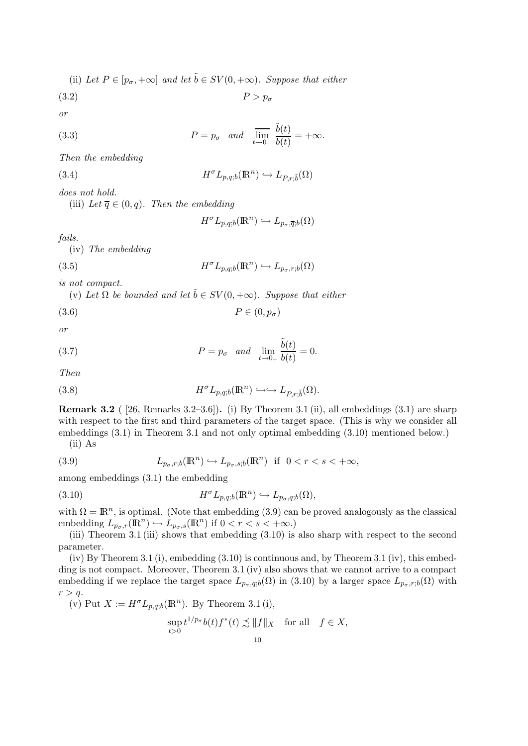(ii) *Let $P \in [p_\sigma, +\infty]$ and let $\tilde{b} \in SV(0,+\infty)$. Suppose that either*

$$P > p_\sigma \tag{3.2}$$

*or*

$$P = p_\sigma \quad \text{and} \quad \overline{\lim_{t\to 0_+}} \frac{\tilde{b}(t)}{b(t)} = +\infty. \tag{3.3}$$

*Then the embedding*

$$H^\sigma L_{p,q;b}(\mathbb{R}^n) \hookrightarrow L_{P,r;\tilde{b}}(\Omega) \tag{3.4}$$

*does not hold.*

(iii) *Let $\overline{q} \in (0,q)$. Then the embedding*

$$H^\sigma L_{p,q;b}(\mathbb{R}^n) \hookrightarrow L_{p_\sigma,\overline{q};b}(\Omega)$$

*fails.*

(iv) *The embedding*

$$H^\sigma L_{p,q;b}(\mathbb{R}^n) \hookrightarrow L_{p_\sigma,r;b}(\Omega) \tag{3.5}$$

*is not compact.*

(v) *Let $\Omega$ be bounded and let $\tilde{b} \in SV(0,+\infty)$. Suppose that either*

$$P \in (0, p_\sigma) \tag{3.6}$$

*or*

$$P = p_\sigma \quad \text{and} \quad \lim_{t\to 0_+} \frac{\tilde{b}(t)}{b(t)} = 0. \tag{3.7}$$

*Then*

$$H^\sigma L_{p,q;b}(\mathbb{R}^n) \hookrightarrow\hookrightarrow L_{P,r;\tilde{b}}(\Omega). \tag{3.8}$$

**Remark 3.2** ( [26, Remarks 3.2–3.6])**.** (i) By Theorem 3.1 (ii), all embeddings (3.1) are sharp with respect to the first and third parameters of the target space. (This is why we consider all embeddings (3.1) in Theorem 3.1 and not only optimal embedding (3.10) mentioned below.)

(ii) As

$$L_{p_\sigma,r;b}(\mathbb{R}^n) \hookrightarrow L_{p_\sigma,s;b}(\mathbb{R}^n) \ \text{ if } \ 0 < r < s < +\infty, \tag{3.9}$$

among embeddings (3.1) the embedding

$$H^\sigma L_{p,q;b}(\mathbb{R}^n) \hookrightarrow L_{p_\sigma,q;b}(\Omega), \tag{3.10}$$

with $\Omega = \mathbb{R}^n$, is optimal. (Note that embedding (3.9) can be proved analogously as the classical embedding $L_{p_\sigma,r}(\mathbb{R}^n) \hookrightarrow L_{p_\sigma,s}(\mathbb{R}^n)$ if $0 < r < s < +\infty$.)

(iii) Theorem 3.1 (iii) shows that embedding (3.10) is also sharp with respect to the second parameter.

(iv) By Theorem 3.1 (i), embedding (3.10) is continuous and, by Theorem 3.1 (iv), this embedding is not compact. Moreover, Theorem 3.1 (iv) also shows that we cannot arrive to a compact embedding if we replace the target space $L_{p_\sigma,q;b}(\Omega)$ in (3.10) by a larger space $L_{p_\sigma,r;b}(\Omega)$ with $r > q$.

(v) Put $X := H^\sigma L_{p,q;b}(\mathbb{R}^n)$. By Theorem 3.1 (i),

$$\sup_{t>0} t^{1/p_\sigma} b(t) f^*(t) \precsim \|f\|_X \quad \text{for all} \quad f \in X,$$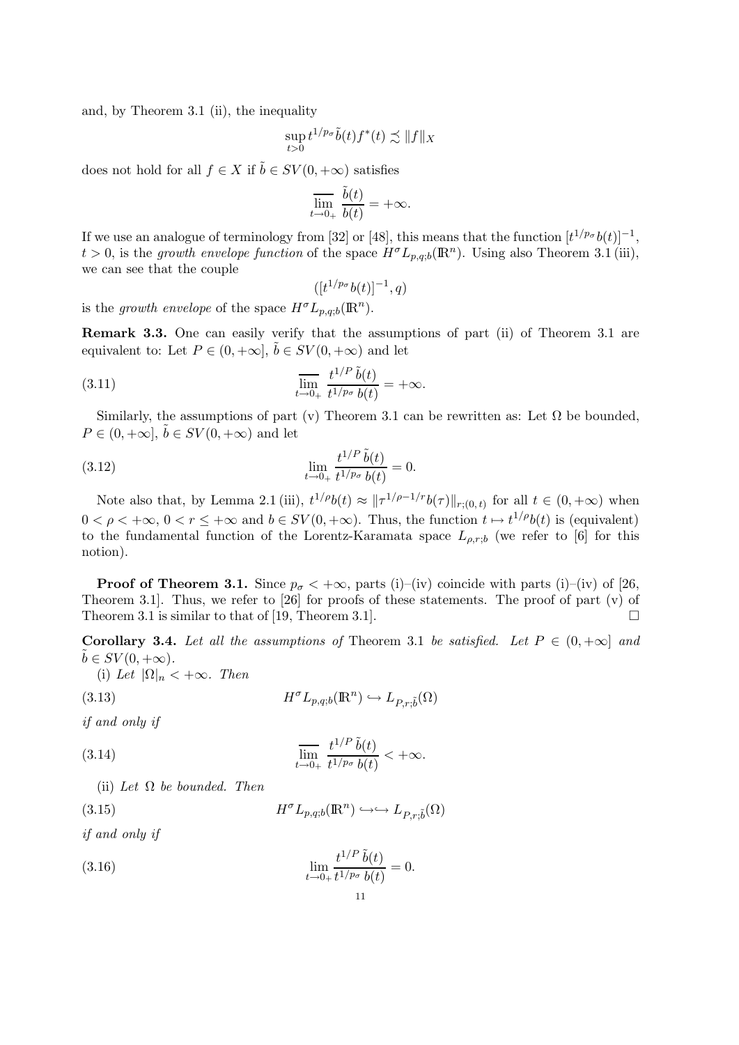and, by Theorem 3.1 (ii), the inequality

$$\sup_{t>0} t^{1/p_\sigma} \tilde{b}(t) f^*(t) \precsim \|f\|_X$$

does not hold for all $f \in X$ if $\tilde{b} \in SV(0, +\infty)$ satisfies

$$\overline{\lim_{t\to 0_+}} \frac{\tilde{b}(t)}{b(t)} = +\infty.$$

If we use an analogue of terminology from [32] or [48], this means that the function $[t^{1/p_\sigma} b(t)]^{-1}$, $t > 0$, is the *growth envelope function* of the space $H^\sigma L_{p,q;b}(\mathbb{R}^n)$. Using also Theorem 3.1 (iii), we can see that the couple

$$([t^{1/p_\sigma} b(t)]^{-1}, q)$$

is the *growth envelope* of the space $H^\sigma L_{p,q;b}(\mathbb{R}^n)$.

**Remark 3.3.** One can easily verify that the assumptions of part (ii) of Theorem 3.1 are equivalent to: Let $P \in (0, +\infty]$, $\tilde{b} \in SV(0, +\infty)$ and let

$$\overline{\lim_{t\to 0_+}} \frac{t^{1/P}\, \tilde{b}(t)}{t^{1/p_\sigma}\, b(t)} = +\infty. \tag{3.11}$$

Similarly, the assumptions of part (v) Theorem 3.1 can be rewritten as: Let $\Omega$ be bounded, $P \in (0, +\infty]$, $\tilde{b} \in SV(0, +\infty)$ and let

$$\lim_{t\to 0_+} \frac{t^{1/P}\, \tilde{b}(t)}{t^{1/p_\sigma}\, b(t)} = 0. \tag{3.12}$$

Note also that, by Lemma 2.1 (iii), $t^{1/\rho} b(t) \approx \|\tau^{1/\rho - 1/r} b(\tau)\|_{r;(0,\,t)}$ for all $t \in (0, +\infty)$ when $0 < \rho < +\infty$, $0 < r \le +\infty$ and $b \in SV(0, +\infty)$. Thus, the function $t \mapsto t^{1/\rho} b(t)$ is (equivalent) to the fundamental function of the Lorentz-Karamata space $L_{\rho,r;b}$ (we refer to [6] for this notion).

**Proof of Theorem 3.1.** Since $p_\sigma < +\infty$, parts (i)–(iv) coincide with parts (i)–(iv) of [26, Theorem 3.1]. Thus, we refer to [26] for proofs of these statements. The proof of part (v) of Theorem 3.1 is similar to that of [19, Theorem 3.1]. $\square$

**Corollary 3.4.** *Let all the assumptions of* Theorem 3.1 *be satisfied. Let* $P \in (0, +\infty]$ *and* $\tilde{b} \in SV(0, +\infty)$.

(i) *Let* $|\Omega|_n < +\infty$. *Then*

$$H^\sigma L_{p,q;b}(\mathbb{R}^n) \hookrightarrow L_{P,r;\tilde{b}}(\Omega) \tag{3.13}$$

*if and only if*

$$\overline{\lim_{t\to 0_+}} \frac{t^{1/P}\, \tilde{b}(t)}{t^{1/p_\sigma}\, b(t)} < +\infty. \tag{3.14}$$

(ii) *Let* $\Omega$ *be bounded. Then*

$$H^\sigma L_{p,q;b}(\mathbb{R}^n) \hookrightarrow\hookrightarrow L_{P,r;\tilde{b}}(\Omega) \tag{3.15}$$

*if and only if*

$$\lim_{t\to 0_+} \frac{t^{1/P}\, \tilde{b}(t)}{t^{1/p_\sigma}\, b(t)} = 0. \tag{3.16}$$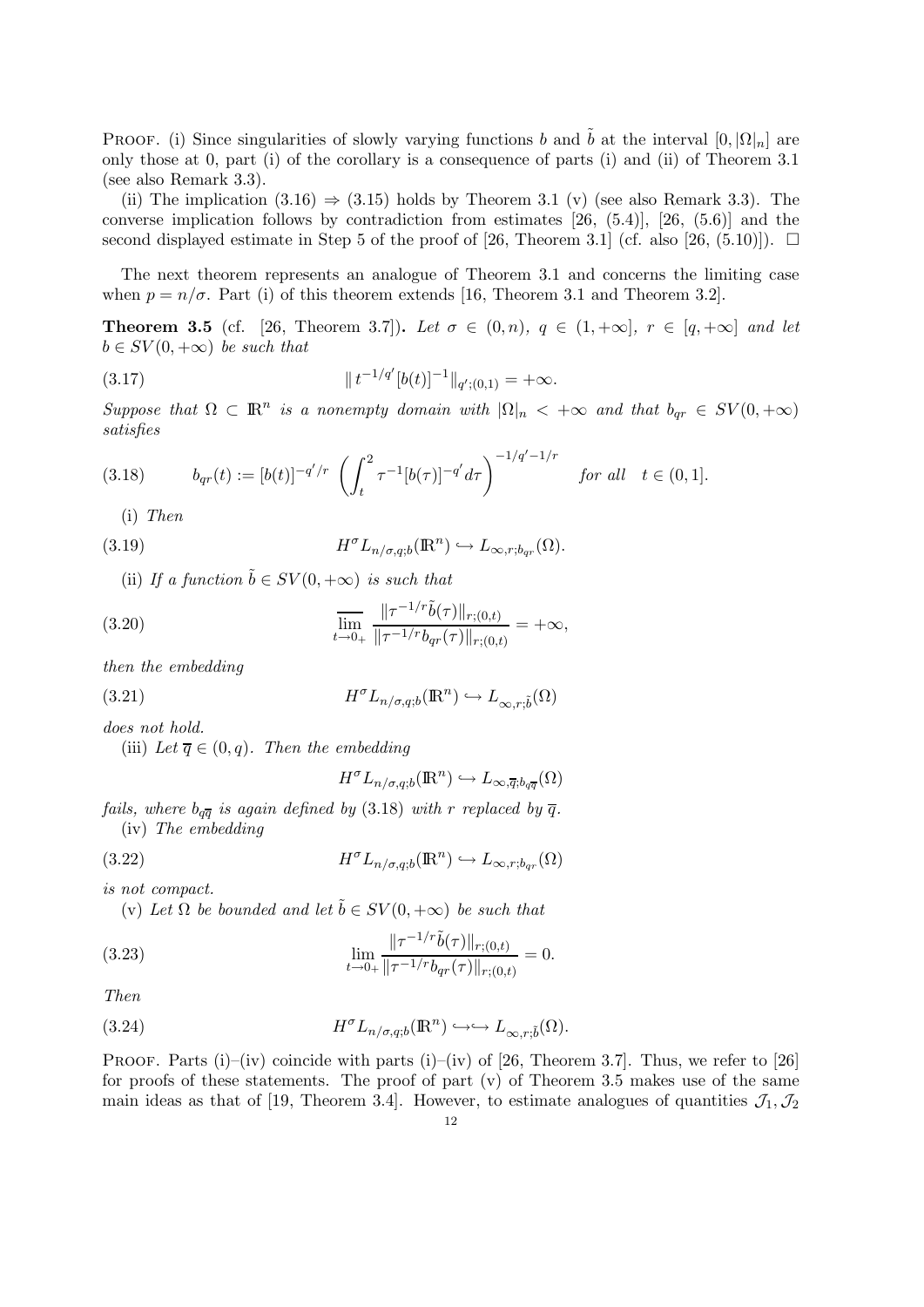PROOF. (i) Since singularities of slowly varying functions $b$ and $\tilde{b}$ at the interval $[0, |\Omega|_n]$ are only those at 0, part (i) of the corollary is a consequence of parts (i) and (ii) of Theorem 3.1 (see also Remark 3.3).

(ii) The implication (3.16) $\Rightarrow$ (3.15) holds by Theorem 3.1 (v) (see also Remark 3.3). The converse implication follows by contradiction from estimates [26, (5.4)], [26, (5.6)] and the second displayed estimate in Step 5 of the proof of [26, Theorem 3.1] (cf. also [26, (5.10)]). $\square$

The next theorem represents an analogue of Theorem 3.1 and concerns the limiting case when $p = n/\sigma$. Part (i) of this theorem extends [16, Theorem 3.1 and Theorem 3.2].

**Theorem 3.5** (cf. [26, Theorem 3.7]). *Let $\sigma \in (0, n)$, $q \in (1, +\infty]$, $r \in [q, +\infty]$ and let $b \in SV(0, +\infty)$ be such that*

$$\| t^{-1/q'} [b(t)]^{-1} \|_{q';(0,1)} = +\infty. \tag{3.17}$$

*Suppose that $\Omega \subset \mathbb{R}^n$ is a nonempty domain with $|\Omega|_n < +\infty$ and that $b_{qr} \in SV(0, +\infty)$ satisfies*

$$b_{qr}(t) := [b(t)]^{-q'/r} \left( \int_t^2 \tau^{-1} [b(\tau)]^{-q'} d\tau \right)^{-1/q'-1/r} \quad \text{for all} \quad t \in (0, 1]. \tag{3.18}$$

(i) *Then*

$$H^\sigma L_{n/\sigma,q;b}(\mathbb{R}^n) \hookrightarrow L_{\infty,r;b_{qr}}(\Omega). \tag{3.19}$$

(ii) *If a function $\tilde{b} \in SV(0, +\infty)$ is such that*

$$\overline{\lim_{t \to 0_+}} \frac{\|\tau^{-1/r} \tilde{b}(\tau)\|_{r;(0,t)}}{\|\tau^{-1/r} b_{qr}(\tau)\|_{r;(0,t)}} = +\infty, \tag{3.20}$$

*then the embedding*

$$H^\sigma L_{n/\sigma,q;b}(\mathbb{R}^n) \hookrightarrow L_{\infty,r;\tilde{b}}(\Omega) \tag{3.21}$$

*does not hold.*

(iii) *Let $\overline{q} \in (0, q)$. Then the embedding*

$$H^\sigma L_{n/\sigma,q;b}(\mathbb{R}^n) \hookrightarrow L_{\infty,\overline{q};b_{q\overline{q}}}(\Omega)$$

*fails, where $b_{q\overline{q}}$ is again defined by (3.18) with $r$ replaced by $\overline{q}$.*

(iv) *The embedding*

$$H^\sigma L_{n/\sigma,q;b}(\mathbb{R}^n) \hookrightarrow L_{\infty,r;b_{qr}}(\Omega) \tag{3.22}$$

*is not compact.*

(v) *Let $\Omega$ be bounded and let $\tilde{b} \in SV(0, +\infty)$ be such that*

$$\lim_{t \to 0_+} \frac{\|\tau^{-1/r} \tilde{b}(\tau)\|_{r;(0,t)}}{\|\tau^{-1/r} b_{qr}(\tau)\|_{r;(0,t)}} = 0. \tag{3.23}$$

*Then*

$$H^\sigma L_{n/\sigma,q;b}(\mathbb{R}^n) \hookrightarrow\hookrightarrow L_{\infty,r;\tilde{b}}(\Omega). \tag{3.24}$$

PROOF. Parts (i)–(iv) coincide with parts (i)–(iv) of [26, Theorem 3.7]. Thus, we refer to [26] for proofs of these statements. The proof of part (v) of Theorem 3.5 makes use of the same main ideas as that of [19, Theorem 3.4]. However, to estimate analogues of quantities $\mathcal{J}_1, \mathcal{J}_2$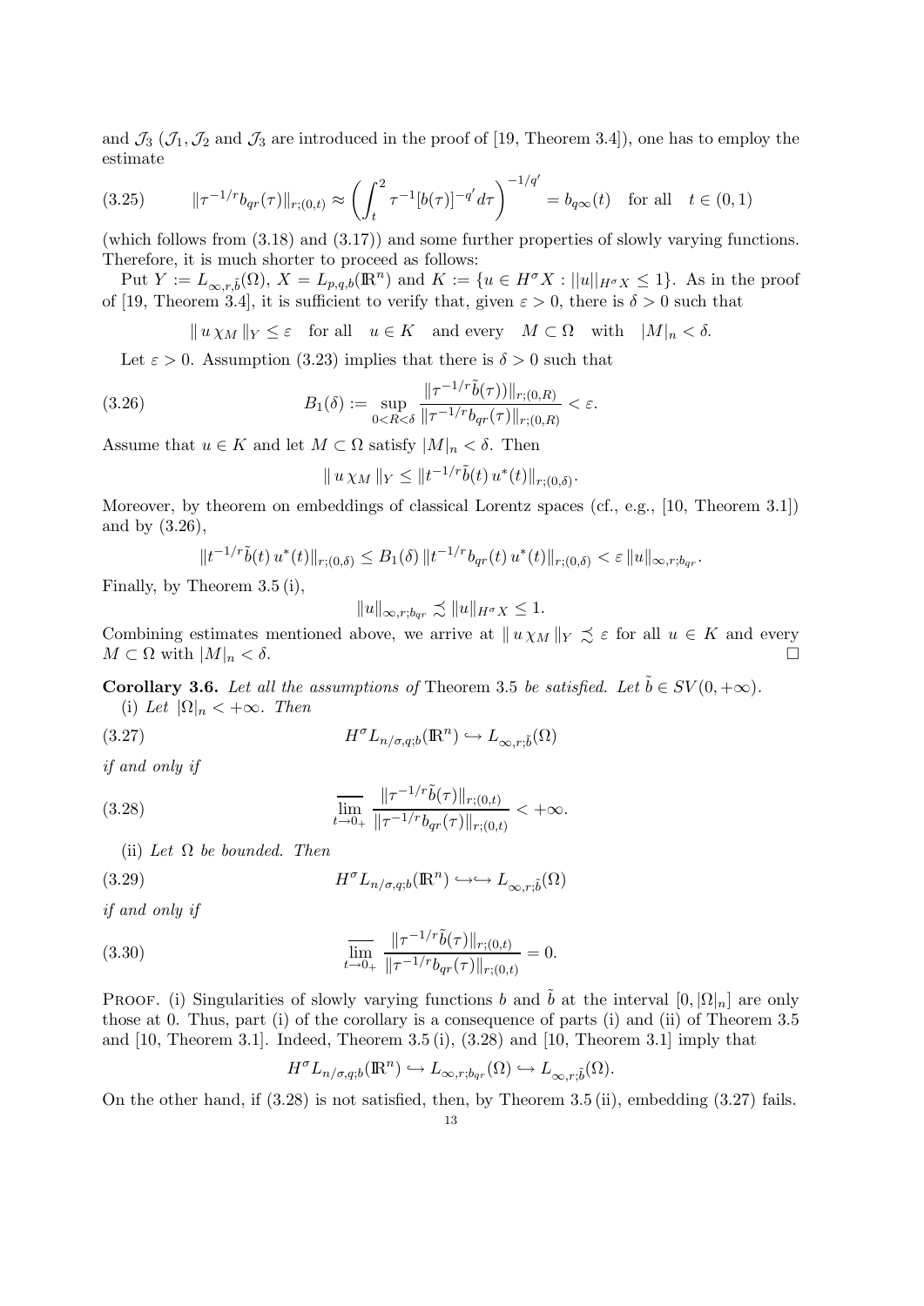and $\mathcal{J}_3$ ($\mathcal{J}_1, \mathcal{J}_2$ and $\mathcal{J}_3$ are introduced in the proof of [19, Theorem 3.4]), one has to employ the estimate

$$
\|\tau^{-1/r} b_{qr}(\tau)\|_{r;(0,t)} \approx \left( \int_t^2 \tau^{-1} [b(\tau)]^{-q'} d\tau \right)^{-1/q'} = b_{q\infty}(t) \quad \text{for all} \quad t \in (0,1) \tag{3.25}
$$

(which follows from (3.18) and (3.17)) and some further properties of slowly varying functions. Therefore, it is much shorter to proceed as follows:

Put $Y := L_{\infty,r,\tilde{b}}(\Omega)$, $X = L_{p,q,b}(\mathbb{R}^n)$ and $K := \{u \in H^\sigma X : \|u\|_{H^\sigma X} \leq 1\}$. As in the proof of [19, Theorem 3.4], it is sufficient to verify that, given $\varepsilon > 0$, there is $\delta > 0$ such that

$$
\| u\, \chi_M \|_Y \leq \varepsilon \quad \text{for all} \quad u \in K \quad \text{and every} \quad M \subset \Omega \quad \text{with} \quad |M|_n < \delta.
$$

Let $\varepsilon > 0$. Assumption (3.23) implies that there is $\delta > 0$ such that

$$
B_1(\delta) := \sup_{0<R<\delta} \frac{\|\tau^{-1/r} \tilde{b}(\tau))\|_{r;(0,R)}}{\|\tau^{-1/r} b_{qr}(\tau)\|_{r;(0,R)}} < \varepsilon. \tag{3.26}
$$

Assume that $u \in K$ and let $M \subset \Omega$ satisfy $|M|_n < \delta$. Then

$$
\| u\, \chi_M \|_Y \leq \|t^{-1/r} \tilde{b}(t)\, u^*(t)\|_{r;(0,\delta)}.
$$

Moreover, by theorem on embeddings of classical Lorentz spaces (cf., e.g., [10, Theorem 3.1]) and by (3.26),

$$
\|t^{-1/r} \tilde{b}(t)\, u^*(t)\|_{r;(0,\delta)} \leq B_1(\delta)\, \|t^{-1/r} b_{qr}(t)\, u^*(t)\|_{r;(0,\delta)} < \varepsilon\, \|u\|_{\infty,r;b_{qr}}.
$$

Finally, by Theorem 3.5 (i),

$$
\|u\|_{\infty,r;b_{qr}} \precsim \|u\|_{H^\sigma X} \leq 1.
$$

Combining estimates mentioned above, we arrive at $\| u\, \chi_M \|_Y \precsim \varepsilon$ for all $u \in K$ and every $M \subset \Omega$ with $|M|_n < \delta$. $\square$

**Corollary 3.6.** *Let all the assumptions of* Theorem 3.5 *be satisfied. Let $\tilde{b} \in SV(0, +\infty)$.*

(i) *Let $|\Omega|_n < +\infty$. Then*

$$
H^\sigma L_{n/\sigma,q;b}(\mathbb{R}^n) \hookrightarrow L_{\infty,r;\tilde{b}}(\Omega) \tag{3.27}
$$

*if and only if*

$$
\overline{\lim_{t \to 0_+}} \frac{\|\tau^{-1/r} \tilde{b}(\tau)\|_{r;(0,t)}}{\|\tau^{-1/r} b_{qr}(\tau)\|_{r;(0,t)}} < +\infty. \tag{3.28}
$$

(ii) *Let $\Omega$ be bounded. Then*

$$
H^\sigma L_{n/\sigma,q;b}(\mathbb{R}^n) \hookrightarrow\hookrightarrow L_{\infty,r;\tilde{b}}(\Omega) \tag{3.29}
$$

*if and only if*

$$
\overline{\lim_{t \to 0_+}} \frac{\|\tau^{-1/r} \tilde{b}(\tau)\|_{r;(0,t)}}{\|\tau^{-1/r} b_{qr}(\tau)\|_{r;(0,t)}} = 0. \tag{3.30}
$$

Proof. (i) Singularities of slowly varying functions $b$ and $\tilde{b}$ at the interval $[0, |\Omega|_n]$ are only those at 0. Thus, part (i) of the corollary is a consequence of parts (i) and (ii) of Theorem 3.5 and [10, Theorem 3.1]. Indeed, Theorem 3.5 (i), (3.28) and [10, Theorem 3.1] imply that

$$
H^\sigma L_{n/\sigma,q;b}(\mathbb{R}^n) \hookrightarrow L_{\infty,r;b_{qr}}(\Omega) \hookrightarrow L_{\infty,r;\tilde{b}}(\Omega).
$$

On the other hand, if (3.28) is not satisfied, then, by Theorem 3.5 (ii), embedding (3.27) fails.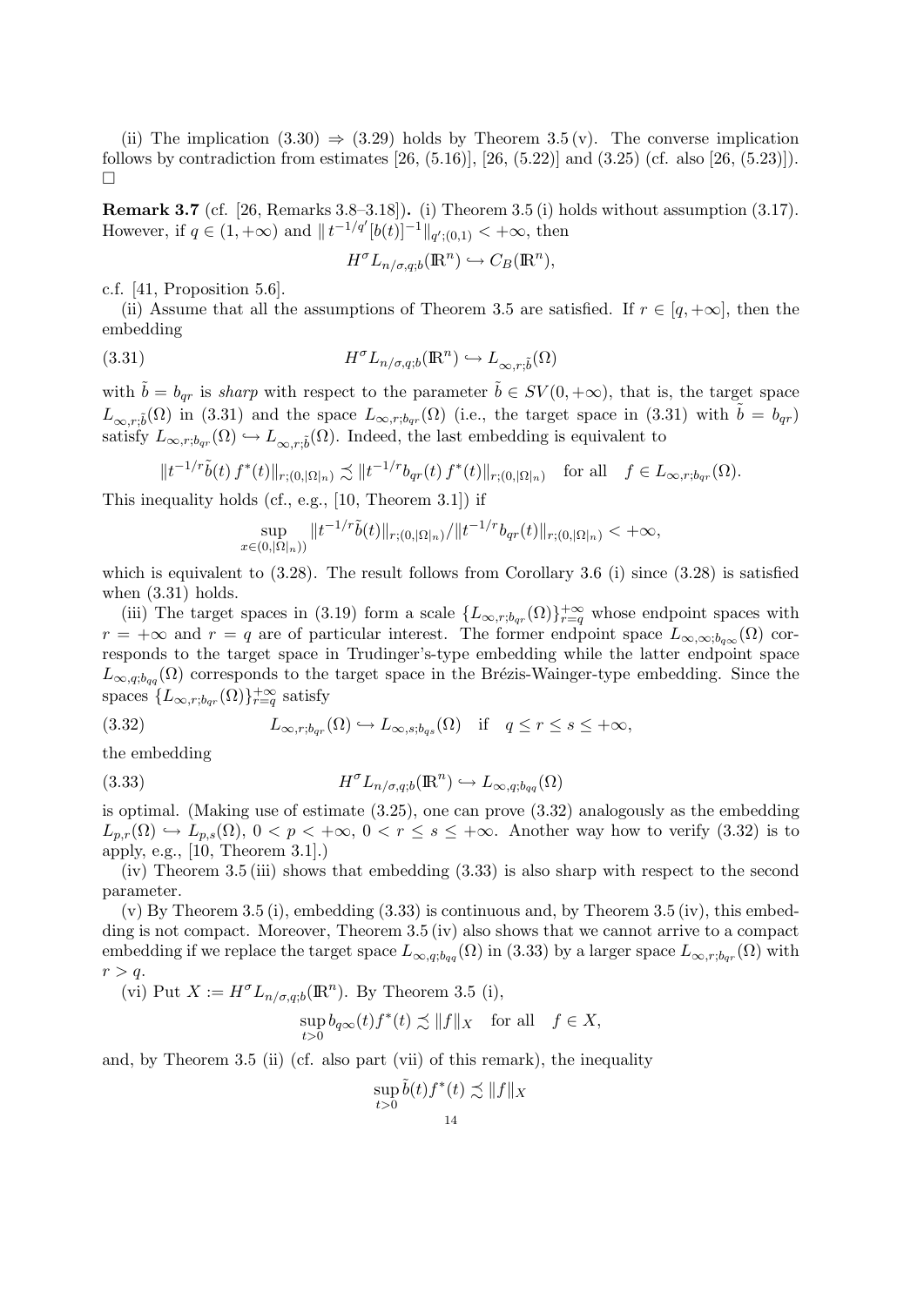(ii) The implication (3.30) $\Rightarrow$ (3.29) holds by Theorem 3.5 (v). The converse implication follows by contradiction from estimates [26, (5.16)], [26, (5.22)] and (3.25) (cf. also [26, (5.23)]). $\square$

**Remark 3.7** (cf. [26, Remarks 3.8–3.18])**.** (i) Theorem 3.5 (i) holds without assumption (3.17). However, if $q \in (1, +\infty)$ and $\| t^{-1/q'} [b(t)]^{-1} \|_{q';(0,1)} < +\infty$, then

$$H^\sigma L_{n/\sigma,q;b}(\mathbb{R}^n) \hookrightarrow C_B(\mathbb{R}^n),$$

c.f. [41, Proposition 5.6].

(ii) Assume that all the assumptions of Theorem 3.5 are satisfied. If $r \in [q, +\infty]$, then the embedding

$$H^\sigma L_{n/\sigma,q;b}(\mathbb{R}^n) \hookrightarrow L_{\infty,r;\tilde{b}}(\Omega) \tag{3.31}$$

with $\tilde{b} = b_{qr}$ is *sharp* with respect to the parameter $\tilde{b} \in SV(0, +\infty)$, that is, the target space $L_{\infty,r;\tilde{b}}(\Omega)$ in (3.31) and the space $L_{\infty,r;b_{qr}}(\Omega)$ (i.e., the target space in (3.31) with $\tilde{b} = b_{qr}$) satisfy $L_{\infty,r;b_{qr}}(\Omega) \hookrightarrow L_{\infty,r;\tilde{b}}(\Omega)$. Indeed, the last embedding is equivalent to

$$\|t^{-1/r} \tilde{b}(t)\, f^*(t)\|_{r;(0,|\Omega|_n)} \precsim \|t^{-1/r} b_{qr}(t)\, f^*(t)\|_{r;(0,|\Omega|_n)} \quad \text{for all} \quad f \in L_{\infty,r;b_{qr}}(\Omega).$$

This inequality holds (cf., e.g., [10, Theorem 3.1]) if

$$\sup_{x \in (0,|\Omega|_n))} \|t^{-1/r} \tilde{b}(t)\|_{r;(0,|\Omega|_n)} / \|t^{-1/r} b_{qr}(t)\|_{r;(0,|\Omega|_n)} < +\infty,$$

which is equivalent to (3.28). The result follows from Corollary 3.6 (i) since (3.28) is satisfied when (3.31) holds.

(iii) The target spaces in (3.19) form a scale $\{L_{\infty,r;b_{qr}}(\Omega)\}_{r=q}^{+\infty}$ whose endpoint spaces with $r = +\infty$ and $r = q$ are of particular interest. The former endpoint space $L_{\infty,\infty;b_{q\infty}}(\Omega)$ corresponds to the target space in Trudinger's-type embedding while the latter endpoint space $L_{\infty,q;b_{qq}}(\Omega)$ corresponds to the target space in the Brézis-Wainger-type embedding. Since the spaces $\{L_{\infty,r;b_{qr}}(\Omega)\}_{r=q}^{+\infty}$ satisfy

$$L_{\infty,r;b_{qr}}(\Omega) \hookrightarrow L_{\infty,s;b_{qs}}(\Omega) \quad \text{if} \quad q \le r \le s \le +\infty, \tag{3.32}$$

the embedding

$$H^\sigma L_{n/\sigma,q;b}(\mathbb{R}^n) \hookrightarrow L_{\infty,q;b_{qq}}(\Omega) \tag{3.33}$$

is optimal. (Making use of estimate (3.25), one can prove (3.32) analogously as the embedding $L_{p,r}(\Omega) \hookrightarrow L_{p,s}(\Omega)$, $0 < p < +\infty$, $0 < r \le s \le +\infty$. Another way how to verify (3.32) is to apply, e.g., [10, Theorem 3.1].)

(iv) Theorem 3.5 (iii) shows that embedding (3.33) is also sharp with respect to the second parameter.

(v) By Theorem 3.5 (i), embedding (3.33) is continuous and, by Theorem 3.5 (iv), this embedding is not compact. Moreover, Theorem 3.5 (iv) also shows that we cannot arrive to a compact embedding if we replace the target space $L_{\infty,q;b_{qq}}(\Omega)$ in (3.33) by a larger space $L_{\infty,r;b_{qr}}(\Omega)$ with $r > q$.

(vi) Put $X := H^\sigma L_{n/\sigma,q;b}(\mathbb{R}^n)$. By Theorem 3.5 (i),

$$\sup_{t>0} b_{q\infty}(t) f^*(t) \precsim \|f\|_X \quad \text{for all} \quad f \in X,$$

and, by Theorem 3.5 (ii) (cf. also part (vii) of this remark), the inequality

$$\sup_{t>0} \tilde{b}(t) f^*(t) \precsim \|f\|_X$$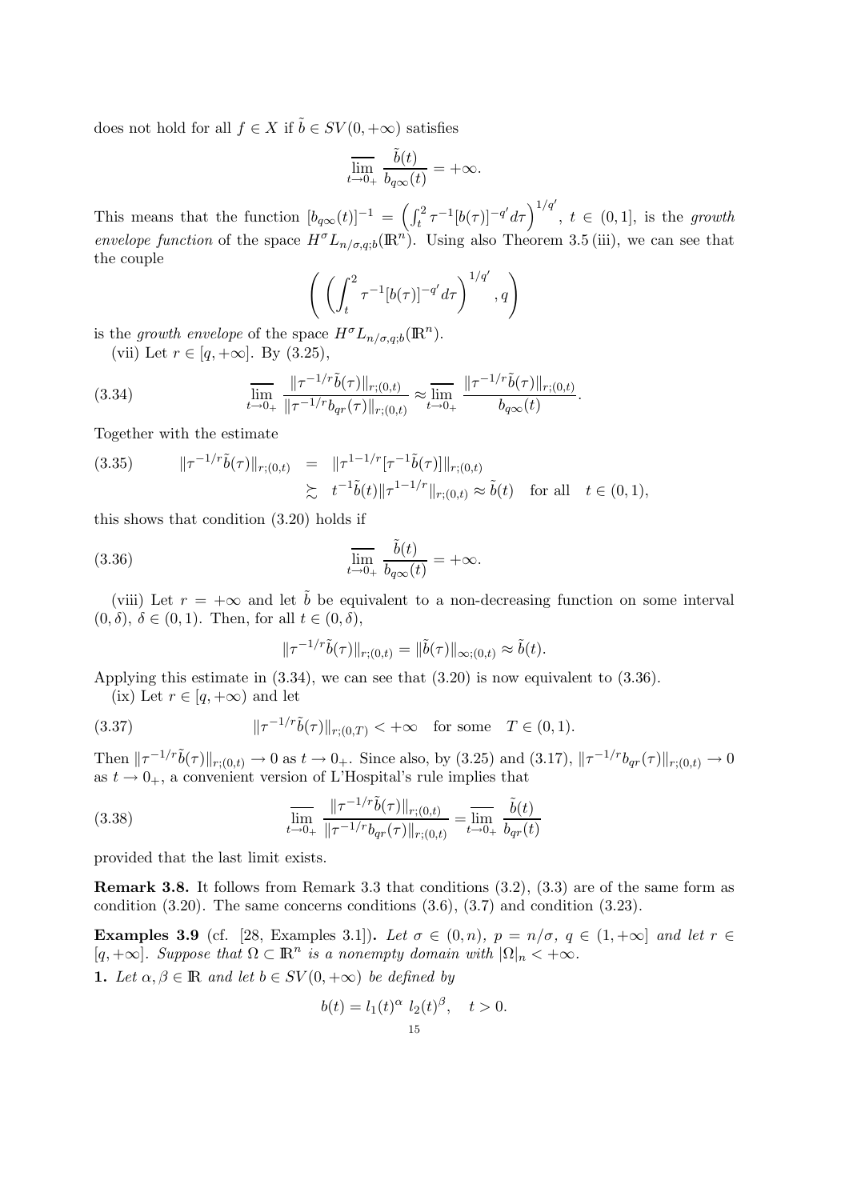does not hold for all $f \in X$ if $\tilde{b} \in SV(0,+\infty)$ satisfies

$$\overline{\lim_{t\to 0_+}} \frac{\tilde{b}(t)}{b_{q\infty}(t)} = +\infty.$$

This means that the function $[b_{q\infty}(t)]^{-1} = \left(\int_t^2 \tau^{-1}[b(\tau)]^{-q'} d\tau\right)^{1/q'}$, $t \in (0,1]$, is the *growth envelope function* of the space $H^\sigma L_{n/\sigma,q;b}(\mathbb{R}^n)$. Using also Theorem 3.5 (iii), we can see that the couple

$$\left( \left(\int_t^2 \tau^{-1}[b(\tau)]^{-q'} d\tau\right)^{1/q'}, q \right)$$

is the *growth envelope* of the space $H^\sigma L_{n/\sigma,q;b}(\mathbb{R}^n)$.

(vii) Let $r \in [q,+\infty]$. By (3.25),

$$\overline{\lim_{t\to 0_+}} \frac{\|\tau^{-1/r}\tilde{b}(\tau)\|_{r;(0,t)}}{\|\tau^{-1/r}b_{qr}(\tau)\|_{r;(0,t)}} \approx \overline{\lim_{t\to 0_+}} \frac{\|\tau^{-1/r}\tilde{b}(\tau)\|_{r;(0,t)}}{b_{q\infty}(t)}. \tag{3.34}$$

Together with the estimate

$$\begin{aligned} \|\tau^{-1/r}\tilde{b}(\tau)\|_{r;(0,t)} &= \|\tau^{1-1/r}[\tau^{-1}\tilde{b}(\tau)]\|_{r;(0,t)} \\ &\succsim t^{-1}\tilde{b}(t)\|\tau^{1-1/r}\|_{r;(0,t)} \approx \tilde{b}(t) \quad \text{for all} \quad t \in (0,1), \end{aligned} \tag{3.35}$$

this shows that condition (3.20) holds if

$$\overline{\lim_{t\to 0_+}} \frac{\tilde{b}(t)}{b_{q\infty}(t)} = +\infty. \tag{3.36}$$

(viii) Let $r = +\infty$ and let $\tilde{b}$ be equivalent to a non-decreasing function on some interval $(0,\delta)$, $\delta \in (0,1)$. Then, for all $t \in (0,\delta)$,

$$\|\tau^{-1/r}\tilde{b}(\tau)\|_{r;(0,t)} = \|\tilde{b}(\tau)\|_{\infty;(0,t)} \approx \tilde{b}(t).$$

Applying this estimate in (3.34), we can see that (3.20) is now equivalent to (3.36).

(ix) Let $r \in [q,+\infty)$ and let

$$\|\tau^{-1/r}\tilde{b}(\tau)\|_{r;(0,T)} < +\infty \quad \text{for some} \quad T \in (0,1). \tag{3.37}$$

Then $\|\tau^{-1/r}\tilde{b}(\tau)\|_{r;(0,t)} \to 0$ as $t \to 0_+$. Since also, by (3.25) and (3.17), $\|\tau^{-1/r}b_{qr}(\tau)\|_{r;(0,t)} \to 0$ as $t \to 0_+$, a convenient version of L'Hospital's rule implies that

$$\overline{\lim_{t\to 0_+}} \frac{\|\tau^{-1/r}\tilde{b}(\tau)\|_{r;(0,t)}}{\|\tau^{-1/r}b_{qr}(\tau)\|_{r;(0,t)}} = \overline{\lim_{t\to 0_+}} \frac{\tilde{b}(t)}{b_{qr}(t)} \tag{3.38}$$

provided that the last limit exists.

**Remark 3.8.** It follows from Remark 3.3 that conditions (3.2), (3.3) are of the same form as condition (3.20). The same concerns conditions (3.6), (3.7) and condition (3.23).

**Examples 3.9** (cf. [28, Examples 3.1]). *Let $\sigma \in (0,n)$, $p = n/\sigma$, $q \in (1,+\infty]$ and let $r \in [q,+\infty]$. Suppose that $\Omega \subset \mathbb{R}^n$ is a nonempty domain with $|\Omega|_n < +\infty$.*

**1.** *Let $\alpha, \beta \in \mathbb{R}$ and let $b \in SV(0,+\infty)$ be defined by*

$$b(t) = l_1(t)^\alpha \; l_2(t)^\beta, \quad t > 0.$$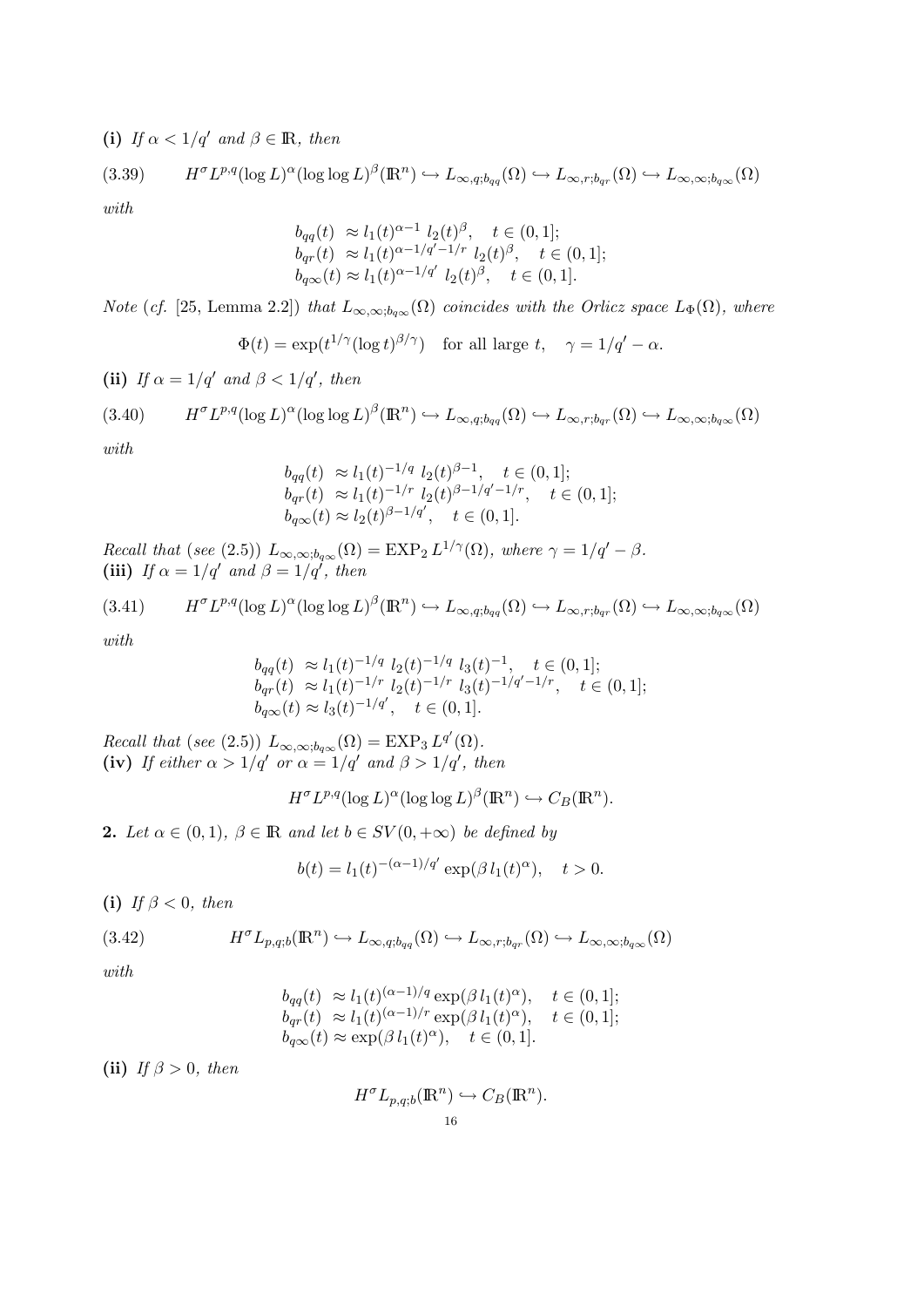**(i)** *If $\alpha < 1/q'$ and $\beta \in \mathbb{R}$, then*

$$H^\sigma L^{p,q}(\log L)^\alpha(\log\log L)^\beta(\mathbb{R}^n) \hookrightarrow L_{\infty,q;b_{qq}}(\Omega) \hookrightarrow L_{\infty,r;b_{qr}}(\Omega) \hookrightarrow L_{\infty,\infty;b_{q\infty}}(\Omega) \tag{3.39}$$

*with*

$$\begin{aligned} b_{qq}(t) &\approx l_1(t)^{\alpha-1}\, l_2(t)^\beta, \quad t \in (0,1]; \\ b_{qr}(t) &\approx l_1(t)^{\alpha-1/q'-1/r}\, l_2(t)^\beta, \quad t \in (0,1]; \\ b_{q\infty}(t) &\approx l_1(t)^{\alpha-1/q'}\, l_2(t)^\beta, \quad t \in (0,1]. \end{aligned}$$

*Note* (*cf.* [25, Lemma 2.2]) *that $L_{\infty,\infty;b_{q\infty}}(\Omega)$ coincides with the Orlicz space $L_\Phi(\Omega)$, where*

$$\Phi(t) = \exp(t^{1/\gamma}(\log t)^{\beta/\gamma}) \quad \text{for all large } t, \quad \gamma = 1/q' - \alpha.$$

**(ii)** *If $\alpha = 1/q'$ and $\beta < 1/q'$, then*

$$H^\sigma L^{p,q}(\log L)^\alpha(\log\log L)^\beta(\mathbb{R}^n) \hookrightarrow L_{\infty,q;b_{qq}}(\Omega) \hookrightarrow L_{\infty,r;b_{qr}}(\Omega) \hookrightarrow L_{\infty,\infty;b_{q\infty}}(\Omega) \tag{3.40}$$

*with*

$$\begin{aligned} b_{qq}(t) &\approx l_1(t)^{-1/q}\, l_2(t)^{\beta-1}, \quad t \in (0,1]; \\ b_{qr}(t) &\approx l_1(t)^{-1/r}\, l_2(t)^{\beta-1/q'-1/r}, \quad t \in (0,1]; \\ b_{q\infty}(t) &\approx l_2(t)^{\beta-1/q'}, \quad t \in (0,1]. \end{aligned}$$

*Recall that* (*see* (2.5)) $L_{\infty,\infty;b_{q\infty}}(\Omega) = \mathrm{EXP}_2\, L^{1/\gamma}(\Omega)$*, where $\gamma = 1/q' - \beta$.*

**(iii)** *If $\alpha = 1/q'$ and $\beta = 1/q'$, then*

$$H^\sigma L^{p,q}(\log L)^\alpha(\log\log L)^\beta(\mathbb{R}^n) \hookrightarrow L_{\infty,q;b_{qq}}(\Omega) \hookrightarrow L_{\infty,r;b_{qr}}(\Omega) \hookrightarrow L_{\infty,\infty;b_{q\infty}}(\Omega) \tag{3.41}$$

*with*

$$\begin{aligned} b_{qq}(t) &\approx l_1(t)^{-1/q}\, l_2(t)^{-1/q}\, l_3(t)^{-1}, \quad t \in (0,1]; \\ b_{qr}(t) &\approx l_1(t)^{-1/r}\, l_2(t)^{-1/r}\, l_3(t)^{-1/q'-1/r}, \quad t \in (0,1]; \\ b_{q\infty}(t) &\approx l_3(t)^{-1/q'}, \quad t \in (0,1]. \end{aligned}$$

*Recall that* (*see* (2.5)) $L_{\infty,\infty;b_{q\infty}}(\Omega) = \mathrm{EXP}_3\, L^{q'}(\Omega)$*.*

**(iv)** *If either $\alpha > 1/q'$ or $\alpha = 1/q'$ and $\beta > 1/q'$, then*

$$H^\sigma L^{p,q}(\log L)^\alpha(\log\log L)^\beta(\mathbb{R}^n) \hookrightarrow C_B(\mathbb{R}^n).$$

**2.** *Let $\alpha \in (0,1)$, $\beta \in \mathbb{R}$ and let $b \in SV(0,+\infty)$ be defined by*

$$b(t) = l_1(t)^{-(\alpha-1)/q'} \exp(\beta\, l_1(t)^\alpha), \quad t > 0.$$

**(i)** *If $\beta < 0$, then*

$$H^\sigma L_{p,q;b}(\mathbb{R}^n) \hookrightarrow L_{\infty,q;b_{qq}}(\Omega) \hookrightarrow L_{\infty,r;b_{qr}}(\Omega) \hookrightarrow L_{\infty,\infty;b_{q\infty}}(\Omega) \tag{3.42}$$

*with*

$$\begin{aligned} b_{qq}(t) &\approx l_1(t)^{(\alpha-1)/q} \exp(\beta\, l_1(t)^\alpha), \quad t \in (0,1]; \\ b_{qr}(t) &\approx l_1(t)^{(\alpha-1)/r} \exp(\beta\, l_1(t)^\alpha), \quad t \in (0,1]; \\ b_{q\infty}(t) &\approx \exp(\beta\, l_1(t)^\alpha), \quad t \in (0,1]. \end{aligned}$$

**(ii)** *If $\beta > 0$, then*

$$H^\sigma L_{p,q;b}(\mathbb{R}^n) \hookrightarrow C_B(\mathbb{R}^n).$$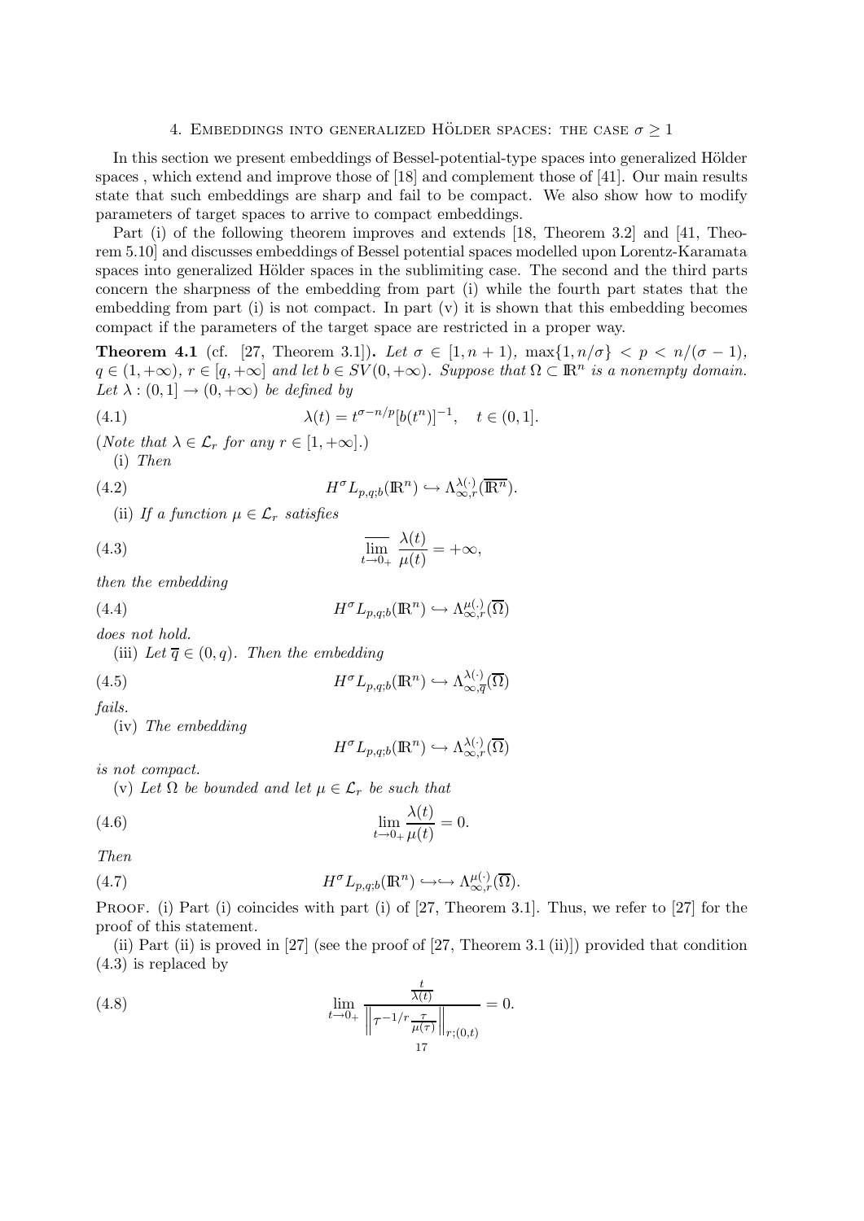## 4. Embeddings into generalized Hölder spaces: the case $\sigma \geq 1$

In this section we present embeddings of Bessel-potential-type spaces into generalized Hölder spaces , which extend and improve those of [18] and complement those of [41]. Our main results state that such embeddings are sharp and fail to be compact. We also show how to modify parameters of target spaces to arrive to compact embeddings.

Part (i) of the following theorem improves and extends [18, Theorem 3.2] and [41, Theorem 5.10] and discusses embeddings of Bessel potential spaces modelled upon Lorentz-Karamata spaces into generalized Hölder spaces in the sublimiting case. The second and the third parts concern the sharpness of the embedding from part (i) while the fourth part states that the embedding from part (i) is not compact. In part (v) it is shown that this embedding becomes compact if the parameters of the target space are restricted in a proper way.

**Theorem 4.1** (cf. [27, Theorem 3.1])**.** *Let $\sigma \in [1, n+1)$, $\max\{1, n/\sigma\} < p < n/(\sigma-1)$, $q \in (1, +\infty)$, $r \in [q, +\infty]$ and let $b \in SV(0, +\infty)$. Suppose that $\Omega \subset \mathbb{R}^n$ is a nonempty domain. Let $\lambda : (0, 1] \to (0, +\infty)$ be defined by*

$$\lambda(t) = t^{\sigma - n/p}[b(t^n)]^{-1}, \quad t \in (0, 1]. \tag{4.1}$$

*(Note that $\lambda \in \mathcal{L}_r$ for any $r \in [1, +\infty]$.)*

(i) *Then*

$$H^\sigma L_{p,q;b}(\mathbb{R}^n) \hookrightarrow \Lambda^{\lambda(\cdot)}_{\infty,r}(\overline{\mathbb{R}^n}). \tag{4.2}$$

(ii) *If a function $\mu \in \mathcal{L}_r$ satisfies*

$$\overline{\lim_{t \to 0_+}} \frac{\lambda(t)}{\mu(t)} = +\infty, \tag{4.3}$$

*then the embedding*

$$H^\sigma L_{p,q;b}(\mathbb{R}^n) \hookrightarrow \Lambda^{\mu(\cdot)}_{\infty,r}(\overline{\Omega}) \tag{4.4}$$

*does not hold.*

(iii) *Let $\overline{q} \in (0, q)$. Then the embedding*

$$H^\sigma L_{p,q;b}(\mathbb{R}^n) \hookrightarrow \Lambda^{\lambda(\cdot)}_{\infty,\overline{q}}(\overline{\Omega}) \tag{4.5}$$

*fails.*

(iv) *The embedding*

$$H^\sigma L_{p,q;b}(\mathbb{R}^n) \hookrightarrow \Lambda^{\lambda(\cdot)}_{\infty,r}(\overline{\Omega})$$

*is not compact.*

(v) *Let $\Omega$ be bounded and let $\mu \in \mathcal{L}_r$ be such that*

$$\lim_{t \to 0_+} \frac{\lambda(t)}{\mu(t)} = 0. \tag{4.6}$$

*Then*

$$H^\sigma L_{p,q;b}(\mathbb{R}^n) \hookrightarrow\hookrightarrow \Lambda^{\mu(\cdot)}_{\infty,r}(\overline{\Omega}). \tag{4.7}$$

Proof. (i) Part (i) coincides with part (i) of [27, Theorem 3.1]. Thus, we refer to [27] for the proof of this statement.

(ii) Part (ii) is proved in [27] (see the proof of [27, Theorem 3.1 (ii)]) provided that condition (4.3) is replaced by

$$\lim_{t \to 0_+} \frac{\frac{t}{\lambda(t)}}{\left\| \tau^{-1/r} \frac{\tau}{\mu(\tau)} \right\|_{r;(0,t)}} = 0. \tag{4.8}$$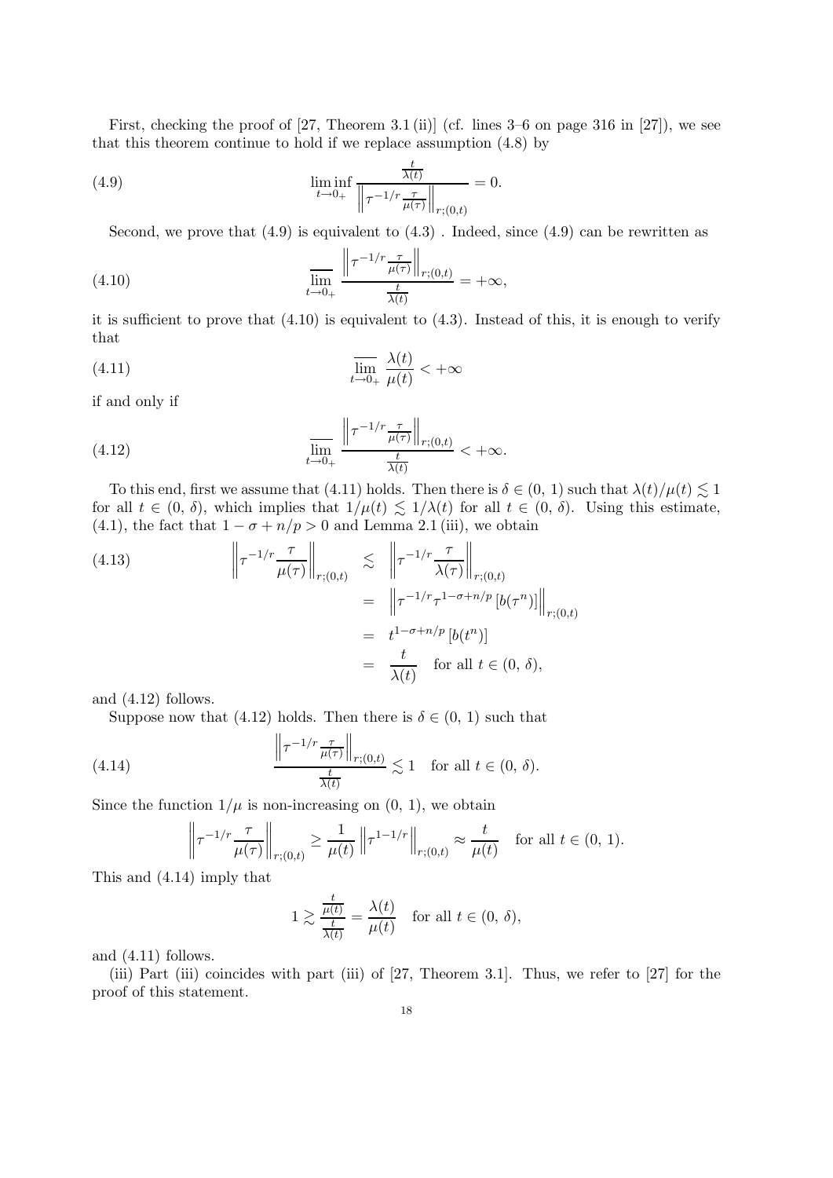First, checking the proof of [27, Theorem 3.1 (ii)] (cf. lines 3–6 on page 316 in [27]), we see that this theorem continue to hold if we replace assumption (4.8) by

$$\liminf_{t\to 0_+} \frac{\frac{t}{\lambda(t)}}{\left\| \tau^{-1/r} \frac{\tau}{\mu(\tau)} \right\|_{r;(0,t)}} = 0. \tag{4.9}$$

Second, we prove that (4.9) is equivalent to (4.3) . Indeed, since (4.9) can be rewritten as

$$\overline{\lim_{t\to 0_+}} \frac{\left\| \tau^{-1/r} \frac{\tau}{\mu(\tau)} \right\|_{r;(0,t)}}{\frac{t}{\lambda(t)}} = +\infty, \tag{4.10}$$

it is sufficient to prove that (4.10) is equivalent to (4.3). Instead of this, it is enough to verify that

$$\overline{\lim_{t\to 0_+}} \frac{\lambda(t)}{\mu(t)} < +\infty \tag{4.11}$$

if and only if

$$\overline{\lim_{t\to 0_+}} \frac{\left\| \tau^{-1/r} \frac{\tau}{\mu(\tau)} \right\|_{r;(0,t)}}{\frac{t}{\lambda(t)}} < +\infty. \tag{4.12}$$

To this end, first we assume that (4.11) holds. Then there is $\delta \in (0, 1)$ such that $\lambda(t)/\mu(t) \lesssim 1$ for all $t \in (0, \delta)$, which implies that $1/\mu(t) \lesssim 1/\lambda(t)$ for all $t \in (0, \delta)$. Using this estimate, (4.1), the fact that $1 - \sigma + n/p > 0$ and Lemma 2.1 (iii), we obtain

$$\begin{aligned} \left\| \tau^{-1/r} \frac{\tau}{\mu(\tau)} \right\|_{r;(0,t)} &\lesssim \left\| \tau^{-1/r} \frac{\tau}{\lambda(\tau)} \right\|_{r;(0,t)} \\ &= \left\| \tau^{-1/r} \tau^{1-\sigma+n/p} \left[ b(\tau^n) \right] \right\|_{r;(0,t)} \\ &= t^{1-\sigma+n/p} \left[ b(t^n) \right] \\ &= \frac{t}{\lambda(t)} \quad \text{for all } t \in (0, \delta), \end{aligned} \tag{4.13}$$

and (4.12) follows.

Suppose now that (4.12) holds. Then there is $\delta \in (0, 1)$ such that

$$\frac{\left\| \tau^{-1/r} \frac{\tau}{\mu(\tau)} \right\|_{r;(0,t)}}{\frac{t}{\lambda(t)}} \lesssim 1 \quad \text{for all } t \in (0, \delta). \tag{4.14}$$

Since the function $1/\mu$ is non-increasing on $(0, 1)$, we obtain

$$\left\| \tau^{-1/r} \frac{\tau}{\mu(\tau)} \right\|_{r;(0,t)} \geq \frac{1}{\mu(t)} \left\| \tau^{1-1/r} \right\|_{r;(0,t)} \approx \frac{t}{\mu(t)} \quad \text{for all } t \in (0, 1).$$

This and (4.14) imply that

$$1 \gtrsim \frac{\frac{t}{\mu(t)}}{\frac{t}{\lambda(t)}} = \frac{\lambda(t)}{\mu(t)} \quad \text{for all } t \in (0, \delta),$$

and (4.11) follows.

(iii) Part (iii) coincides with part (iii) of [27, Theorem 3.1]. Thus, we refer to [27] for the proof of this statement.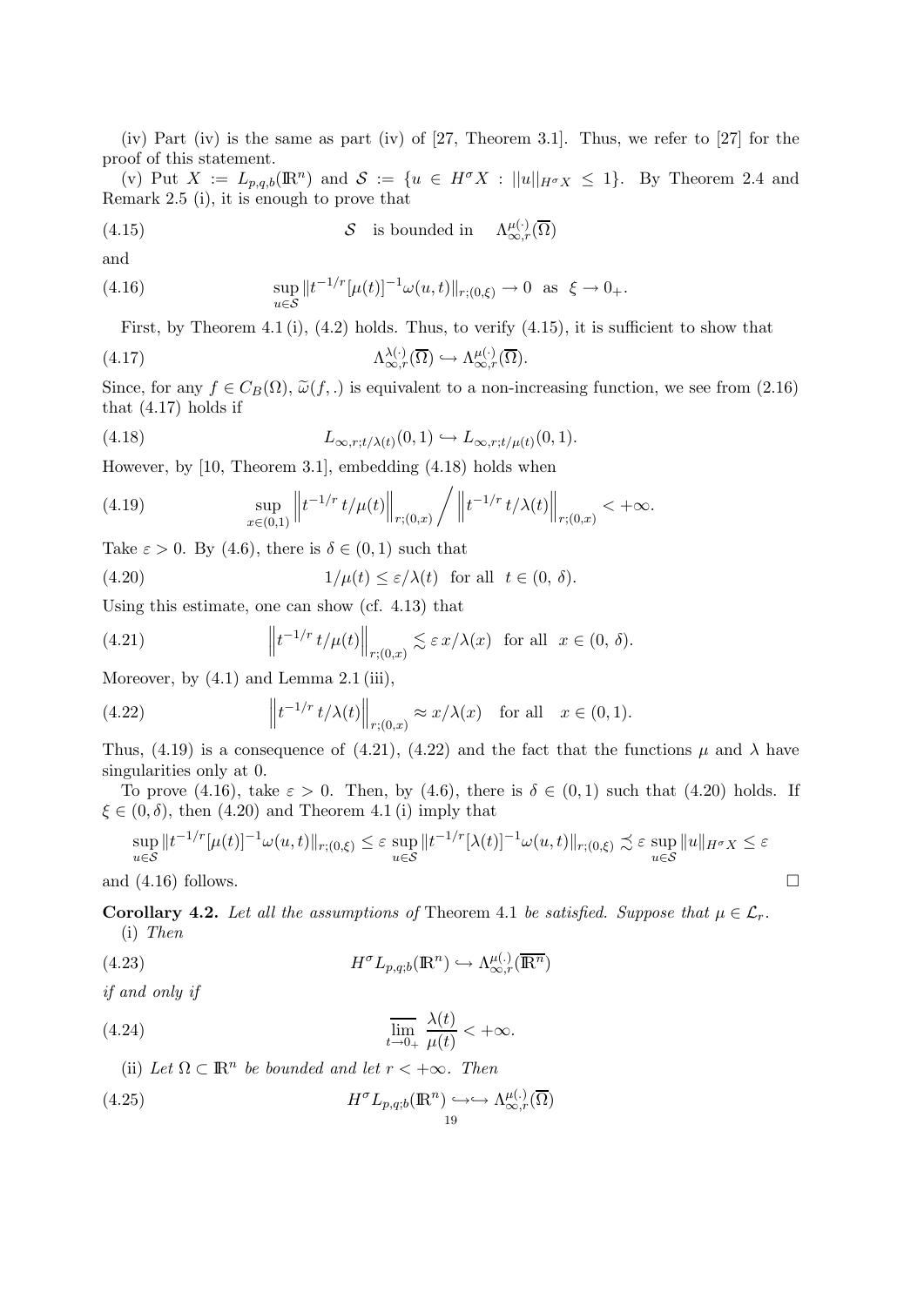(iv) Part (iv) is the same as part (iv) of [27, Theorem 3.1]. Thus, we refer to [27] for the proof of this statement.

(v) Put $X := L_{p,q,b}(\mathbb{R}^n)$ and $\mathcal{S} := \{u \in H^\sigma X : ||u||_{H^\sigma X} \le 1\}$. By Theorem 2.4 and Remark 2.5 (i), it is enough to prove that

$$\mathcal{S} \quad \text{is bounded in} \quad \Lambda^{\mu(\cdot)}_{\infty,r}(\overline{\Omega}) \tag{4.15}$$

and

$$\sup_{u\in\mathcal{S}} \|t^{-1/r}[\mu(t)]^{-1}\omega(u,t)\|_{r;(0,\xi)} \to 0 \ \text{ as } \ \xi \to 0_+. \tag{4.16}$$

First, by Theorem 4.1 (i), (4.2) holds. Thus, to verify (4.15), it is sufficient to show that

$$\Lambda^{\lambda(\cdot)}_{\infty,r}(\overline{\Omega}) \hookrightarrow \Lambda^{\mu(\cdot)}_{\infty,r}(\overline{\Omega}). \tag{4.17}$$

Since, for any $f \in C_B(\Omega)$, $\widetilde{\omega}(f,.)$ is equivalent to a non-increasing function, we see from (2.16) that (4.17) holds if

$$L_{\infty,r;t/\lambda(t)}(0,1) \hookrightarrow L_{\infty,r;t/\mu(t)}(0,1). \tag{4.18}$$

However, by [10, Theorem 3.1], embedding (4.18) holds when

$$\sup_{x\in(0,1)} \left\|t^{-1/r}\, t/\mu(t)\right\|_{r;(0,x)} \Big/ \left\|t^{-1/r}\, t/\lambda(t)\right\|_{r;(0,x)} < +\infty. \tag{4.19}$$

Take $\varepsilon > 0$. By (4.6), there is $\delta \in (0,1)$ such that

$$1/\mu(t) \le \varepsilon/\lambda(t) \ \text{ for all } \ t \in (0,\, \delta). \tag{4.20}$$

Using this estimate, one can show (cf. 4.13) that

$$\left\|t^{-1/r}\, t/\mu(t)\right\|_{r;(0,x)} \lesssim \varepsilon\, x/\lambda(x) \ \text{ for all } \ x \in (0,\, \delta). \tag{4.21}$$

Moreover, by (4.1) and Lemma 2.1 (iii),

$$\left\|t^{-1/r}\, t/\lambda(t)\right\|_{r;(0,x)} \approx x/\lambda(x) \quad \text{for all} \quad x \in (0,1). \tag{4.22}$$

Thus, (4.19) is a consequence of (4.21), (4.22) and the fact that the functions $\mu$ and $\lambda$ have singularities only at 0.

To prove (4.16), take $\varepsilon > 0$. Then, by (4.6), there is $\delta \in (0,1)$ such that (4.20) holds. If $\xi \in (0,\delta)$, then (4.20) and Theorem 4.1 (i) imply that

$$\sup_{u\in\mathcal{S}} \|t^{-1/r}[\mu(t)]^{-1}\omega(u,t)\|_{r;(0,\xi)} \le \varepsilon \sup_{u\in\mathcal{S}} \|t^{-1/r}[\lambda(t)]^{-1}\omega(u,t)\|_{r;(0,\xi)} \precsim \varepsilon \sup_{u\in\mathcal{S}} \|u\|_{H^\sigma X} \le \varepsilon$$

and (4.16) follows. $\square$

**Corollary 4.2.** *Let all the assumptions of* Theorem 4.1 *be satisfied. Suppose that* $\mu \in \mathcal{L}_r$.

(i) *Then*

$$H^\sigma L_{p,q;b}(\mathbb{R}^n) \hookrightarrow \Lambda^{\mu(.)}_{\infty,r}(\overline{\mathbb{R}^n}) \tag{4.23}$$

*if and only if*

$$\overline{\lim_{t\to 0_+}}\ \frac{\lambda(t)}{\mu(t)} < +\infty. \tag{4.24}$$

(ii) *Let* $\Omega \subset \mathbb{R}^n$ *be bounded and let* $r < +\infty$. *Then*

$$H^\sigma L_{p,q;b}(\mathbb{R}^n) \hookrightarrow\hookrightarrow \Lambda^{\mu(.)}_{\infty,r}(\overline{\Omega}) \tag{4.25}$$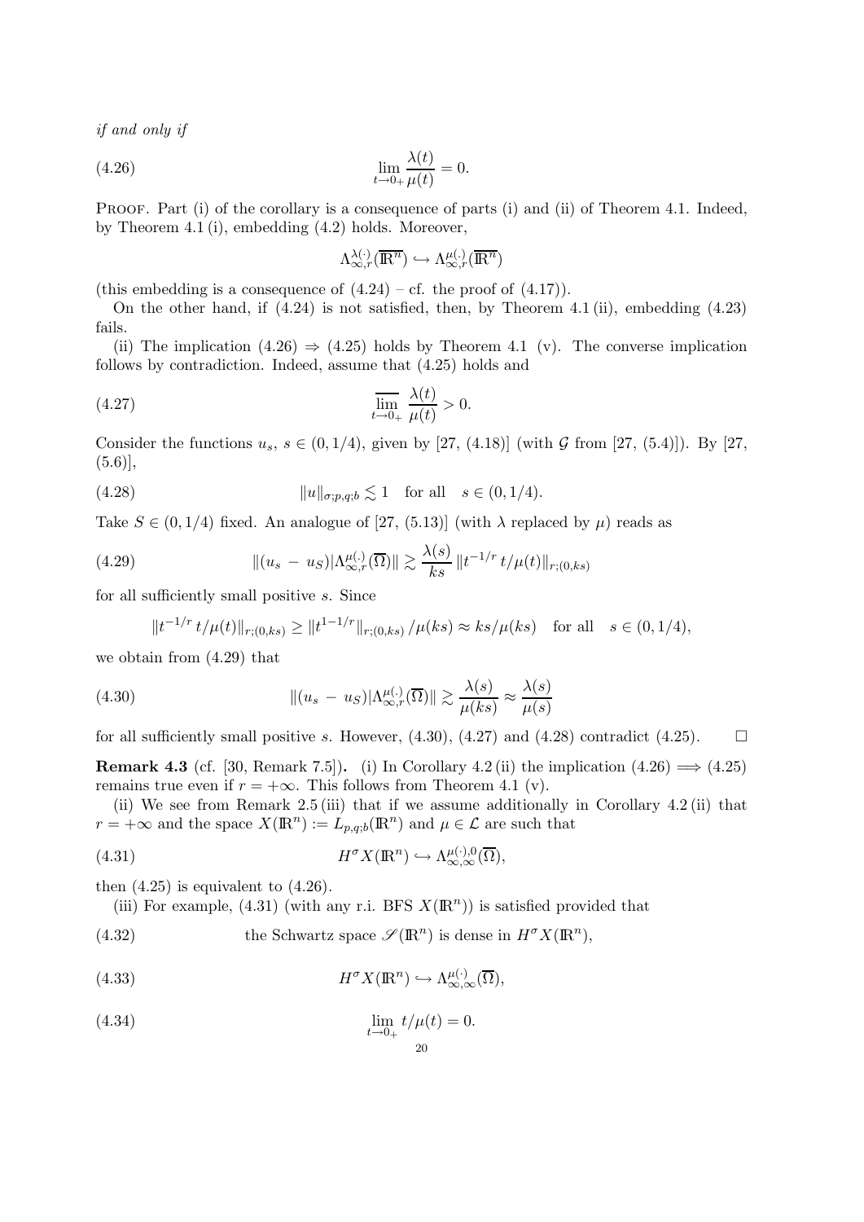*if and only if*

$$\lim_{t\to 0+} \frac{\lambda(t)}{\mu(t)} = 0. \tag{4.26}$$

Proof. Part (i) of the corollary is a consequence of parts (i) and (ii) of Theorem 4.1. Indeed, by Theorem 4.1 (i), embedding (4.2) holds. Moreover,

$$\Lambda^{\lambda(\cdot)}_{\infty,r}(\overline{\mathbb{R}^n}) \hookrightarrow \Lambda^{\mu(\cdot)}_{\infty,r}(\overline{\mathbb{R}^n})$$

(this embedding is a consequence of (4.24) – cf. the proof of (4.17)).

On the other hand, if (4.24) is not satisfied, then, by Theorem 4.1 (ii), embedding (4.23) fails.

(ii) The implication (4.26) $\Rightarrow$ (4.25) holds by Theorem 4.1 (v). The converse implication follows by contradiction. Indeed, assume that (4.25) holds and

$$\overline{\lim_{t\to 0_+}} \frac{\lambda(t)}{\mu(t)} > 0. \tag{4.27}$$

Consider the functions $u_s$, $s \in (0, 1/4)$, given by [27, (4.18)] (with $\mathcal{G}$ from [27, (5.4)]). By [27, (5.6)],

$$\|u\|_{\sigma;p,q;b} \lesssim 1 \quad \text{for all} \quad s \in (0, 1/4). \tag{4.28}$$

Take $S \in (0, 1/4)$ fixed. An analogue of [27, (5.13)] (with $\lambda$ replaced by $\mu$) reads as

$$\|(u_s - u_S)|\Lambda^{\mu(\cdot)}_{\infty,r}(\overline{\Omega})\| \gtrsim \frac{\lambda(s)}{ks} \|t^{-1/r}\, t/\mu(t)\|_{r;(0,ks)} \tag{4.29}$$

for all sufficiently small positive $s$. Since

$$\|t^{-1/r}\, t/\mu(t)\|_{r;(0,ks)} \geq \|t^{1-1/r}\|_{r;(0,ks)} / \mu(ks) \approx ks/\mu(ks) \quad \text{for all} \quad s \in (0, 1/4),$$

we obtain from (4.29) that

$$\|(u_s - u_S)|\Lambda^{\mu(\cdot)}_{\infty,r}(\overline{\Omega})\| \gtrsim \frac{\lambda(s)}{\mu(ks)} \approx \frac{\lambda(s)}{\mu(s)} \tag{4.30}$$

for all sufficiently small positive $s$. However, (4.30), (4.27) and (4.28) contradict (4.25). $\square$

**Remark 4.3** (cf. [30, Remark 7.5])**.** (i) In Corollary 4.2 (ii) the implication (4.26) $\Longrightarrow$ (4.25) remains true even if $r = +\infty$. This follows from Theorem 4.1 (v).

(ii) We see from Remark 2.5 (iii) that if we assume additionally in Corollary 4.2 (ii) that $r = +\infty$ and the space $X(\mathbb{R}^n) := L_{p,q;b}(\mathbb{R}^n)$ and $\mu \in \mathcal{L}$ are such that

$$H^\sigma X(\mathbb{R}^n) \hookrightarrow \Lambda^{\mu(\cdot),0}_{\infty,\infty}(\overline{\Omega}), \tag{4.31}$$

then (4.25) is equivalent to (4.26).

(iii) For example, (4.31) (with any r.i. BFS $X(\mathbb{R}^n)$) is satisfied provided that

$$\text{the Schwartz space } \mathscr{S}(\mathbb{R}^n) \text{ is dense in } H^\sigma X(\mathbb{R}^n), \tag{4.32}$$

$$H^\sigma X(\mathbb{R}^n) \hookrightarrow \Lambda^{\mu(\cdot)}_{\infty,\infty}(\overline{\Omega}), \tag{4.33}$$

$$\lim_{t\to 0_+} t/\mu(t) = 0. \tag{4.34}$$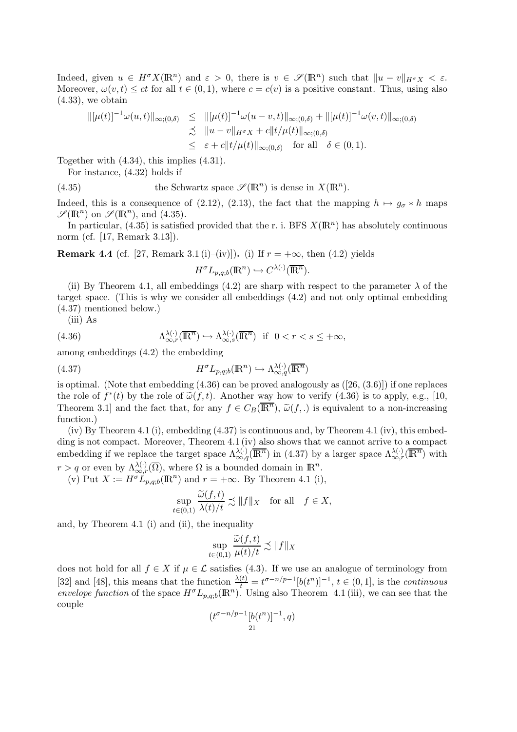Indeed, given $u \in H^\sigma X(\mathbb{R}^n)$ and $\varepsilon > 0$, there is $v \in \mathscr{S}(\mathbb{R}^n)$ such that $\|u - v\|_{H^\sigma X} < \varepsilon$. Moreover, $\omega(v,t) \le ct$ for all $t \in (0,1)$, where $c = c(v)$ is a positive constant. Thus, using also (4.33), we obtain

$$
\begin{aligned}
\|[\mu(t)]^{-1}\omega(u,t)\|_{\infty;(0,\delta)} &\le \|[\mu(t)]^{-1}\omega(u-v,t)\|_{\infty;(0,\delta)} + \|[\mu(t)]^{-1}\omega(v,t)\|_{\infty;(0,\delta)} \\
&\precsim \|u-v\|_{H^\sigma X} + c\|t/\mu(t)\|_{\infty;(0,\delta)} \\
&\le \varepsilon + c\|t/\mu(t)\|_{\infty;(0,\delta)} \quad \text{for all} \quad \delta \in (0,1).
\end{aligned}
$$

Together with (4.34), this implies (4.31).

For instance, (4.32) holds if

$$
\text{the Schwartz space } \mathscr{S}(\mathbb{R}^n) \text{ is dense in } X(\mathbb{R}^n). \tag{4.35}
$$

Indeed, this is a consequence of (2.12), (2.13), the fact that the mapping $h \mapsto g_\sigma * h$ maps $\mathscr{S}(\mathbb{R}^n)$ on $\mathscr{S}(\mathbb{R}^n)$, and (4.35).

In particular, (4.35) is satisfied provided that the r. i. BFS $X(\mathbb{R}^n)$ has absolutely continuous norm (cf. [17, Remark 3.13]).

**Remark 4.4** (cf. [27, Remark 3.1 (i)–(iv)]). (i) If $r = +\infty$, then (4.2) yields

$$
H^\sigma L_{p,q;b}(\mathbb{R}^n) \hookrightarrow C^{\lambda(\cdot)}(\overline{\mathbb{R}^n}).
$$

(ii) By Theorem 4.1, all embeddings (4.2) are sharp with respect to the parameter $\lambda$ of the target space. (This is why we consider all embeddings (4.2) and not only optimal embedding (4.37) mentioned below.)

(iii) As

$$
\Lambda^{\lambda(\cdot)}_{\infty,r}(\overline{\mathbb{R}^n}) \hookrightarrow \Lambda^{\lambda(\cdot)}_{\infty,s}(\overline{\mathbb{R}^n}) \ \text{ if } \ 0 < r < s \le +\infty, \tag{4.36}
$$

among embeddings (4.2) the embedding

$$
H^\sigma L_{p,q;b}(\mathbb{R}^n) \hookrightarrow \Lambda^{\lambda(\cdot)}_{\infty,q}(\overline{\mathbb{R}^n}) \tag{4.37}
$$

is optimal. (Note that embedding (4.36) can be proved analogously as ([26, (3.6)]) if one replaces the role of $f^*(t)$ by the role of $\widetilde{\omega}(f,t)$. Another way how to verify (4.36) is to apply, e.g., [10, Theorem 3.1] and the fact that, for any $f \in C_B(\overline{\mathbb{R}^n})$, $\widetilde{\omega}(f,.)$ is equivalent to a non-increasing function.)

(iv) By Theorem 4.1 (i), embedding (4.37) is continuous and, by Theorem 4.1 (iv), this embedding is not compact. Moreover, Theorem 4.1 (iv) also shows that we cannot arrive to a compact embedding if we replace the target space $\Lambda^{\lambda(\cdot)}_{\infty,q}(\overline{\mathbb{R}^n})$ in (4.37) by a larger space $\Lambda^{\lambda(\cdot)}_{\infty,r}(\overline{\mathbb{R}^n})$ with $r > q$ or even by $\Lambda^{\lambda(\cdot)}_{\infty,r}(\overline{\Omega})$, where $\Omega$ is a bounded domain in $\mathbb{R}^n$.

(v) Put $X := H^\sigma L_{p,q;b}(\mathbb{R}^n)$ and $r = +\infty$. By Theorem 4.1 (i),

$$
\sup_{t \in (0,1)} \frac{\widetilde{\omega}(f,t)}{\lambda(t)/t} \precsim \|f\|_X \quad \text{for all} \quad f \in X,
$$

and, by Theorem 4.1 (i) and (ii), the inequality

$$
\sup_{t \in (0,1)} \frac{\widetilde{\omega}(f,t)}{\mu(t)/t} \precsim \|f\|_X
$$

does not hold for all $f \in X$ if $\mu \in \mathcal{L}$ satisfies (4.3). If we use an analogue of terminology from [32] and [48], this means that the function $\frac{\lambda(t)}{t} = t^{\sigma - n/p - 1}[b(t^n)]^{-1}$, $t \in (0,1]$, is the *continuous envelope function* of the space $H^\sigma L_{p,q;b}(\mathbb{R}^n)$. Using also Theorem 4.1 (iii), we can see that the couple

$$
(t^{\sigma - n/p - 1}[b(t^n)]^{-1}, q)
$$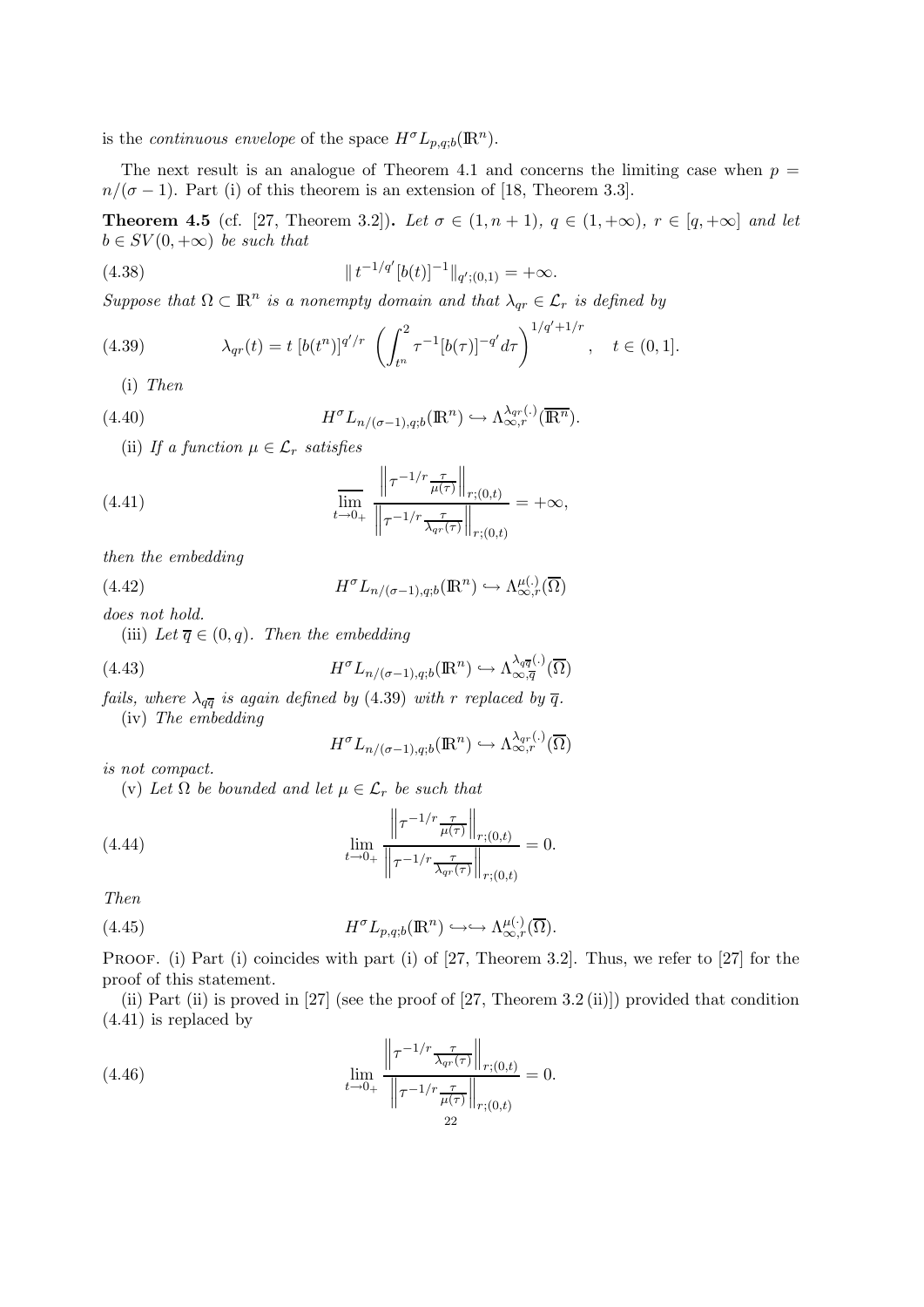is the *continuous envelope* of the space $H^\sigma L_{p,q;b}(\mathbb{R}^n)$.

The next result is an analogue of Theorem 4.1 and concerns the limiting case when $p = n/(\sigma-1)$. Part (i) of this theorem is an extension of [18, Theorem 3.3].

**Theorem 4.5** (cf. [27, Theorem 3.2]). *Let $\sigma \in (1, n+1)$, $q \in (1,+\infty)$, $r \in [q,+\infty]$ and let $b \in SV(0,+\infty)$ be such that*

$$\| t^{-1/q'} [b(t)]^{-1} \|_{q';(0,1)} = +\infty. \tag{4.38}$$

*Suppose that $\Omega \subset \mathbb{R}^n$ is a nonempty domain and that $\lambda_{qr} \in \mathcal{L}_r$ is defined by*

$$\lambda_{qr}(t) = t\, [b(t^n)]^{q'/r} \left( \int_{t^n}^2 \tau^{-1} [b(\tau)]^{-q'} d\tau \right)^{1/q'+1/r}, \quad t \in (0,1]. \tag{4.39}$$

(i) *Then*

$$H^\sigma L_{n/(\sigma-1),q;b}(\mathbb{R}^n) \hookrightarrow \Lambda^{\lambda_{qr}(.)}_{\infty,r}(\overline{\mathbb{R}^n}). \tag{4.40}$$

(ii) *If a function $\mu \in \mathcal{L}_r$ satisfies*

$$\varlimsup_{t\to 0_+} \frac{\left\| \tau^{-1/r} \frac{\tau}{\mu(\tau)} \right\|_{r;(0,t)}}{\left\| \tau^{-1/r} \frac{\tau}{\lambda_{qr}(\tau)} \right\|_{r;(0,t)}} = +\infty, \tag{4.41}$$

*then the embedding*

$$H^\sigma L_{n/(\sigma-1),q;b}(\mathbb{R}^n) \hookrightarrow \Lambda^{\mu(.)}_{\infty,r}(\overline{\Omega}) \tag{4.42}$$

*does not hold.*

(iii) *Let $\overline{q} \in (0,q)$. Then the embedding*

$$H^\sigma L_{n/(\sigma-1),q;b}(\mathbb{R}^n) \hookrightarrow \Lambda^{\lambda_{q\overline{q}}(.)}_{\infty,\overline{q}}(\overline{\Omega}) \tag{4.43}$$

*fails, where $\lambda_{q\overline{q}}$ is again defined by (4.39) with $r$ replaced by $\overline{q}$.*

(iv) *The embedding*

$$H^\sigma L_{n/(\sigma-1),q;b}(\mathbb{R}^n) \hookrightarrow \Lambda^{\lambda_{qr}(.)}_{\infty,r}(\overline{\Omega})$$

*is not compact.*

(v) *Let $\Omega$ be bounded and let $\mu \in \mathcal{L}_r$ be such that*

$$\lim_{t\to 0_+} \frac{\left\| \tau^{-1/r} \frac{\tau}{\mu(\tau)} \right\|_{r;(0,t)}}{\left\| \tau^{-1/r} \frac{\tau}{\lambda_{qr}(\tau)} \right\|_{r;(0,t)}} = 0. \tag{4.44}$$

*Then*

$$H^\sigma L_{p,q;b}(\mathbb{R}^n) \hookrightarrow\hookrightarrow \Lambda^{\mu(\cdot)}_{\infty,r}(\overline{\Omega}). \tag{4.45}$$

Proof. (i) Part (i) coincides with part (i) of [27, Theorem 3.2]. Thus, we refer to [27] for the proof of this statement.

(ii) Part (ii) is proved in [27] (see the proof of [27, Theorem 3.2 (ii)]) provided that condition (4.41) is replaced by

$$\lim_{t\to 0_+} \frac{\left\| \tau^{-1/r} \frac{\tau}{\lambda_{qr}(\tau)} \right\|_{r;(0,t)}}{\left\| \tau^{-1/r} \frac{\tau}{\mu(\tau)} \right\|_{r;(0,t)}} = 0. \tag{4.46}$$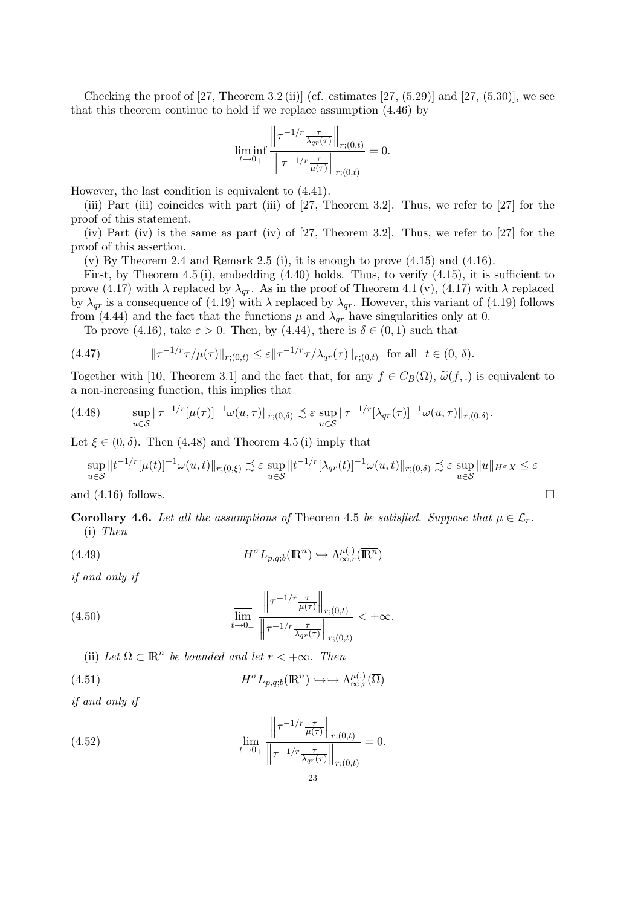Checking the proof of [27, Theorem 3.2 (ii)] (cf. estimates [27, (5.29)] and [27, (5.30)], we see that this theorem continue to hold if we replace assumption (4.46) by

$$\liminf_{t\to 0_+} \frac{\left\| \tau^{-1/r} \frac{\tau}{\lambda_{qr}(\tau)} \right\|_{r;(0,t)}}{\left\| \tau^{-1/r} \frac{\tau}{\mu(\tau)} \right\|_{r;(0,t)}} = 0.$$

However, the last condition is equivalent to (4.41).

(iii) Part (iii) coincides with part (iii) of [27, Theorem 3.2]. Thus, we refer to [27] for the proof of this statement.

(iv) Part (iv) is the same as part (iv) of [27, Theorem 3.2]. Thus, we refer to [27] for the proof of this assertion.

(v) By Theorem 2.4 and Remark 2.5 (i), it is enough to prove (4.15) and (4.16).

First, by Theorem 4.5 (i), embedding (4.40) holds. Thus, to verify (4.15), it is sufficient to prove (4.17) with $\lambda$ replaced by $\lambda_{qr}$. As in the proof of Theorem 4.1 (v), (4.17) with $\lambda$ replaced by $\lambda_{qr}$ is a consequence of (4.19) with $\lambda$ replaced by $\lambda_{qr}$. However, this variant of (4.19) follows from (4.44) and the fact that the functions $\mu$ and $\lambda_{qr}$ have singularities only at 0.

To prove (4.16), take $\varepsilon > 0$. Then, by (4.44), there is $\delta \in (0,1)$ such that

$$\|\tau^{-1/r}\tau/\mu(\tau)\|_{r;(0,t)} \le \varepsilon \|\tau^{-1/r}\tau/\lambda_{qr}(\tau)\|_{r;(0,t)} \quad \text{for all } \ t \in (0,\, \delta). \tag{4.47}$$

Together with [10, Theorem 3.1] and the fact that, for any $f \in C_B(\Omega)$, $\widetilde{\omega}(f,.)$ is equivalent to a non-increasing function, this implies that

$$\sup_{u\in\mathcal{S}} \|\tau^{-1/r}[\mu(\tau)]^{-1}\omega(u,\tau)\|_{r;(0,\delta)} \precsim \varepsilon \sup_{u\in\mathcal{S}} \|\tau^{-1/r}[\lambda_{qr}(\tau)]^{-1}\omega(u,\tau)\|_{r;(0,\delta)}. \tag{4.48}$$

Let $\xi \in (0,\delta)$. Then (4.48) and Theorem 4.5 (i) imply that

$$\sup_{u\in\mathcal{S}} \|t^{-1/r}[\mu(t)]^{-1}\omega(u,t)\|_{r;(0,\xi)} \precsim \varepsilon \sup_{u\in\mathcal{S}} \|t^{-1/r}[\lambda_{qr}(t)]^{-1}\omega(u,t)\|_{r;(0,\delta)} \precsim \varepsilon \sup_{u\in\mathcal{S}} \|u\|_{H^\sigma X} \le \varepsilon$$

and (4.16) follows. □

**Corollary 4.6.** *Let all the assumptions of* Theorem 4.5 *be satisfied. Suppose that* $\mu \in \mathcal{L}_r$.

(i) *Then*

$$H^\sigma L_{p,q;b}(\mathbb{R}^n) \hookrightarrow \Lambda^{\mu(.)}_{\infty,r}(\overline{\mathbb{R}^n}) \tag{4.49}$$

*if and only if*

$$\overline{\lim_{t\to 0_+}} \frac{\left\| \tau^{-1/r} \frac{\tau}{\mu(\tau)} \right\|_{r;(0,t)}}{\left\| \tau^{-1/r} \frac{\tau}{\lambda_{qr}(\tau)} \right\|_{r;(0,t)}} < +\infty. \tag{4.50}$$

(ii) *Let* $\Omega \subset \mathbb{R}^n$ *be bounded and let* $r < +\infty$. *Then*

$$H^\sigma L_{p,q;b}(\mathbb{R}^n) \hookrightarrow\hookrightarrow \Lambda^{\mu(.)}_{\infty,r}(\overline{\Omega}) \tag{4.51}$$

*if and only if*

$$\lim_{t\to 0_+} \frac{\left\| \tau^{-1/r} \frac{\tau}{\mu(\tau)} \right\|_{r;(0,t)}}{\left\| \tau^{-1/r} \frac{\tau}{\lambda_{qr}(\tau)} \right\|_{r;(0,t)}} = 0. \tag{4.52}$$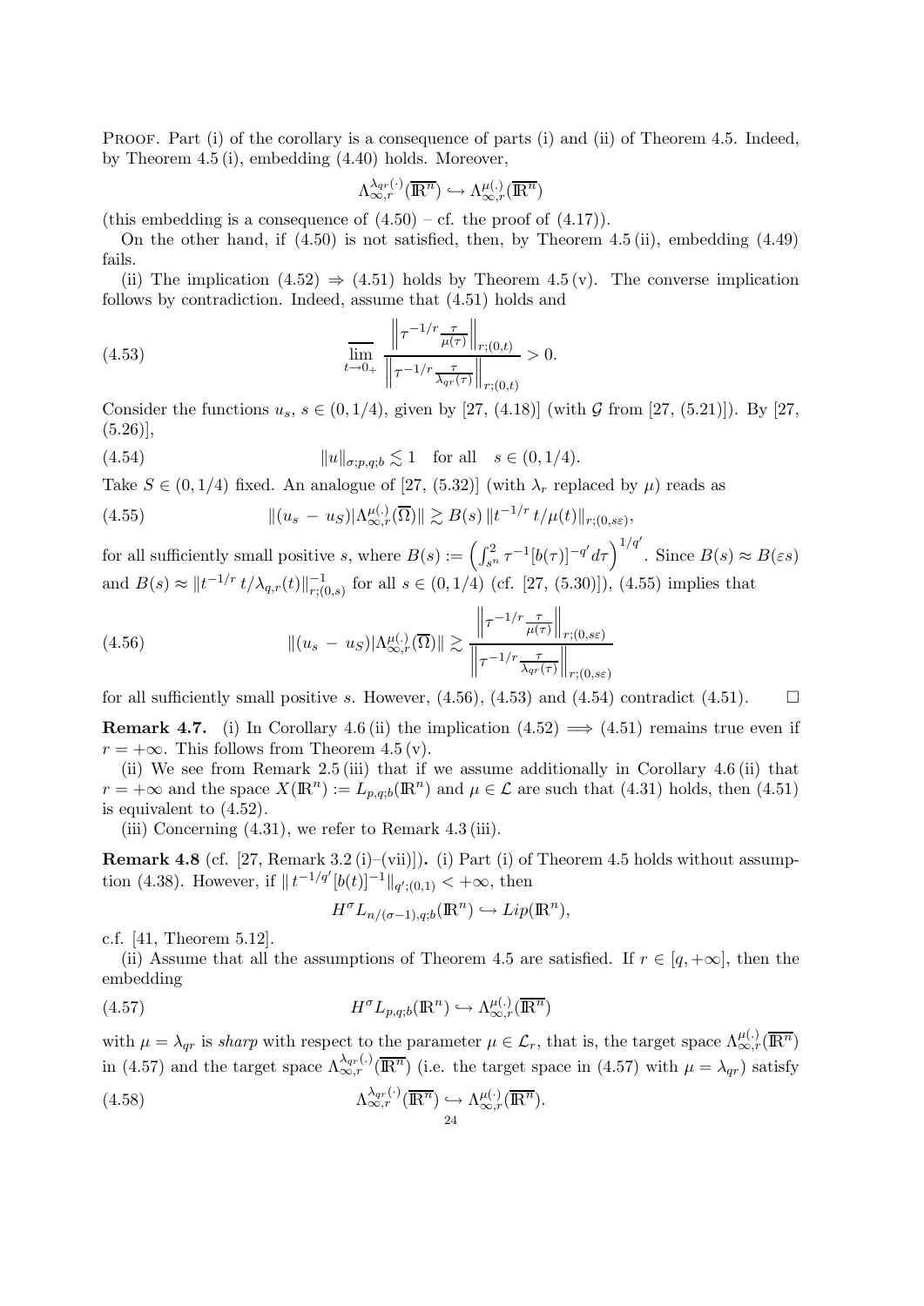PROOF. Part (i) of the corollary is a consequence of parts (i) and (ii) of Theorem 4.5. Indeed, by Theorem 4.5 (i), embedding (4.40) holds. Moreover,

$$\Lambda^{\lambda_{qr}(\cdot)}_{\infty,r}(\overline{\mathbb{R}^n}) \hookrightarrow \Lambda^{\mu(\cdot)}_{\infty,r}(\overline{\mathbb{R}^n})$$

(this embedding is a consequence of (4.50) – cf. the proof of (4.17)).

On the other hand, if (4.50) is not satisfied, then, by Theorem 4.5 (ii), embedding (4.49) fails.

(ii) The implication (4.52) $\Rightarrow$ (4.51) holds by Theorem 4.5 (v). The converse implication follows by contradiction. Indeed, assume that (4.51) holds and

$$\overline{\lim_{t\to 0_+}} \frac{\left\|\tau^{-1/r}\frac{\tau}{\mu(\tau)}\right\|_{r;(0,t)}}{\left\|\tau^{-1/r}\frac{\tau}{\lambda_{qr}(\tau)}\right\|_{r;(0,t)}} > 0. \tag{4.53}$$

Consider the functions $u_s$, $s \in (0, 1/4)$, given by [27, (4.18)] (with $\mathcal{G}$ from [27, (5.21)]). By [27, (5.26)],

$$\|u\|_{\sigma;p,q;b} \lesssim 1 \quad \text{for all} \quad s \in (0, 1/4). \tag{4.54}$$

Take $S \in (0, 1/4)$ fixed. An analogue of [27, (5.32)] (with $\lambda_r$ replaced by $\mu$) reads as

$$\|(u_s - u_S)|\Lambda^{\mu(\cdot)}_{\infty,r}(\overline{\Omega})\| \gtrsim B(s)\, \|t^{-1/r}\, t/\mu(t)\|_{r;(0,s\varepsilon)}, \tag{4.55}$$

for all sufficiently small positive $s$, where $B(s) := \left(\int_{s^n}^2 \tau^{-1}[b(\tau)]^{-q'} d\tau\right)^{1/q'}$. Since $B(s) \approx B(\varepsilon s)$ and $B(s) \approx \|t^{-1/r}\, t/\lambda_{q,r}(t)\|^{-1}_{r;(0,s)}$ for all $s \in (0, 1/4)$ (cf. [27, (5.30)]), (4.55) implies that

$$\|(u_s - u_S)|\Lambda^{\mu(\cdot)}_{\infty,r}(\overline{\Omega})\| \gtrsim \frac{\left\|\tau^{-1/r}\frac{\tau}{\mu(\tau)}\right\|_{r;(0,s\varepsilon)}}{\left\|\tau^{-1/r}\frac{\tau}{\lambda_{qr}(\tau)}\right\|_{r;(0,s\varepsilon)}} \tag{4.56}$$

for all sufficiently small positive $s$. However, (4.56), (4.53) and (4.54) contradict (4.51). $\square$

**Remark 4.7.** (i) In Corollary 4.6 (ii) the implication (4.52) $\Longrightarrow$ (4.51) remains true even if $r = +\infty$. This follows from Theorem 4.5 (v).

(ii) We see from Remark 2.5 (iii) that if we assume additionally in Corollary 4.6 (ii) that $r = +\infty$ and the space $X(\mathbb{R}^n) := L_{p,q;b}(\mathbb{R}^n)$ and $\mu \in \mathcal{L}$ are such that (4.31) holds, then (4.51) is equivalent to (4.52).

(iii) Concerning (4.31), we refer to Remark 4.3 (iii).

**Remark 4.8** (cf. [27, Remark 3.2 (i)–(vii)]). (i) Part (i) of Theorem 4.5 holds without assumption (4.38). However, if $\|\, t^{-1/q'}[b(t)]^{-1}\|_{q';(0,1)} < +\infty$, then

$$H^\sigma L_{n/(\sigma-1),q;b}(\mathbb{R}^n) \hookrightarrow Lip(\mathbb{R}^n),$$

c.f. [41, Theorem 5.12].

(ii) Assume that all the assumptions of Theorem 4.5 are satisfied. If $r \in [q, +\infty]$, then the embedding

$$H^\sigma L_{p,q;b}(\mathbb{R}^n) \hookrightarrow \Lambda^{\mu(\cdot)}_{\infty,r}(\overline{\mathbb{R}^n}) \tag{4.57}$$

with $\mu = \lambda_{qr}$ is *sharp* with respect to the parameter $\mu \in \mathcal{L}_r$, that is, the target space $\Lambda^{\mu(\cdot)}_{\infty,r}(\overline{\mathbb{R}^n})$ in (4.57) and the target space $\Lambda^{\lambda_{qr}(\cdot)}_{\infty,r}(\overline{\mathbb{R}^n})$ (i.e. the target space in (4.57) with $\mu = \lambda_{qr}$) satisfy

$$\Lambda^{\lambda_{qr}(\cdot)}_{\infty,r}(\overline{\mathbb{R}^n}) \hookrightarrow \Lambda^{\mu(\cdot)}_{\infty,r}(\overline{\mathbb{R}^n}). \tag{4.58}$$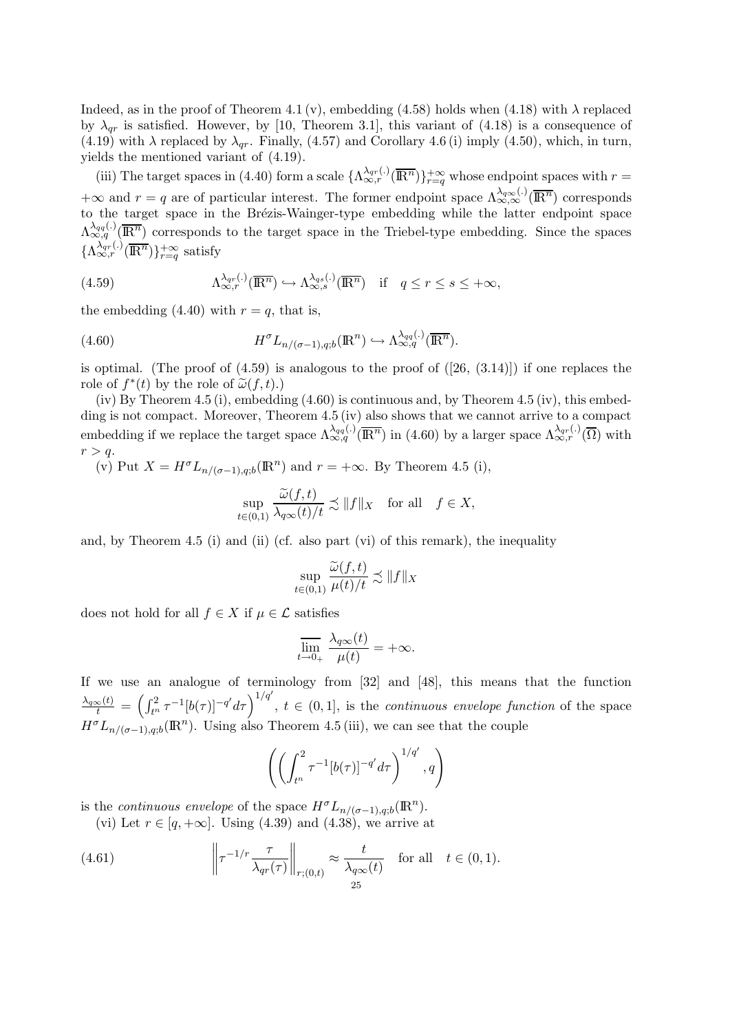Indeed, as in the proof of Theorem 4.1 (v), embedding (4.58) holds when (4.18) with $\lambda$ replaced by $\lambda_{qr}$ is satisfied. However, by [10, Theorem 3.1], this variant of (4.18) is a consequence of (4.19) with $\lambda$ replaced by $\lambda_{qr}$. Finally, (4.57) and Corollary 4.6 (i) imply (4.50), which, in turn, yields the mentioned variant of (4.19).

(iii) The target spaces in (4.40) form a scale $\{\Lambda^{\lambda_{qr}(.)}_{\infty,r}(\overline{\mathbb{R}^n})\}_{r=q}^{+\infty}$ whose endpoint spaces with $r = +\infty$ and $r = q$ are of particular interest. The former endpoint space $\Lambda^{\lambda_{q\infty}(.)}_{\infty,\infty}(\overline{\mathbb{R}^n})$ corresponds to the target space in the Brézis-Wainger-type embedding while the latter endpoint space $\Lambda^{\lambda_{qq}(.)}_{\infty,q}(\overline{\mathbb{R}^n})$ corresponds to the target space in the Triebel-type embedding. Since the spaces $\{\Lambda^{\lambda_{qr}(.)}_{\infty,r}(\overline{\mathbb{R}^n})\}_{r=q}^{+\infty}$ satisfy

$$\Lambda^{\lambda_{qr}(.)}_{\infty,r}(\overline{\mathbb{R}^n}) \hookrightarrow \Lambda^{\lambda_{qs}(.)}_{\infty,s}(\overline{\mathbb{R}^n}) \quad \text{if} \quad q \le r \le s \le +\infty, \tag{4.59}$$

the embedding (4.40) with $r = q$, that is,

$$H^\sigma L_{n/(\sigma-1),q;b}(\mathbb{R}^n) \hookrightarrow \Lambda^{\lambda_{qq}(.)}_{\infty,q}(\overline{\mathbb{R}^n}). \tag{4.60}$$

is optimal. (The proof of (4.59) is analogous to the proof of ([26, (3.14)]) if one replaces the role of $f^*(t)$ by the role of $\widetilde{\omega}(f,t)$.)

(iv) By Theorem 4.5 (i), embedding (4.60) is continuous and, by Theorem 4.5 (iv), this embedding is not compact. Moreover, Theorem 4.5 (iv) also shows that we cannot arrive to a compact embedding if we replace the target space $\Lambda^{\lambda_{qq}(.)}_{\infty,q}(\overline{\mathbb{R}^n})$ in (4.60) by a larger space $\Lambda^{\lambda_{qr}(.)}_{\infty,r}(\overline{\Omega})$ with $r > q$.

(v) Put $X = H^\sigma L_{n/(\sigma-1),q;b}(\mathbb{R}^n)$ and $r = +\infty$. By Theorem 4.5 (i),

$$\sup_{t\in(0,1)} \frac{\widetilde{\omega}(f,t)}{\lambda_{q\infty}(t)/t} \precsim \|f\|_X \quad \text{for all} \quad f \in X,$$

and, by Theorem 4.5 (i) and (ii) (cf. also part (vi) of this remark), the inequality

$$\sup_{t\in(0,1)} \frac{\widetilde{\omega}(f,t)}{\mu(t)/t} \precsim \|f\|_X$$

does not hold for all $f \in X$ if $\mu \in \mathcal{L}$ satisfies

$$\overline{\lim_{t\to 0_+}} \frac{\lambda_{q\infty}(t)}{\mu(t)} = +\infty.$$

If we use an analogue of terminology from [32] and [48], this means that the function $\frac{\lambda_{q\infty}(t)}{t} = \left(\int_{t^n}^2 \tau^{-1}[b(\tau)]^{-q'}d\tau\right)^{1/q'}$, $t \in (0,1]$, is the *continuous envelope function* of the space $H^\sigma L_{n/(\sigma-1),q;b}(\mathbb{R}^n)$. Using also Theorem 4.5 (iii), we can see that the couple

$$\left(\left(\int_{t^n}^2 \tau^{-1}[b(\tau)]^{-q'}d\tau\right)^{1/q'}, q\right)$$

is the *continuous envelope* of the space $H^\sigma L_{n/(\sigma-1),q;b}(\mathbb{R}^n)$.

(vi) Let $r \in [q, +\infty]$. Using (4.39) and (4.38), we arrive at

$$\left\|\tau^{-1/r} \frac{\tau}{\lambda_{qr}(\tau)}\right\|_{r;(0,t)} \approx \frac{t}{\lambda_{q\infty}(t)} \quad \text{for all} \quad t \in (0,1). \tag{4.61}$$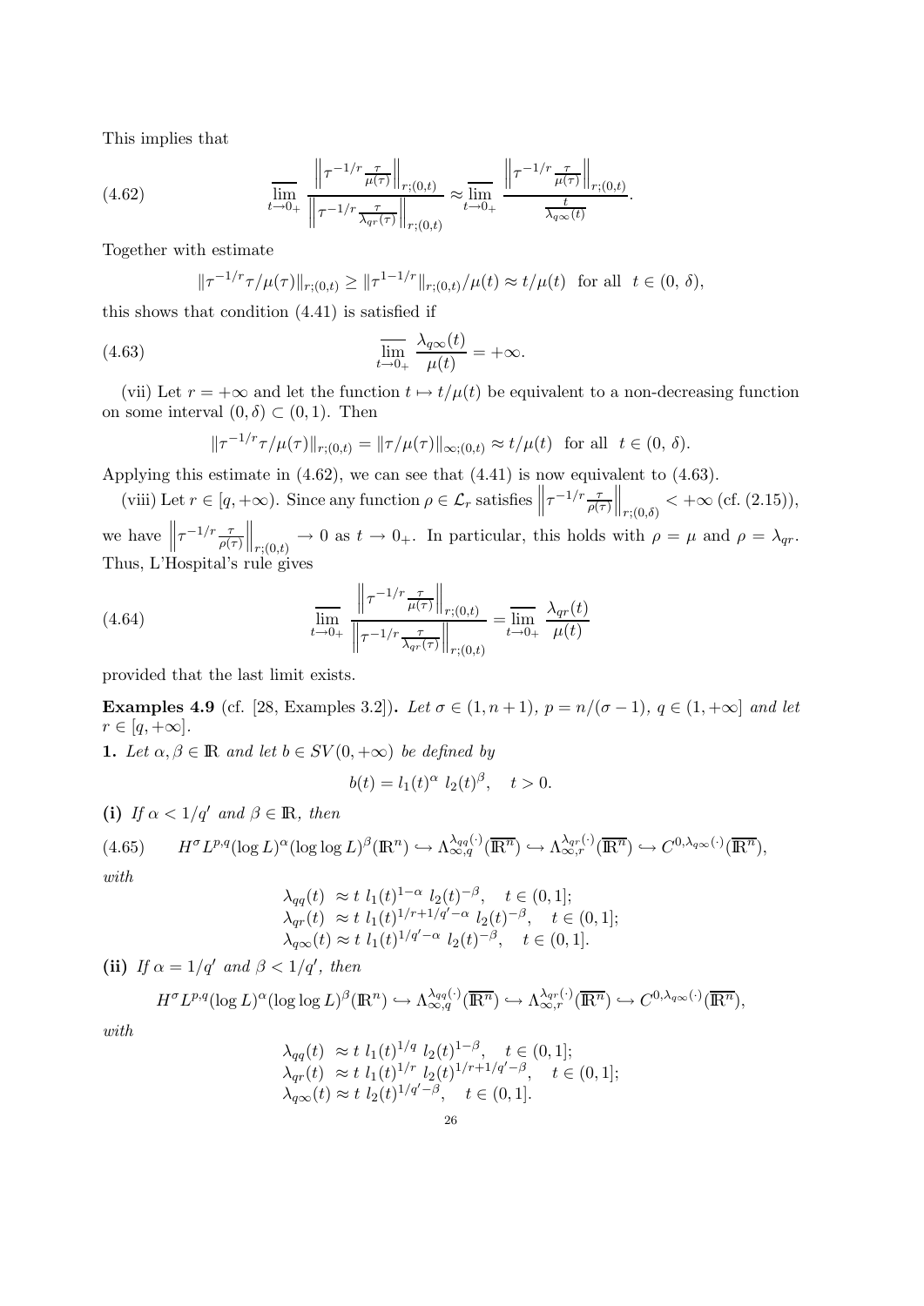This implies that

$$\varlimsup_{t\to 0_+} \frac{\left\|\tau^{-1/r}\frac{\tau}{\mu(\tau)}\right\|_{r;(0,t)}}{\left\|\tau^{-1/r}\frac{\tau}{\lambda_{qr}(\tau)}\right\|_{r;(0,t)}} \approx \varlimsup_{t\to 0_+} \frac{\left\|\tau^{-1/r}\frac{\tau}{\mu(\tau)}\right\|_{r;(0,t)}}{\frac{t}{\lambda_{q\infty}(t)}}. \tag{4.62}$$

Together with estimate

$$\|\tau^{-1/r}\tau/\mu(\tau)\|_{r;(0,t)} \geq \|\tau^{1-1/r}\|_{r;(0,t)}/\mu(t) \approx t/\mu(t) \quad \text{for all} \quad t \in (0,\, \delta),$$

this shows that condition (4.41) is satisfied if

$$\varlimsup_{t\to 0_+} \frac{\lambda_{q\infty}(t)}{\mu(t)} = +\infty. \tag{4.63}$$

(vii) Let $r = +\infty$ and let the function $t \mapsto t/\mu(t)$ be equivalent to a non-decreasing function on some interval $(0, \delta) \subset (0, 1)$. Then

$$\|\tau^{-1/r}\tau/\mu(\tau)\|_{r;(0,t)} = \|\tau/\mu(\tau)\|_{\infty;(0,t)} \approx t/\mu(t) \quad \text{for all} \quad t \in (0,\, \delta).$$

Applying this estimate in (4.62), we can see that (4.41) is now equivalent to (4.63).

(viii) Let $r \in [q, +\infty)$. Since any function $\rho \in \mathcal{L}_r$ satisfies $\left\|\tau^{-1/r}\frac{\tau}{\rho(\tau)}\right\|_{r;(0,\delta)} < +\infty$ (cf. (2.15)), we have $\left\|\tau^{-1/r}\frac{\tau}{\rho(\tau)}\right\|_{r;(0,t)} \to 0$ as $t \to 0_+$. In particular, this holds with $\rho = \mu$ and $\rho = \lambda_{qr}$. Thus, L'Hospital's rule gives

$$\varlimsup_{t\to 0_+} \frac{\left\|\tau^{-1/r}\frac{\tau}{\mu(\tau)}\right\|_{r;(0,t)}}{\left\|\tau^{-1/r}\frac{\tau}{\lambda_{qr}(\tau)}\right\|_{r;(0,t)}} = \varlimsup_{t\to 0_+} \frac{\lambda_{qr}(t)}{\mu(t)} \tag{4.64}$$

provided that the last limit exists.

**Examples 4.9** (cf. [28, Examples 3.2]). *Let $\sigma \in (1, n+1)$, $p = n/(\sigma - 1)$, $q \in (1, +\infty]$ and let $r \in [q, +\infty]$.*

**1.** *Let $\alpha, \beta \in \mathbb{R}$ and let $b \in SV(0, +\infty)$ be defined by*

$$b(t) = l_1(t)^{\alpha}\; l_2(t)^{\beta}, \quad t > 0.$$

**(i)** *If $\alpha < 1/q'$ and $\beta \in \mathbb{R}$, then*

$$H^{\sigma}L^{p,q}(\log L)^{\alpha}(\log\log L)^{\beta}(\mathbb{R}^n) \hookrightarrow \Lambda^{\lambda_{qq}(\cdot)}_{\infty,q}(\overline{\mathbb{R}^n}) \hookrightarrow \Lambda^{\lambda_{qr}(\cdot)}_{\infty,r}(\overline{\mathbb{R}^n}) \hookrightarrow C^{0,\lambda_{q\infty}(\cdot)}(\overline{\mathbb{R}^n}), \tag{4.65}$$

*with*

$$\begin{aligned}
\lambda_{qq}(t) &\approx t\; l_1(t)^{1-\alpha}\; l_2(t)^{-\beta}, \quad t \in (0, 1];\\
\lambda_{qr}(t) &\approx t\; l_1(t)^{1/r+1/q'-\alpha}\; l_2(t)^{-\beta}, \quad t \in (0, 1];\\
\lambda_{q\infty}(t) &\approx t\; l_1(t)^{1/q'-\alpha}\; l_2(t)^{-\beta}, \quad t \in (0, 1].
\end{aligned}$$

**(ii)** *If $\alpha = 1/q'$ and $\beta < 1/q'$, then*

$$H^{\sigma}L^{p,q}(\log L)^{\alpha}(\log\log L)^{\beta}(\mathbb{R}^n) \hookrightarrow \Lambda^{\lambda_{qq}(\cdot)}_{\infty,q}(\overline{\mathbb{R}^n}) \hookrightarrow \Lambda^{\lambda_{qr}(\cdot)}_{\infty,r}(\overline{\mathbb{R}^n}) \hookrightarrow C^{0,\lambda_{q\infty}(\cdot)}(\overline{\mathbb{R}^n}),$$

*with*

$$\begin{aligned}
\lambda_{qq}(t) &\approx t\; l_1(t)^{1/q}\; l_2(t)^{1-\beta}, \quad t \in (0, 1];\\
\lambda_{qr}(t) &\approx t\; l_1(t)^{1/r}\; l_2(t)^{1/r+1/q'-\beta}, \quad t \in (0, 1];\\
\lambda_{q\infty}(t) &\approx t\; l_2(t)^{1/q'-\beta}, \quad t \in (0, 1].
\end{aligned}$$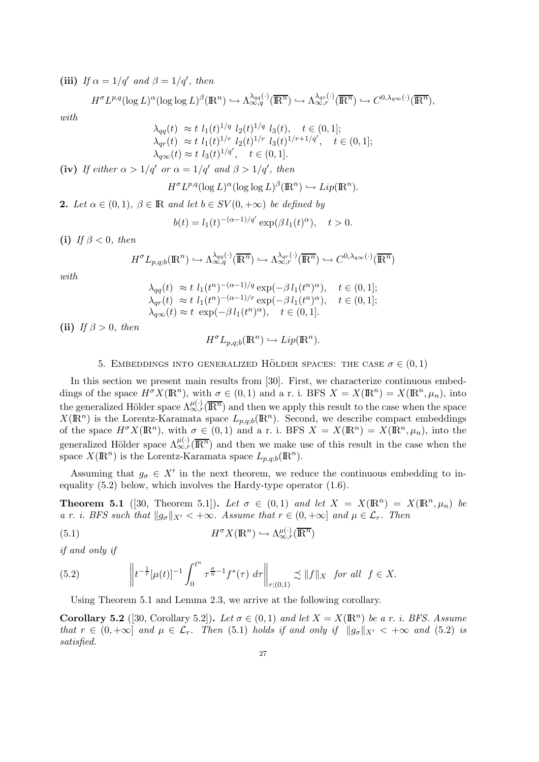**(iii)** *If $\alpha = 1/q'$ and $\beta = 1/q'$, then*

$$H^\sigma L^{p,q}(\log L)^\alpha(\log\log L)^\beta(\mathbb{R}^n) \hookrightarrow \Lambda^{\lambda_{qq}(\cdot)}_{\infty,q}(\overline{\mathbb{R}^n}) \hookrightarrow \Lambda^{\lambda_{qr}(\cdot)}_{\infty,r}(\overline{\mathbb{R}^n}) \hookrightarrow C^{0,\lambda_{q\infty}(\cdot)}(\overline{\mathbb{R}^n}),$$

*with*

$$\begin{aligned}
\lambda_{qq}(t) &\approx t\; l_1(t)^{1/q}\; l_2(t)^{1/q}\; l_3(t), \quad t \in (0,1];\\
\lambda_{qr}(t) &\approx t\; l_1(t)^{1/r}\; l_2(t)^{1/r}\; l_3(t)^{1/r+1/q'}, \quad t \in (0,1];\\
\lambda_{q\infty}(t) &\approx t\; l_3(t)^{1/q'}, \quad t \in (0,1].
\end{aligned}$$

**(iv)** *If either $\alpha > 1/q'$ or $\alpha = 1/q'$ and $\beta > 1/q'$, then*

$$H^\sigma L^{p,q}(\log L)^\alpha(\log\log L)^\beta(\mathbb{R}^n) \hookrightarrow Lip(\mathbb{R}^n).$$

**2.** *Let $\alpha \in (0,1)$, $\beta \in \mathbb{R}$ and let $b \in SV(0,+\infty)$ be defined by*

$$b(t) = l_1(t)^{-(\alpha-1)/q'} \exp(\beta\, l_1(t)^\alpha), \quad t > 0.$$

**(i)** *If $\beta < 0$, then*

$$H^\sigma L_{p,q;b}(\mathbb{R}^n) \hookrightarrow \Lambda^{\lambda_{qq}(\cdot)}_{\infty,q}(\overline{\mathbb{R}^n}) \hookrightarrow \Lambda^{\lambda_{qr}(\cdot)}_{\infty,r}(\overline{\mathbb{R}^n}) \hookrightarrow C^{0,\lambda_{q\infty}(\cdot)}(\overline{\mathbb{R}^n})$$

*with*

$$\begin{aligned}
\lambda_{qq}(t) &\approx t\; l_1(t^n)^{-(\alpha-1)/q} \exp(-\beta\, l_1(t^n)^\alpha), \quad t \in (0,1];\\
\lambda_{qr}(t) &\approx t\; l_1(t^n)^{-(\alpha-1)/r} \exp(-\beta\, l_1(t^n)^\alpha), \quad t \in (0,1];\\
\lambda_{q\infty}(t) &\approx t\; \exp(-\beta\, l_1(t^n)^\alpha), \quad t \in (0,1].
\end{aligned}$$

**(ii)** *If $\beta > 0$, then*

$$H^\sigma L_{p,q;b}(\mathbb{R}^n) \hookrightarrow Lip(\mathbb{R}^n).$$

## 5. Embeddings into generalized Hölder spaces: the case $\sigma \in (0,1)$

In this section we present main results from [30]. First, we characterize continuous embeddings of the space $H^\sigma X(\mathbb{R}^n)$, with $\sigma \in (0,1)$ and a r. i. BFS $X = X(\mathbb{R}^n) = X(\mathbb{R}^n,\mu_n)$, into the generalized Hölder space $\Lambda^{\mu(\cdot)}_{\infty,r}(\overline{\mathbb{R}^n})$ and then we apply this result to the case when the space $X(\mathbb{R}^n)$ is the Lorentz-Karamata space $L_{p,q;b}(\mathbb{R}^n)$. Second, we describe compact embeddings of the space $H^\sigma X(\mathbb{R}^n)$, with $\sigma \in (0,1)$ and a r. i. BFS $X = X(\mathbb{R}^n) = X(\mathbb{R}^n,\mu_n)$, into the generalized Hölder space $\Lambda^{\mu(\cdot)}_{\infty,r}(\overline{\mathbb{R}^n})$ and then we make use of this result in the case when the space $X(\mathbb{R}^n)$ is the Lorentz-Karamata space $L_{p,q;b}(\mathbb{R}^n)$.

Assuming that $g_\sigma \in X'$ in the next theorem, we reduce the continuous embedding to inequality (5.2) below, which involves the Hardy-type operator (1.6).

**Theorem 5.1** ([30, Theorem 5.1])**.** *Let $\sigma \in (0,1)$ and let $X = X(\mathbb{R}^n) = X(\mathbb{R}^n,\mu_n)$ be a r. i. BFS such that $\|g_\sigma\|_{X'} < +\infty$. Assume that $r \in (0,+\infty]$ and $\mu \in \mathcal{L}_r$. Then*

$$H^\sigma X(\mathbb{R}^n) \hookrightarrow \Lambda^{\mu(\cdot)}_{\infty,r}(\overline{\mathbb{R}^n}) \tag{5.1}$$

*if and only if*

$$\left\| t^{-\frac{1}{r}}[\mu(t)]^{-1} \int_0^{t^n} \tau^{\frac{\sigma}{n}-1} f^*(\tau)\, d\tau \right\|_{r;(0,1)} \precsim \|f\|_X \quad \text{for all } f \in X. \tag{5.2}$$

Using Theorem 5.1 and Lemma 2.3, we arrive at the following corollary.

**Corollary 5.2** ([30, Corollary 5.2])**.** *Let $\sigma \in (0,1)$ and let $X = X(\mathbb{R}^n)$ be a r. i. BFS. Assume that $r \in (0,+\infty]$ and $\mu \in \mathcal{L}_r$. Then (5.1) holds if and only if $\|g_\sigma\|_{X'} < +\infty$ and (5.2) is satisfied.*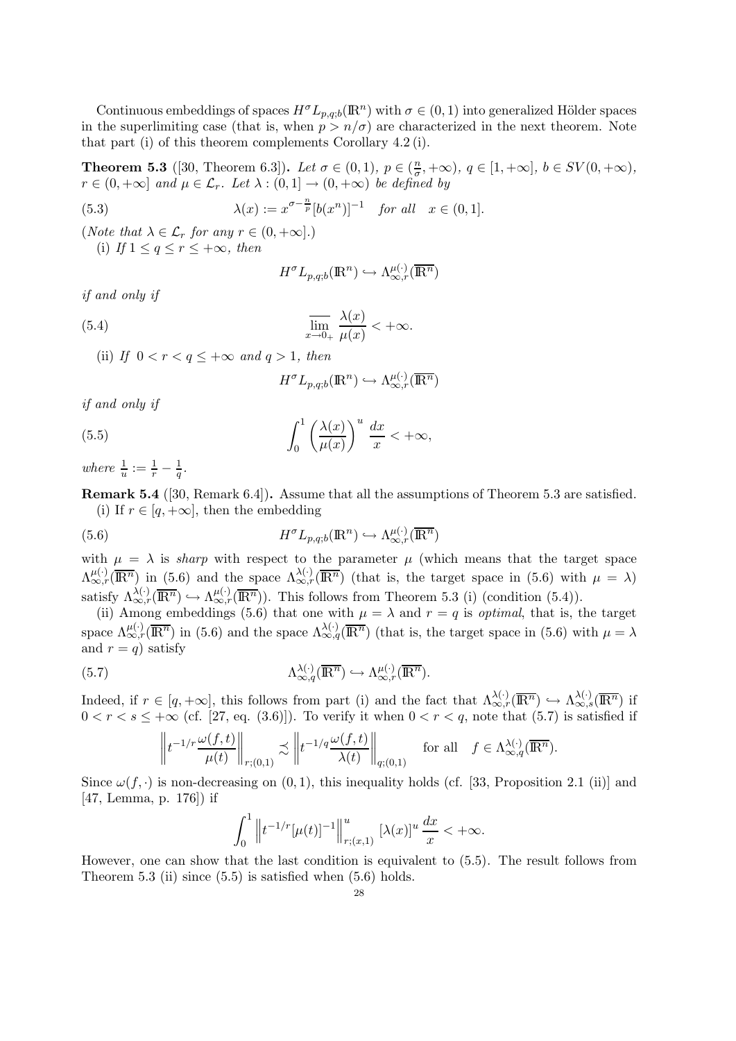Continuous embeddings of spaces $H^\sigma L_{p,q;b}(\mathbb{R}^n)$ with $\sigma \in (0,1)$ into generalized Hölder spaces in the superlimiting case (that is, when $p > n/\sigma$) are characterized in the next theorem. Note that part (i) of this theorem complements Corollary 4.2 (i).

**Theorem 5.3** ([30, Theorem 6.3])**.** *Let $\sigma \in (0,1)$, $p \in (\frac{n}{\sigma}, +\infty)$, $q \in [1,+\infty]$, $b \in SV(0,+\infty)$, $r \in (0,+\infty]$ and $\mu \in \mathcal{L}_r$. Let $\lambda : (0,1] \to (0,+\infty)$ be defined by*

$$\lambda(x) := x^{\sigma - \frac{n}{p}} [b(x^n)]^{-1} \quad \textit{for all} \quad x \in (0,1]. \tag{5.3}$$

*(Note that $\lambda \in \mathcal{L}_r$ for any $r \in (0,+\infty]$.)*

(i) *If $1 \le q \le r \le +\infty$, then*

$$H^\sigma L_{p,q;b}(\mathbb{R}^n) \hookrightarrow \Lambda^{\mu(\cdot)}_{\infty,r}(\overline{\mathbb{R}^n})$$

*if and only if*

$$\overline{\lim_{x\to 0_+}} \, \frac{\lambda(x)}{\mu(x)} < +\infty. \tag{5.4}$$

(ii) *If $0 < r < q \le +\infty$ and $q > 1$, then*

$$H^\sigma L_{p,q;b}(\mathbb{R}^n) \hookrightarrow \Lambda^{\mu(\cdot)}_{\infty,r}(\overline{\mathbb{R}^n})$$

*if and only if*

$$\int_0^1 \left(\frac{\lambda(x)}{\mu(x)}\right)^u \frac{dx}{x} < +\infty, \tag{5.5}$$

*where $\frac{1}{u} := \frac{1}{r} - \frac{1}{q}$.*

**Remark 5.4** ([30, Remark 6.4])**.** Assume that all the assumptions of Theorem 5.3 are satisfied.

(i) If $r \in [q, +\infty]$, then the embedding

$$H^\sigma L_{p,q;b}(\mathbb{R}^n) \hookrightarrow \Lambda^{\mu(\cdot)}_{\infty,r}(\overline{\mathbb{R}^n}) \tag{5.6}$$

with $\mu = \lambda$ is *sharp* with respect to the parameter $\mu$ (which means that the target space $\Lambda^{\mu(\cdot)}_{\infty,r}(\overline{\mathbb{R}^n})$ in (5.6) and the space $\Lambda^{\lambda(\cdot)}_{\infty,r}(\overline{\mathbb{R}^n})$ (that is, the target space in (5.6) with $\mu = \lambda$) satisfy $\Lambda^{\lambda(\cdot)}_{\infty,r}(\overline{\mathbb{R}^n}) \hookrightarrow \Lambda^{\mu(\cdot)}_{\infty,r}(\overline{\mathbb{R}^n})$). This follows from Theorem 5.3 (i) (condition (5.4)).

(ii) Among embeddings (5.6) that one with $\mu = \lambda$ and $r = q$ is *optimal*, that is, the target space $\Lambda^{\mu(\cdot)}_{\infty,r}(\overline{\mathbb{R}^n})$ in (5.6) and the space $\Lambda^{\lambda(\cdot)}_{\infty,q}(\overline{\mathbb{R}^n})$ (that is, the target space in (5.6) with $\mu = \lambda$ and $r = q$) satisfy

$$\Lambda^{\lambda(\cdot)}_{\infty,q}(\overline{\mathbb{R}^n}) \hookrightarrow \Lambda^{\mu(\cdot)}_{\infty,r}(\overline{\mathbb{R}^n}). \tag{5.7}$$

Indeed, if $r \in [q, +\infty]$, this follows from part (i) and the fact that $\Lambda^{\lambda(\cdot)}_{\infty,r}(\overline{\mathbb{R}^n}) \hookrightarrow \Lambda^{\lambda(\cdot)}_{\infty,s}(\overline{\mathbb{R}^n})$ if $0 < r < s \le +\infty$ (cf. [27, eq. (3.6)]). To verify it when $0 < r < q$, note that (5.7) is satisfied if

$$\left\| t^{-1/r} \frac{\omega(f,t)}{\mu(t)} \right\|_{r;(0,1)} \precsim \left\| t^{-1/q} \frac{\omega(f,t)}{\lambda(t)} \right\|_{q;(0,1)} \quad \text{for all} \quad f \in \Lambda^{\lambda(\cdot)}_{\infty,q}(\overline{\mathbb{R}^n}).$$

Since $\omega(f,\cdot)$ is non-decreasing on $(0,1)$, this inequality holds (cf. [33, Proposition 2.1 (ii)] and [47, Lemma, p. 176]) if

$$\int_0^1 \left\| t^{-1/r} [\mu(t)]^{-1} \right\|^u_{r;(x,1)} [\lambda(x)]^u \, \frac{dx}{x} < +\infty.$$

However, one can show that the last condition is equivalent to (5.5). The result follows from Theorem 5.3 (ii) since (5.5) is satisfied when (5.6) holds.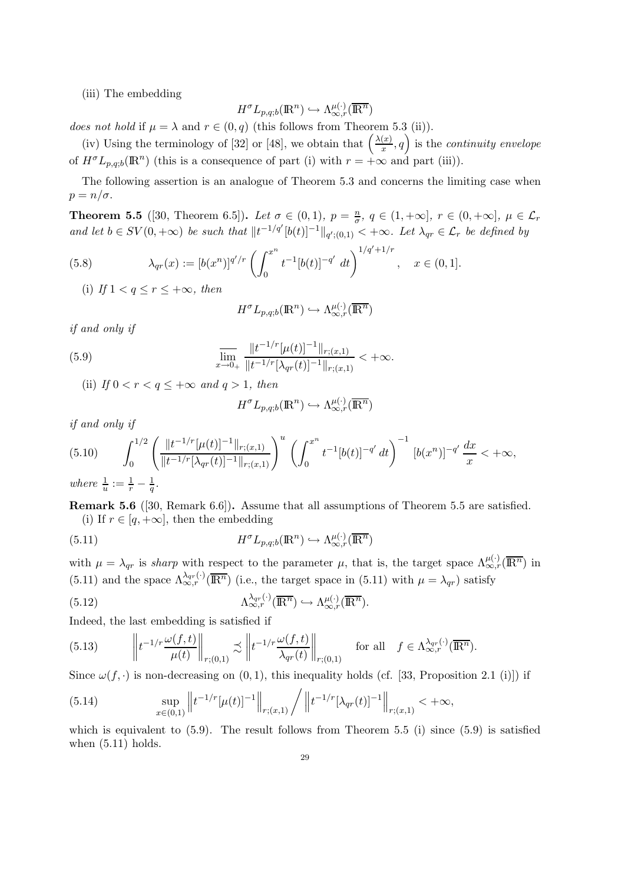(iii) The embedding

$$H^\sigma L_{p,q;b}(\mathbb{R}^n) \hookrightarrow \Lambda^{\mu(\cdot)}_{\infty,r}(\overline{\mathbb{R}^n})$$

*does not hold* if $\mu = \lambda$ and $r \in (0,q)$ (this follows from Theorem 5.3 (ii)).

(iv) Using the terminology of [32] or [48], we obtain that $\left(\frac{\lambda(x)}{x}, q\right)$ is the *continuity envelope* of $H^\sigma L_{p,q;b}(\mathbb{R}^n)$ (this is a consequence of part (i) with $r = +\infty$ and part (iii)).

The following assertion is an analogue of Theorem 5.3 and concerns the limiting case when $p = n/\sigma$.

**Theorem 5.5** ([30, Theorem 6.5])**.** *Let $\sigma \in (0,1)$, $p = \frac{n}{\sigma}$, $q \in (1,+\infty]$, $r \in (0,+\infty]$, $\mu \in \mathcal{L}_r$ and let $b \in SV(0,+\infty)$ be such that $\|t^{-1/q'}[b(t)]^{-1}\|_{q';(0,1)} < +\infty$. Let $\lambda_{qr} \in \mathcal{L}_r$ be defined by*

$$\lambda_{qr}(x) := [b(x^n)]^{q'/r} \left( \int_0^{x^n} t^{-1}[b(t)]^{-q'}\, dt \right)^{1/q'+1/r}, \quad x \in (0,1]. \tag{5.8}$$

(i) *If $1 < q \le r \le +\infty$, then*

$$H^\sigma L_{p,q;b}(\mathbb{R}^n) \hookrightarrow \Lambda^{\mu(\cdot)}_{\infty,r}(\overline{\mathbb{R}^n})$$

*if and only if*

$$\overline{\lim_{x\to 0_+}} \frac{\|t^{-1/r}[\mu(t)]^{-1}\|_{r;(x,1)}}{\|t^{-1/r}[\lambda_{qr}(t)]^{-1}\|_{r;(x,1)}} < +\infty. \tag{5.9}$$

(ii) *If $0 < r < q \le +\infty$ and $q > 1$, then*

$$H^\sigma L_{p,q;b}(\mathbb{R}^n) \hookrightarrow \Lambda^{\mu(\cdot)}_{\infty,r}(\overline{\mathbb{R}^n})$$

*if and only if*

$$\int_0^{1/2} \left( \frac{\|t^{-1/r}[\mu(t)]^{-1}\|_{r;(x,1)}}{\|t^{-1/r}[\lambda_{qr}(t)]^{-1}\|_{r;(x,1)}} \right)^u \left( \int_0^{x^n} t^{-1}[b(t)]^{-q'}\, dt \right)^{-1} [b(x^n)]^{-q'} \frac{dx}{x} < +\infty, \tag{5.10}$$

*where $\frac{1}{u} := \frac{1}{r} - \frac{1}{q}$.*

**Remark 5.6** ([30, Remark 6.6])**.** Assume that all assumptions of Theorem 5.5 are satisfied.

(i) If $r \in [q,+\infty]$, then the embedding

$$H^\sigma L_{p,q;b}(\mathbb{R}^n) \hookrightarrow \Lambda^{\mu(\cdot)}_{\infty,r}(\overline{\mathbb{R}^n}) \tag{5.11}$$

with $\mu = \lambda_{qr}$ is *sharp* with respect to the parameter $\mu$, that is, the target space $\Lambda^{\mu(\cdot)}_{\infty,r}(\overline{\mathbb{R}^n})$ in (5.11) and the space $\Lambda^{\lambda_{qr}(\cdot)}_{\infty,r}(\overline{\mathbb{R}^n})$ (i.e., the target space in (5.11) with $\mu = \lambda_{qr}$) satisfy

$$\Lambda^{\lambda_{qr}(\cdot)}_{\infty,r}(\overline{\mathbb{R}^n}) \hookrightarrow \Lambda^{\mu(\cdot)}_{\infty,r}(\overline{\mathbb{R}^n}). \tag{5.12}$$

Indeed, the last embedding is satisfied if

$$\left\| t^{-1/r} \frac{\omega(f,t)}{\mu(t)} \right\|_{r;(0,1)} \precsim \left\| t^{-1/r} \frac{\omega(f,t)}{\lambda_{qr}(t)} \right\|_{r;(0,1)} \quad \text{for all} \quad f \in \Lambda^{\lambda_{qr}(\cdot)}_{\infty,r}(\overline{\mathbb{R}^n}). \tag{5.13}$$

Since $\omega(f,\cdot)$ is non-decreasing on $(0,1)$, this inequality holds (cf. [33, Proposition 2.1 (i)]) if

$$\sup_{x\in(0,1)} \left\| t^{-1/r}[\mu(t)]^{-1} \right\|_{r;(x,1)} \bigg/ \left\| t^{-1/r}[\lambda_{qr}(t)]^{-1} \right\|_{r;(x,1)} < +\infty, \tag{5.14}$$

which is equivalent to (5.9). The result follows from Theorem 5.5 (i) since (5.9) is satisfied when (5.11) holds.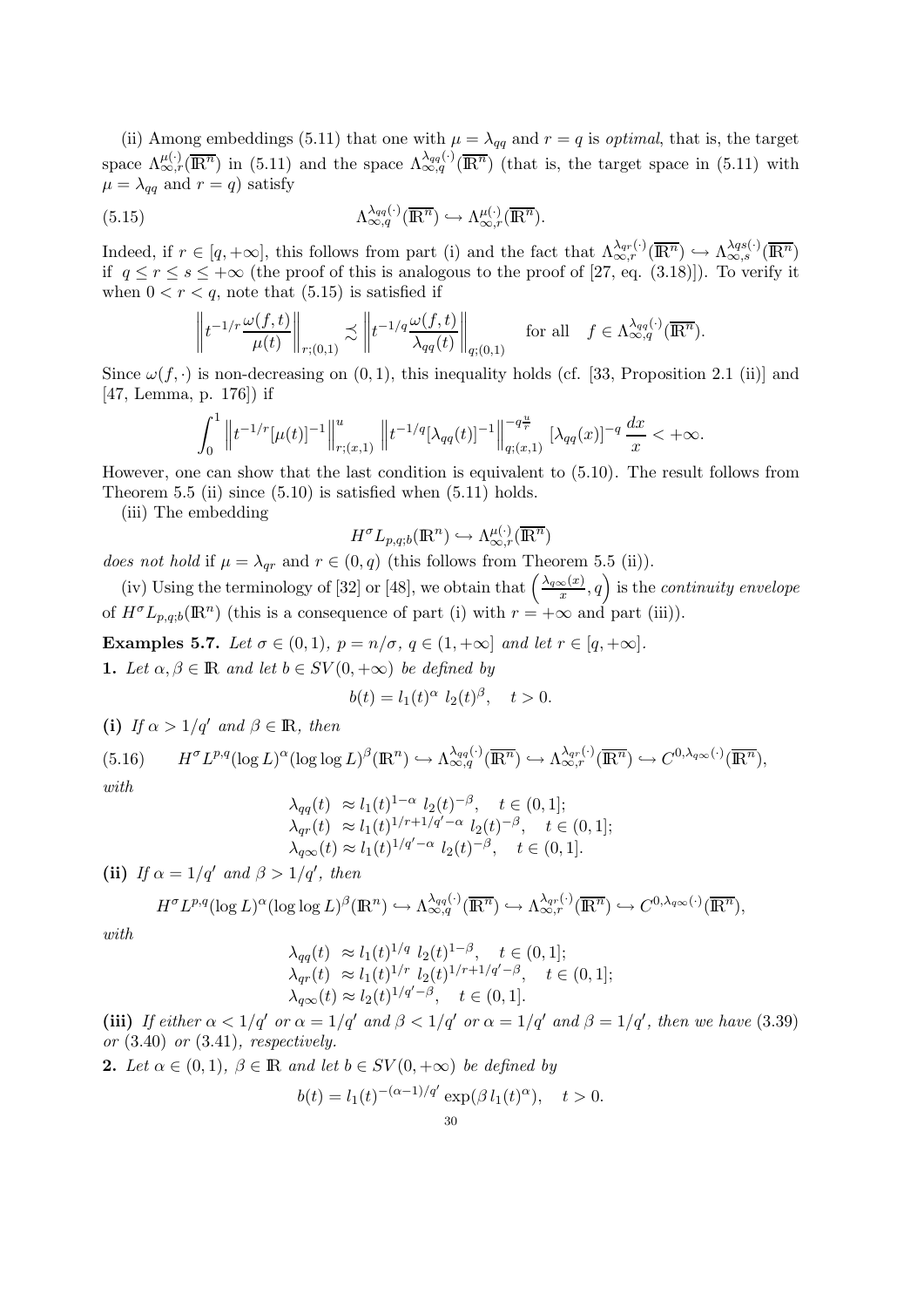(ii) Among embeddings (5.11) that one with $\mu = \lambda_{qq}$ and $r = q$ is *optimal*, that is, the target space $\Lambda^{\mu(\cdot)}_{\infty,r}(\overline{\mathbb{R}^n})$ in (5.11) and the space $\Lambda^{\lambda_{qq}(\cdot)}_{\infty,q}(\overline{\mathbb{R}^n})$ (that is, the target space in (5.11) with $\mu = \lambda_{qq}$ and $r = q$) satisfy

$$
\Lambda^{\lambda_{qq}(\cdot)}_{\infty,q}(\overline{\mathbb{R}^n}) \hookrightarrow \Lambda^{\mu(\cdot)}_{\infty,r}(\overline{\mathbb{R}^n}). \tag{5.15}
$$

Indeed, if $r \in [q, +\infty]$, this follows from part (i) and the fact that $\Lambda^{\lambda_{qr}(\cdot)}_{\infty,r}(\overline{\mathbb{R}^n}) \hookrightarrow \Lambda^{\lambda_{qs}(\cdot)}_{\infty,s}(\overline{\mathbb{R}^n})$ if $q \le r \le s \le +\infty$ (the proof of this is analogous to the proof of [27, eq. (3.18)]). To verify it when $0 < r < q$, note that (5.15) is satisfied if

$$
\left\| t^{-1/r} \frac{\omega(f,t)}{\mu(t)} \right\|_{r;(0,1)} \precsim \left\| t^{-1/q} \frac{\omega(f,t)}{\lambda_{qq}(t)} \right\|_{q;(0,1)} \quad \text{for all} \quad f \in \Lambda^{\lambda_{qq}(\cdot)}_{\infty,q}(\overline{\mathbb{R}^n}).
$$

Since $\omega(f,\cdot)$ is non-decreasing on $(0,1)$, this inequality holds (cf. [33, Proposition 2.1 (ii)] and [47, Lemma, p. 176]) if

$$
\int_0^1 \left\| t^{-1/r} [\mu(t)]^{-1} \right\|^u_{r;(x,1)} \left\| t^{-1/q} [\lambda_{qq}(t)]^{-1} \right\|^{-q\frac{u}{r}}_{q;(x,1)} [\lambda_{qq}(x)]^{-q} \, \frac{dx}{x} < +\infty.
$$

However, one can show that the last condition is equivalent to (5.10). The result follows from Theorem 5.5 (ii) since (5.10) is satisfied when (5.11) holds.

(iii) The embedding

$$
H^\sigma L_{p,q;b}(\mathbb{R}^n) \hookrightarrow \Lambda^{\mu(\cdot)}_{\infty,r}(\overline{\mathbb{R}^n})
$$

*does not hold* if $\mu = \lambda_{qr}$ and $r \in (0,q)$ (this follows from Theorem 5.5 (ii)).

(iv) Using the terminology of [32] or [48], we obtain that $\left( \frac{\lambda_{q\infty}(x)}{x}, q \right)$ is the *continuity envelope* of $H^\sigma L_{p,q;b}(\mathbb{R}^n)$ (this is a consequence of part (i) with $r = +\infty$ and part (iii)).

**Examples 5.7.** *Let $\sigma \in (0,1)$, $p = n/\sigma$, $q \in (1, +\infty]$ and let $r \in [q, +\infty]$.*

**1.** *Let $\alpha, \beta \in \mathbb{R}$ and let $b \in SV(0,+\infty)$ be defined by*

$$
b(t) = l_1(t)^\alpha \; l_2(t)^\beta, \quad t > 0.
$$

**(i)** *If $\alpha > 1/q'$ and $\beta \in \mathbb{R}$, then*

$$
H^\sigma L^{p,q} (\log L)^\alpha (\log\log L)^\beta (\mathbb{R}^n) \hookrightarrow \Lambda^{\lambda_{qq}(\cdot)}_{\infty,q}(\overline{\mathbb{R}^n}) \hookrightarrow \Lambda^{\lambda_{qr}(\cdot)}_{\infty,r}(\overline{\mathbb{R}^n}) \hookrightarrow C^{0,\lambda_{q\infty}(\cdot)}(\overline{\mathbb{R}^n}), \tag{5.16}
$$

*with*

$$
\begin{aligned}
\lambda_{qq}(t) &\approx l_1(t)^{1-\alpha} \; l_2(t)^{-\beta}, \quad t \in (0,1]; \\
\lambda_{qr}(t) &\approx l_1(t)^{1/r + 1/q' - \alpha} \; l_2(t)^{-\beta}, \quad t \in (0,1]; \\
\lambda_{q\infty}(t) &\approx l_1(t)^{1/q' - \alpha} \; l_2(t)^{-\beta}, \quad t \in (0,1].
\end{aligned}
$$

**(ii)** *If $\alpha = 1/q'$ and $\beta > 1/q'$, then*

$$
H^\sigma L^{p,q} (\log L)^\alpha (\log\log L)^\beta (\mathbb{R}^n) \hookrightarrow \Lambda^{\lambda_{qq}(\cdot)}_{\infty,q}(\overline{\mathbb{R}^n}) \hookrightarrow \Lambda^{\lambda_{qr}(\cdot)}_{\infty,r}(\overline{\mathbb{R}^n}) \hookrightarrow C^{0,\lambda_{q\infty}(\cdot)}(\overline{\mathbb{R}^n}),
$$

*with*

$$
\begin{aligned}
\lambda_{qq}(t) &\approx l_1(t)^{1/q} \; l_2(t)^{1-\beta}, \quad t \in (0,1]; \\
\lambda_{qr}(t) &\approx l_1(t)^{1/r} \; l_2(t)^{1/r + 1/q' - \beta}, \quad t \in (0,1]; \\
\lambda_{q\infty}(t) &\approx l_2(t)^{1/q' - \beta}, \quad t \in (0,1].
\end{aligned}
$$

**(iii)** *If either $\alpha < 1/q'$ or $\alpha = 1/q'$ and $\beta < 1/q'$ or $\alpha = 1/q'$ and $\beta = 1/q'$, then we have* (3.39) *or* (3.40) *or* (3.41)*, respectively.*

**2.** *Let $\alpha \in (0,1)$, $\beta \in \mathbb{R}$ and let $b \in SV(0,+\infty)$ be defined by*

$$
b(t) = l_1(t)^{-(\alpha-1)/q'} \exp(\beta \, l_1(t)^\alpha), \quad t > 0.
$$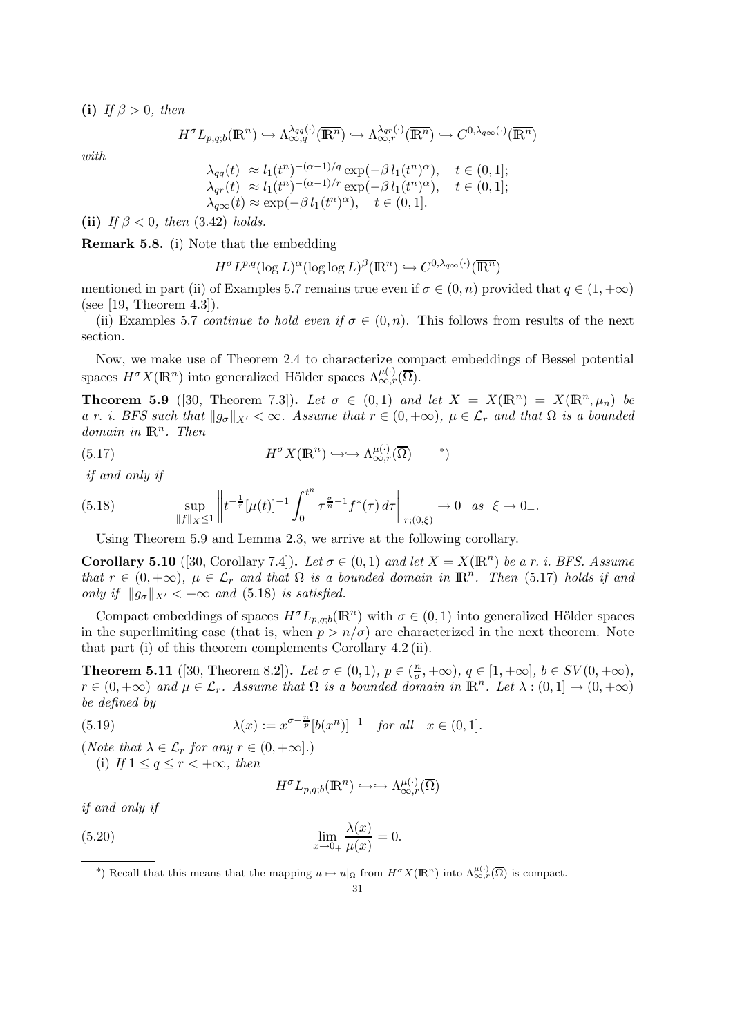**(i)** *If $\beta > 0$, then*

$$H^\sigma L_{p,q;b}(\mathbb{R}^n) \hookrightarrow \Lambda^{\lambda_{qq}(\cdot)}_{\infty,q}(\overline{\mathbb{R}^n}) \hookrightarrow \Lambda^{\lambda_{qr}(\cdot)}_{\infty,r}(\overline{\mathbb{R}^n}) \hookrightarrow C^{0,\lambda_{q\infty}(\cdot)}(\overline{\mathbb{R}^n})$$

*with*

$$\begin{aligned}
\lambda_{qq}(t) &\approx l_1(t^n)^{-(\alpha-1)/q} \exp(-\beta\, l_1(t^n)^\alpha), \quad t \in (0,1]; \\
\lambda_{qr}(t) &\approx l_1(t^n)^{-(\alpha-1)/r} \exp(-\beta\, l_1(t^n)^\alpha), \quad t \in (0,1]; \\
\lambda_{q\infty}(t) &\approx \exp(-\beta\, l_1(t^n)^\alpha), \quad t \in (0,1].
\end{aligned}$$

**(ii)** *If $\beta < 0$, then* (3.42) *holds.*

**Remark 5.8.** (i) Note that the embedding

$$H^\sigma L^{p,q}(\log L)^\alpha (\log\log L)^\beta(\mathbb{R}^n) \hookrightarrow C^{0,\lambda_{q\infty}(\cdot)}(\overline{\mathbb{R}^n})$$

mentioned in part (ii) of Examples 5.7 remains true even if $\sigma \in (0,n)$ provided that $q \in (1,+\infty)$ (see [19, Theorem 4.3]).

(ii) Examples 5.7 *continue to hold even if $\sigma \in (0,n)$*. This follows from results of the next section.

Now, we make use of Theorem 2.4 to characterize compact embeddings of Bessel potential spaces $H^\sigma X(\mathbb{R}^n)$ into generalized Hölder spaces $\Lambda^{\mu(\cdot)}_{\infty,r}(\overline{\Omega})$.

**Theorem 5.9** ([30, Theorem 7.3])**.** *Let $\sigma \in (0,1)$ and let $X = X(\mathbb{R}^n) = X(\mathbb{R}^n, \mu_n)$ be a r. i. BFS such that $\|g_\sigma\|_{X'} < \infty$. Assume that $r \in (0,+\infty)$, $\mu \in \mathcal{L}_r$ and that $\Omega$ is a bounded domain in $\mathbb{R}^n$. Then*

$$H^\sigma X(\mathbb{R}^n) \hookrightarrow\hookrightarrow \Lambda^{\mu(\cdot)}_{\infty,r}(\overline{\Omega}) \quad {}^{*)} \tag{5.17}$$

*if and only if*

$$\sup_{\|f\|_X \le 1} \left\| t^{-\frac{1}{r}} [\mu(t)]^{-1} \int_0^{t^n} \tau^{\frac{\sigma}{n}-1} f^*(\tau)\, d\tau \right\|_{r;(0,\xi)} \to 0 \quad as \quad \xi \to 0_+. \tag{5.18}$$

Using Theorem 5.9 and Lemma 2.3, we arrive at the following corollary.

**Corollary 5.10** ([30, Corollary 7.4])**.** *Let $\sigma \in (0,1)$ and let $X = X(\mathbb{R}^n)$ be a r. i. BFS. Assume that $r \in (0,+\infty)$, $\mu \in \mathcal{L}_r$ and that $\Omega$ is a bounded domain in $\mathbb{R}^n$. Then* (5.17) *holds if and only if $\|g_\sigma\|_{X'} < +\infty$ and* (5.18) *is satisfied.*

Compact embeddings of spaces $H^\sigma L_{p,q;b}(\mathbb{R}^n)$ with $\sigma \in (0,1)$ into generalized Hölder spaces in the superlimiting case (that is, when $p > n/\sigma$) are characterized in the next theorem. Note that part (i) of this theorem complements Corollary 4.2 (ii).

**Theorem 5.11** ([30, Theorem 8.2])**.** *Let $\sigma \in (0,1)$, $p \in (\frac{n}{\sigma}, +\infty)$, $q \in [1,+\infty]$, $b \in SV(0,+\infty)$, $r \in (0,+\infty)$ and $\mu \in \mathcal{L}_r$. Assume that $\Omega$ is a bounded domain in $\mathbb{R}^n$. Let $\lambda : (0,1] \to (0,+\infty)$ be defined by*

$$\lambda(x) := x^{\sigma - \frac{n}{p}} [b(x^n)]^{-1} \quad for\ all \quad x \in (0,1]. \tag{5.19}$$

*(Note that $\lambda \in \mathcal{L}_r$ for any $r \in (0,+\infty]$.)*

(i) *If $1 \le q \le r < +\infty$, then*

$$H^\sigma L_{p,q;b}(\mathbb{R}^n) \hookrightarrow\hookrightarrow \Lambda^{\mu(\cdot)}_{\infty,r}(\overline{\Omega})$$

*if and only if*

$$\lim_{x\to 0_+} \frac{\lambda(x)}{\mu(x)} = 0. \tag{5.20}$$

---

*) Recall that this means that the mapping $u \mapsto u|_\Omega$ from $H^\sigma X(\mathbb{R}^n)$ into $\Lambda^{(\cdot)}_{\infty,r}(\overline{\Omega})$ is compact.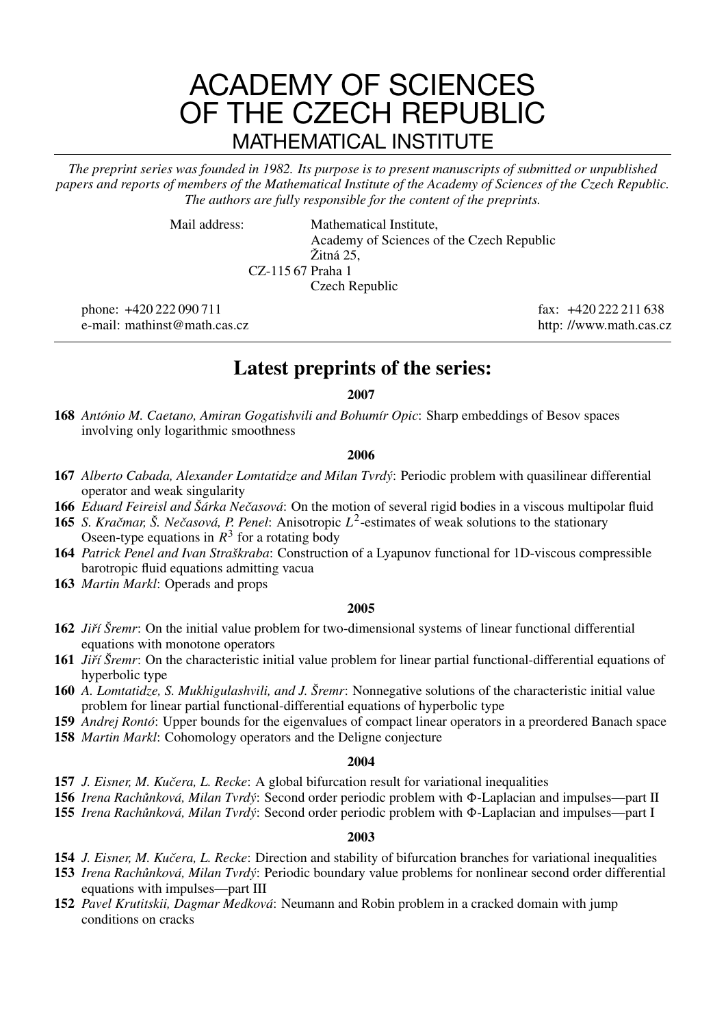# ACADEMY OF SCIENCES OF THE CZECH REPUBLIC

## MATHEMATICAL INSTITUTE

*The preprint series was founded in 1982. Its purpose is to present manuscripts of submitted or unpublished papers and reports of members of the Mathematical Institute of the Academy of Sciences of the Czech Republic. The authors are fully responsible for the content of the preprints.*

Mail address: Mathematical Institute,
Academy of Sciences of the Czech Republic
Žitná 25,
CZ-115 67 Praha 1
Czech Republic

phone: +420 222 090 711
e-mail: mathinst@math.cas.cz

fax: +420 222 211 638
http: //www.math.cas.cz

## Latest preprints of the series:

**2007**

**168** *António M. Caetano, Amiran Gogatishvili and Bohumír Opic*: Sharp embeddings of Besov spaces involving only logarithmic smoothness

**2006**

**167** *Alberto Cabada, Alexander Lomtatidze and Milan Tvrdý*: Periodic problem with quasilinear differential operator and weak singularity

**166** *Eduard Feireisl and Šárka Nečasová*: On the motion of several rigid bodies in a viscous multipolar fluid

**165** *S. Kračmar, Š. Nečasová, P. Penel*: Anisotropic $L^2$-estimates of weak solutions to the stationary Oseen-type equations in $R^3$ for a rotating body

**164** *Patrick Penel and Ivan Straškraba*: Construction of a Lyapunov functional for 1D-viscous compressible barotropic fluid equations admitting vacua

**163** *Martin Markl*: Operads and props

**2005**

**162** *Jiří Šremr*: On the initial value problem for two-dimensional systems of linear functional differential equations with monotone operators

**161** *Jiří Šremr*: On the characteristic initial value problem for linear partial functional-differential equations of hyperbolic type

**160** *A. Lomtatidze, S. Mukhigulashvili, and J. Šremr*: Nonnegative solutions of the characteristic initial value problem for linear partial functional-differential equations of hyperbolic type

**159** *Andrej Rontó*: Upper bounds for the eigenvalues of compact linear operators in a preordered Banach space

**158** *Martin Markl*: Cohomology operators and the Deligne conjecture

**2004**

**157** *J. Eisner, M. Kučera, L. Recke*: A global bifurcation result for variational inequalities

**156** *Irena Rachůnková, Milan Tvrdý*: Second order periodic problem with Φ-Laplacian and impulses—part II

**155** *Irena Rachůnková, Milan Tvrdý*: Second order periodic problem with Φ-Laplacian and impulses—part I

**2003**

**154** *J. Eisner, M. Kučera, L. Recke*: Direction and stability of bifurcation branches for variational inequalities

**153** *Irena Rachůnková, Milan Tvrdý*: Periodic boundary value problems for nonlinear second order differential equations with impulses—part III

**152** *Pavel Krutitskii, Dagmar Medková*: Neumann and Robin problem in a cracked domain with jump conditions on cracks